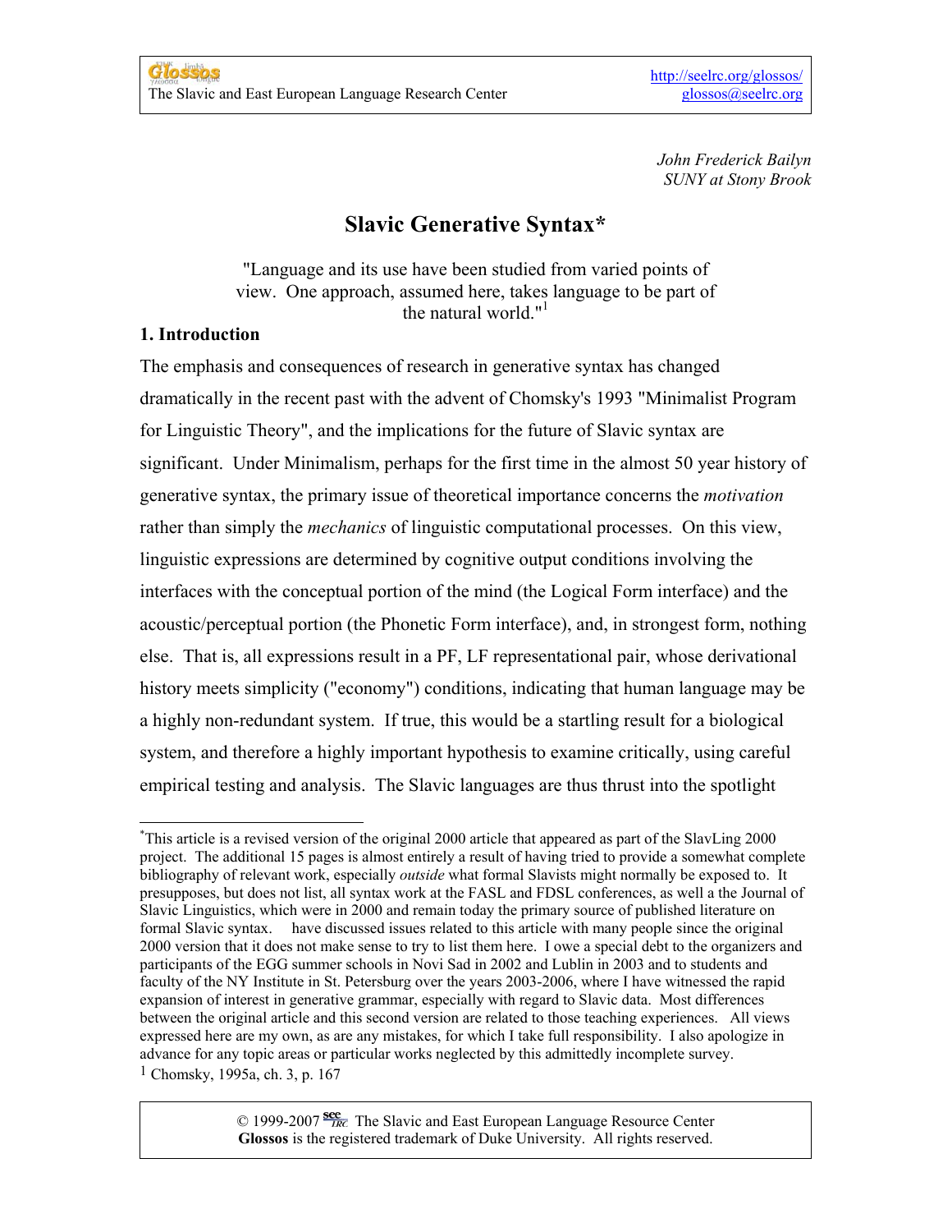John Frederick Bailyn
SUNY at Stony Brook

# Slavic Generative Syntax*

"Language and its use have been studied from varied points of view. One approach, assumed here, takes language to be part of the natural world."[1]

## 1. Introduction

The emphasis and consequences of research in generative syntax has changed dramatically in the recent past with the advent of Chomsky's 1993 "Minimalist Program for Linguistic Theory", and the implications for the future of Slavic syntax are significant. Under Minimalism, perhaps for the first time in the almost 50 year history of generative syntax, the primary issue of theoretical importance concerns the *motivation* rather than simply the *mechanics* of linguistic computational processes. On this view, linguistic expressions are determined by cognitive output conditions involving the interfaces with the conceptual portion of the mind (the Logical Form interface) and the acoustic/perceptual portion (the Phonetic Form interface), and, in strongest form, nothing else. That is, all expressions result in a PF, LF representational pair, whose derivational history meets simplicity ("economy") conditions, indicating that human language may be a highly non-redundant system. If true, this would be a startling result for a biological system, and therefore a highly important hypothesis to examine critically, using careful empirical testing and analysis. The Slavic languages are thus thrust into the spotlight

---

*This article is a revised version of the original 2000 article that appeared as part of the SlavLing 2000 project. The additional 15 pages is almost entirely a result of having tried to provide a somewhat complete bibliography of relevant work, especially *outside* what formal Slavists might normally be exposed to. It presupposes, but does not list, all syntax work at the FASL and FDSL conferences, as well a the Journal of Slavic Linguistics, which were in 2000 and remain today the primary source of published literature on formal Slavic syntax. have discussed issues related to this article with many people since the original 2000 version that it does not make sense to try to list them here. I owe a special debt to the organizers and participants of the EGG summer schools in Novi Sad in 2002 and Lublin in 2003 and to students and faculty of the NY Institute in St. Petersburg over the years 2003-2006, where I have witnessed the rapid expansion of interest in generative grammar, especially with regard to Slavic data. Most differences between the original article and this second version are related to those teaching experiences. All views expressed here are my own, as are any mistakes, for which I take full responsibility. I also apologize in advance for any topic areas or particular works neglected by this admittedly incomplete survey.

[1] Chomsky, 1995a, ch. 3, p. 167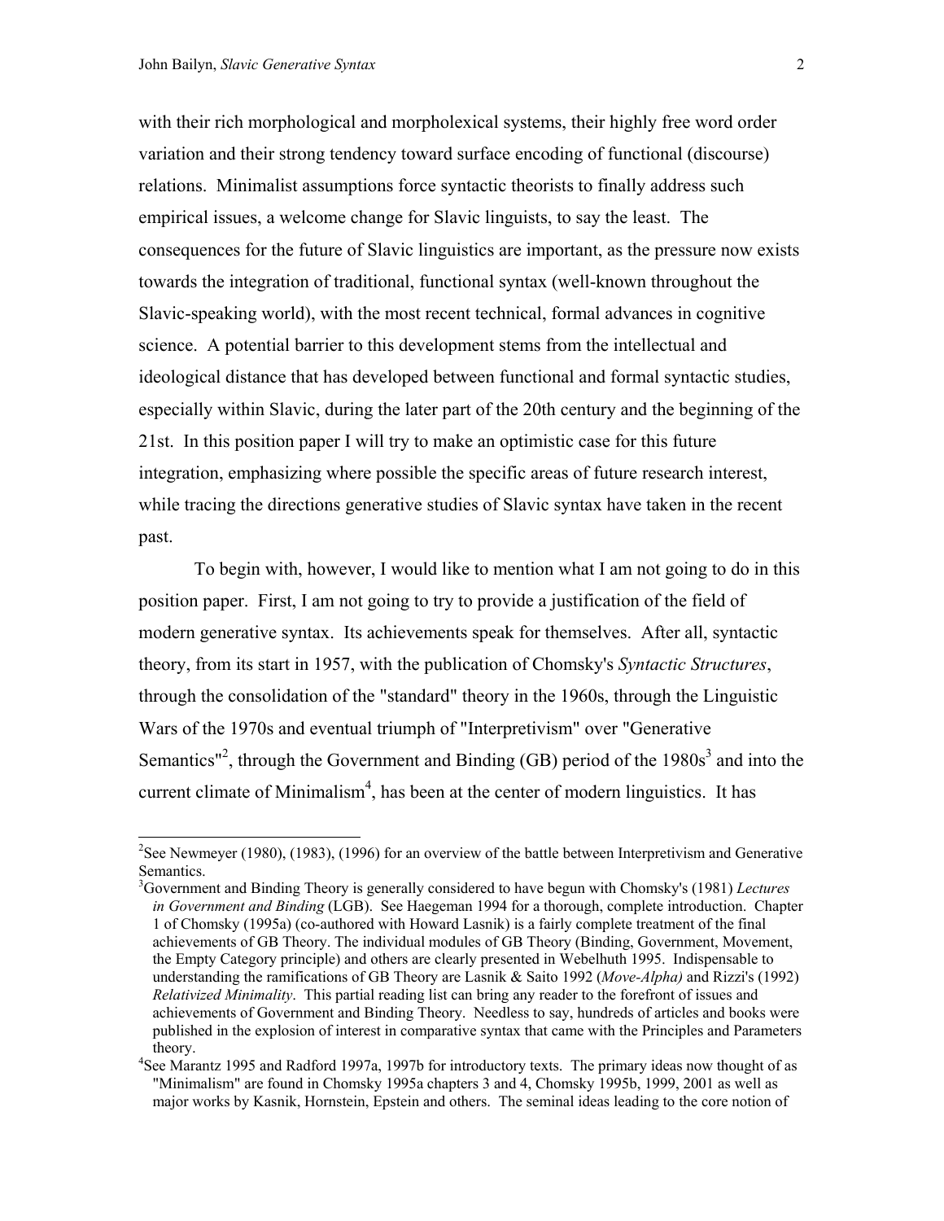with their rich morphological and morpholexical systems, their highly free word order variation and their strong tendency toward surface encoding of functional (discourse) relations. Minimalist assumptions force syntactic theorists to finally address such empirical issues, a welcome change for Slavic linguists, to say the least. The consequences for the future of Slavic linguistics are important, as the pressure now exists towards the integration of traditional, functional syntax (well-known throughout the Slavic-speaking world), with the most recent technical, formal advances in cognitive science. A potential barrier to this development stems from the intellectual and ideological distance that has developed between functional and formal syntactic studies, especially within Slavic, during the later part of the 20th century and the beginning of the 21st. In this position paper I will try to make an optimistic case for this future integration, emphasizing where possible the specific areas of future research interest, while tracing the directions generative studies of Slavic syntax have taken in the recent past.

To begin with, however, I would like to mention what I am not going to do in this position paper. First, I am not going to try to provide a justification of the field of modern generative syntax. Its achievements speak for themselves. After all, syntactic theory, from its start in 1957, with the publication of Chomsky's *Syntactic Structures*, through the consolidation of the "standard" theory in the 1960s, through the Linguistic Wars of the 1970s and eventual triumph of "Interpretivism" over "Generative Semantics"[2], through the Government and Binding (GB) period of the 1980s[3] and into the current climate of Minimalism[4], has been at the center of modern linguistics. It has

---

[2]See Newmeyer (1980), (1983), (1996) for an overview of the battle between Interpretivism and Generative Semantics.

[3]Government and Binding Theory is generally considered to have begun with Chomsky's (1981) *Lectures in Government and Binding* (LGB). See Haegeman 1994 for a thorough, complete introduction. Chapter 1 of Chomsky (1995a) (co-authored with Howard Lasnik) is a fairly complete treatment of the final achievements of GB Theory. The individual modules of GB Theory (Binding, Government, Movement, the Empty Category principle) and others are clearly presented in Webelhuth 1995. Indispensable to understanding the ramifications of GB Theory are Lasnik & Saito 1992 (*Move-Alpha)* and Rizzi's (1992) *Relativized Minimality*. This partial reading list can bring any reader to the forefront of issues and achievements of Government and Binding Theory. Needless to say, hundreds of articles and books were published in the explosion of interest in comparative syntax that came with the Principles and Parameters theory.

[4]See Marantz 1995 and Radford 1997a, 1997b for introductory texts. The primary ideas now thought of as "Minimalism" are found in Chomsky 1995a chapters 3 and 4, Chomsky 1995b, 1999, 2001 as well as major works by Kasnik, Hornstein, Epstein and others. The seminal ideas leading to the core notion of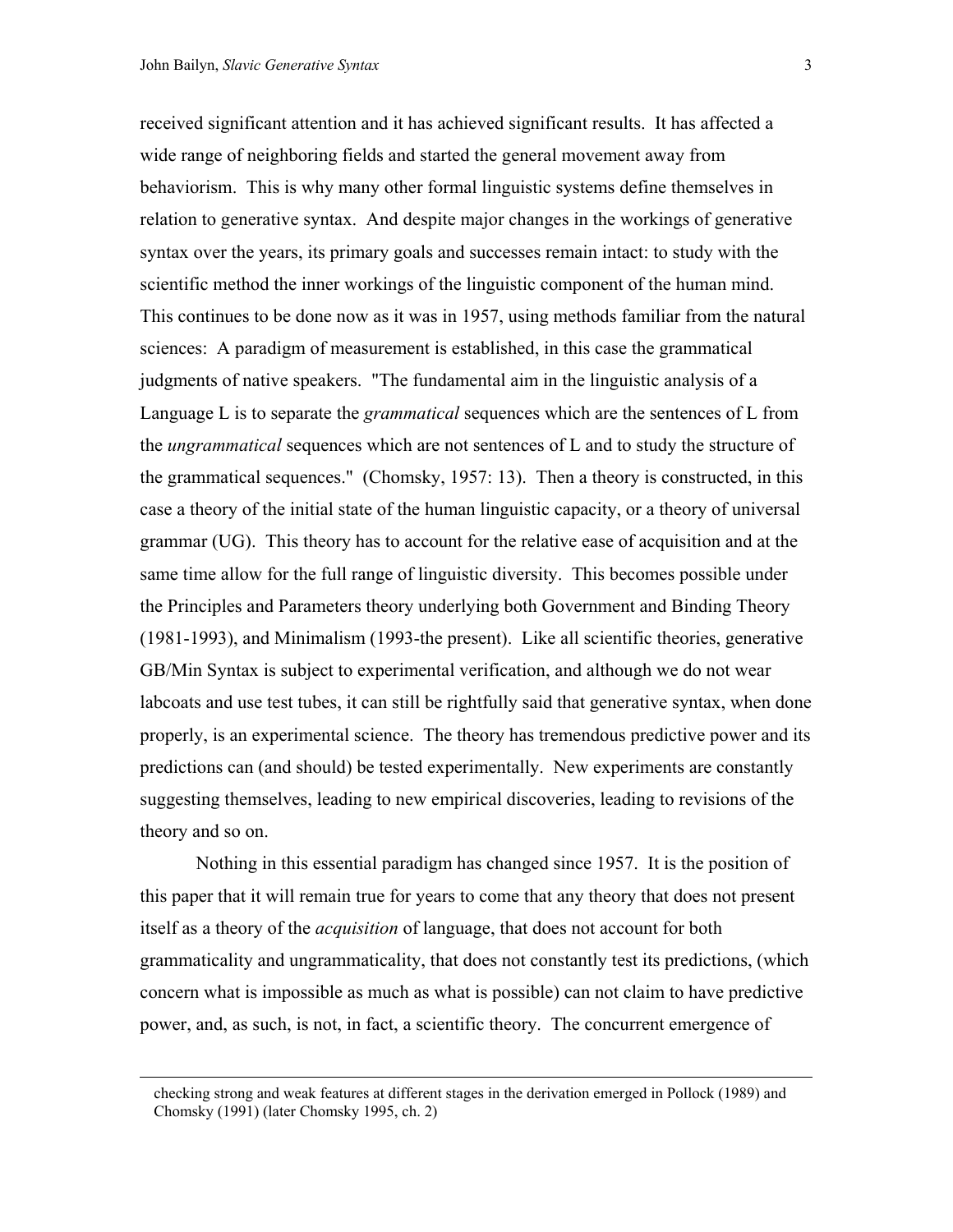received significant attention and it has achieved significant results. It has affected a wide range of neighboring fields and started the general movement away from behaviorism. This is why many other formal linguistic systems define themselves in relation to generative syntax. And despite major changes in the workings of generative syntax over the years, its primary goals and successes remain intact: to study with the scientific method the inner workings of the linguistic component of the human mind. This continues to be done now as it was in 1957, using methods familiar from the natural sciences: A paradigm of measurement is established, in this case the grammatical judgments of native speakers. "The fundamental aim in the linguistic analysis of a Language L is to separate the *grammatical* sequences which are the sentences of L from the *ungrammatical* sequences which are not sentences of L and to study the structure of the grammatical sequences." (Chomsky, 1957: 13). Then a theory is constructed, in this case a theory of the initial state of the human linguistic capacity, or a theory of universal grammar (UG). This theory has to account for the relative ease of acquisition and at the same time allow for the full range of linguistic diversity. This becomes possible under the Principles and Parameters theory underlying both Government and Binding Theory (1981-1993), and Minimalism (1993-the present). Like all scientific theories, generative GB/Min Syntax is subject to experimental verification, and although we do not wear labcoats and use test tubes, it can still be rightfully said that generative syntax, when done properly, is an experimental science. The theory has tremendous predictive power and its predictions can (and should) be tested experimentally. New experiments are constantly suggesting themselves, leading to new empirical discoveries, leading to revisions of the theory and so on.

Nothing in this essential paradigm has changed since 1957. It is the position of this paper that it will remain true for years to come that any theory that does not present itself as a theory of the *acquisition* of language, that does not account for both grammaticality and ungrammaticality, that does not constantly test its predictions, (which concern what is impossible as much as what is possible) can not claim to have predictive power, and, as such, is not, in fact, a scientific theory. The concurrent emergence of

---

checking strong and weak features at different stages in the derivation emerged in Pollock (1989) and Chomsky (1991) (later Chomsky 1995, ch. 2)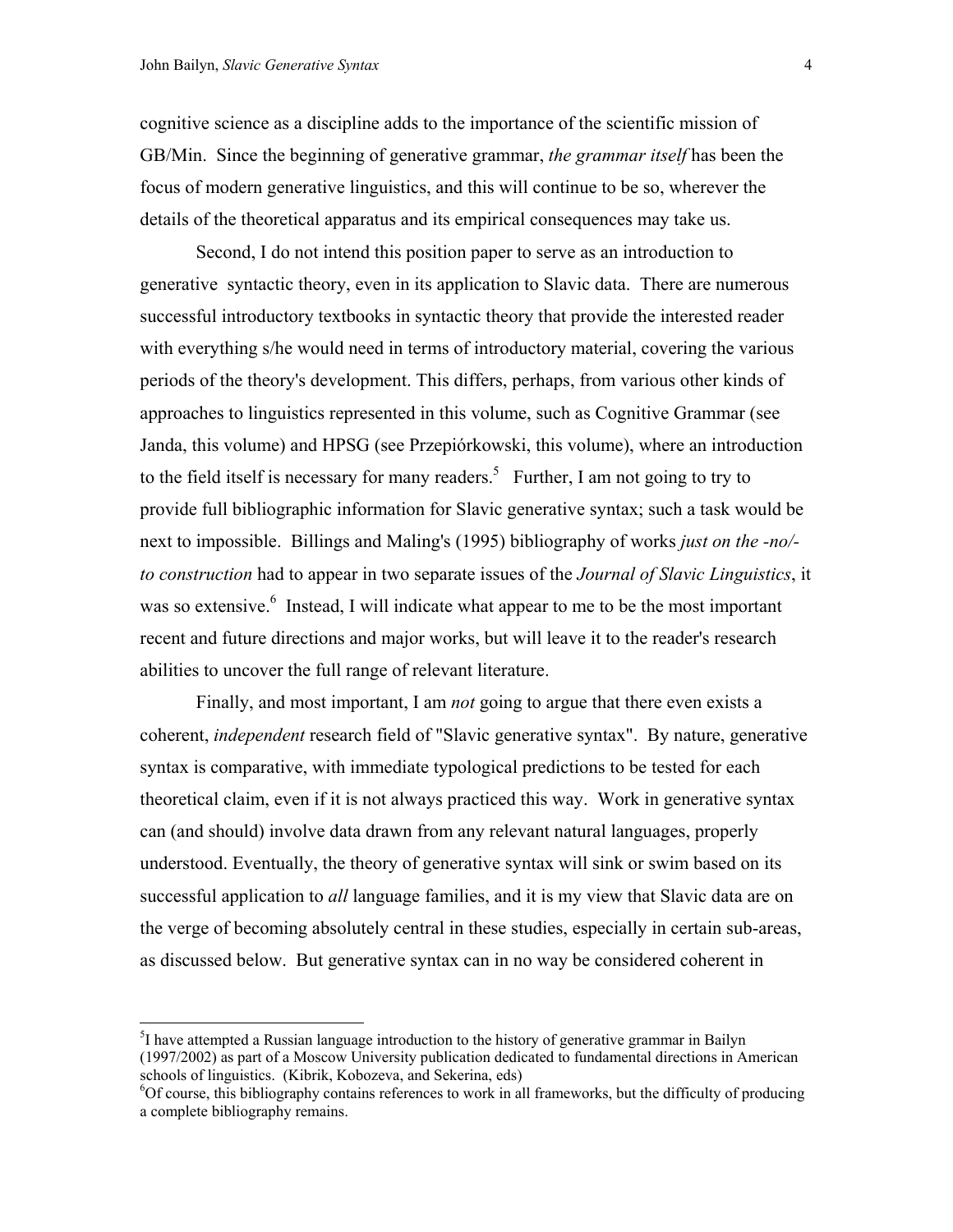cognitive science as a discipline adds to the importance of the scientific mission of GB/Min. Since the beginning of generative grammar, *the grammar itself* has been the focus of modern generative linguistics, and this will continue to be so, wherever the details of the theoretical apparatus and its empirical consequences may take us.

Second, I do not intend this position paper to serve as an introduction to generative syntactic theory, even in its application to Slavic data. There are numerous successful introductory textbooks in syntactic theory that provide the interested reader with everything s/he would need in terms of introductory material, covering the various periods of the theory's development. This differs, perhaps, from various other kinds of approaches to linguistics represented in this volume, such as Cognitive Grammar (see Janda, this volume) and HPSG (see Przepiórkowski, this volume), where an introduction to the field itself is necessary for many readers.[5] Further, I am not going to try to provide full bibliographic information for Slavic generative syntax; such a task would be next to impossible. Billings and Maling's (1995) bibliography of works *just on the -no/-to construction* had to appear in two separate issues of the *Journal of Slavic Linguistics*, it was so extensive.[6] Instead, I will indicate what appear to me to be the most important recent and future directions and major works, but will leave it to the reader's research abilities to uncover the full range of relevant literature.

Finally, and most important, I am *not* going to argue that there even exists a coherent, *independent* research field of "Slavic generative syntax". By nature, generative syntax is comparative, with immediate typological predictions to be tested for each theoretical claim, even if it is not always practiced this way. Work in generative syntax can (and should) involve data drawn from any relevant natural languages, properly understood. Eventually, the theory of generative syntax will sink or swim based on its successful application to *all* language families, and it is my view that Slavic data are on the verge of becoming absolutely central in these studies, especially in certain sub-areas, as discussed below. But generative syntax can in no way be considered coherent in

---

[5] I have attempted a Russian language introduction to the history of generative grammar in Bailyn (1997/2002) as part of a Moscow University publication dedicated to fundamental directions in American schools of linguistics. (Kibrik, Kobozeva, and Sekerina, eds)

[6] Of course, this bibliography contains references to work in all frameworks, but the difficulty of producing a complete bibliography remains.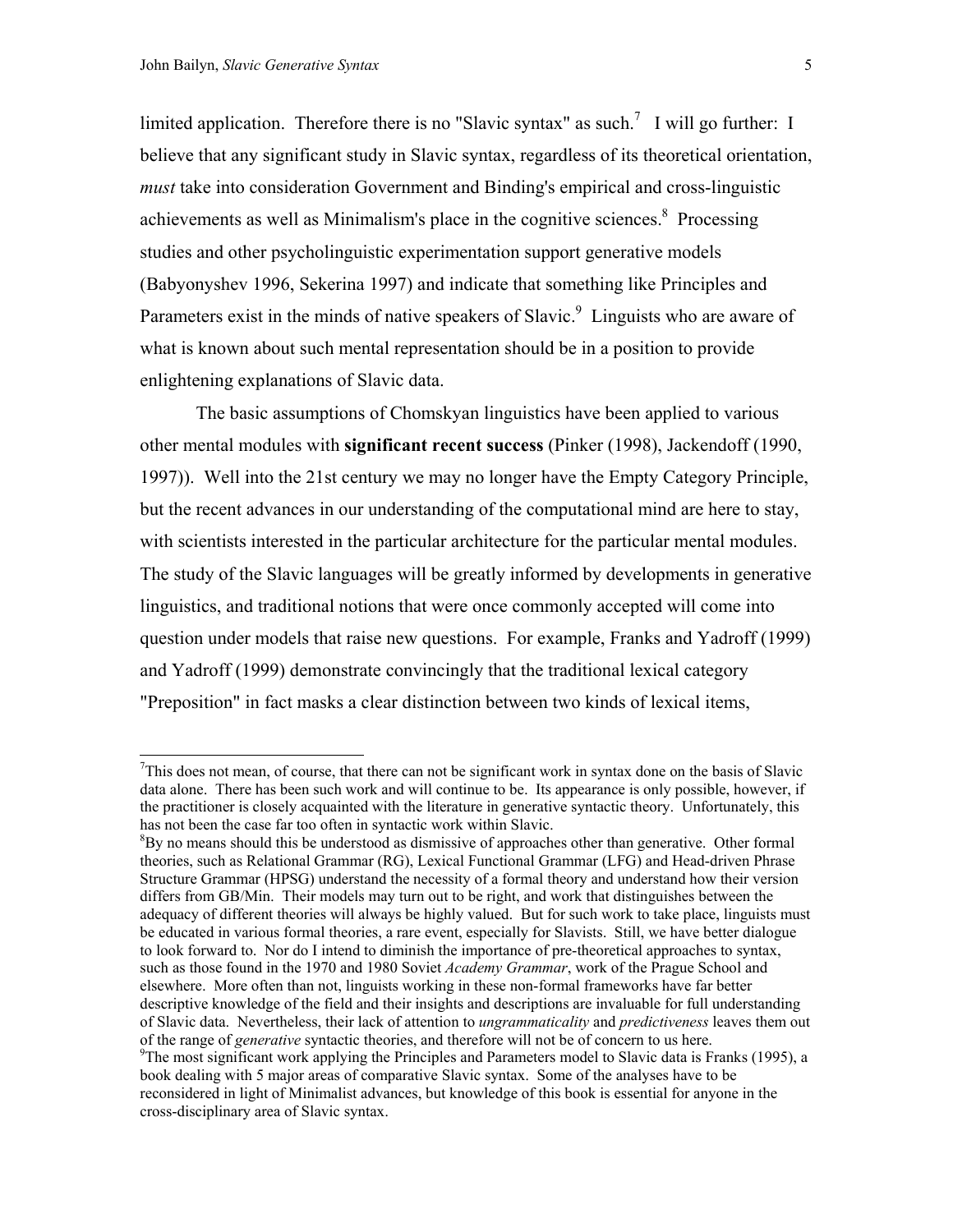limited application. Therefore there is no "Slavic syntax" as such.[7] I will go further: I believe that any significant study in Slavic syntax, regardless of its theoretical orientation, *must* take into consideration Government and Binding's empirical and cross-linguistic achievements as well as Minimalism's place in the cognitive sciences.[8] Processing studies and other psycholinguistic experimentation support generative models (Babyonyshev 1996, Sekerina 1997) and indicate that something like Principles and Parameters exist in the minds of native speakers of Slavic.[9] Linguists who are aware of what is known about such mental representation should be in a position to provide enlightening explanations of Slavic data.

The basic assumptions of Chomskyan linguistics have been applied to various other mental modules with **significant recent success** (Pinker (1998), Jackendoff (1990, 1997)). Well into the 21st century we may no longer have the Empty Category Principle, but the recent advances in our understanding of the computational mind are here to stay, with scientists interested in the particular architecture for the particular mental modules. The study of the Slavic languages will be greatly informed by developments in generative linguistics, and traditional notions that were once commonly accepted will come into question under models that raise new questions. For example, Franks and Yadroff (1999) and Yadroff (1999) demonstrate convincingly that the traditional lexical category "Preposition" in fact masks a clear distinction between two kinds of lexical items,

---

[7]This does not mean, of course, that there can not be significant work in syntax done on the basis of Slavic data alone. There has been such work and will continue to be. Its appearance is only possible, however, if the practitioner is closely acquainted with the literature in generative syntactic theory. Unfortunately, this has not been the case far too often in syntactic work within Slavic.

[8]By no means should this be understood as dismissive of approaches other than generative. Other formal theories, such as Relational Grammar (RG), Lexical Functional Grammar (LFG) and Head-driven Phrase Structure Grammar (HPSG) understand the necessity of a formal theory and understand how their version differs from GB/Min. Their models may turn out to be right, and work that distinguishes between the adequacy of different theories will always be highly valued. But for such work to take place, linguists must be educated in various formal theories, a rare event, especially for Slavists. Still, we have better dialogue to look forward to. Nor do I intend to diminish the importance of pre-theoretical approaches to syntax, such as those found in the 1970 and 1980 Soviet *Academy Grammar*, work of the Prague School and elsewhere. More often than not, linguists working in these non-formal frameworks have far better descriptive knowledge of the field and their insights and descriptions are invaluable for full understanding of Slavic data. Nevertheless, their lack of attention to *ungrammaticality* and *predictiveness* leaves them out of the range of *generative* syntactic theories, and therefore will not be of concern to us here.

[9]The most significant work applying the Principles and Parameters model to Slavic data is Franks (1995), a book dealing with 5 major areas of comparative Slavic syntax. Some of the analyses have to be reconsidered in light of Minimalist advances, but knowledge of this book is essential for anyone in the cross-disciplinary area of Slavic syntax.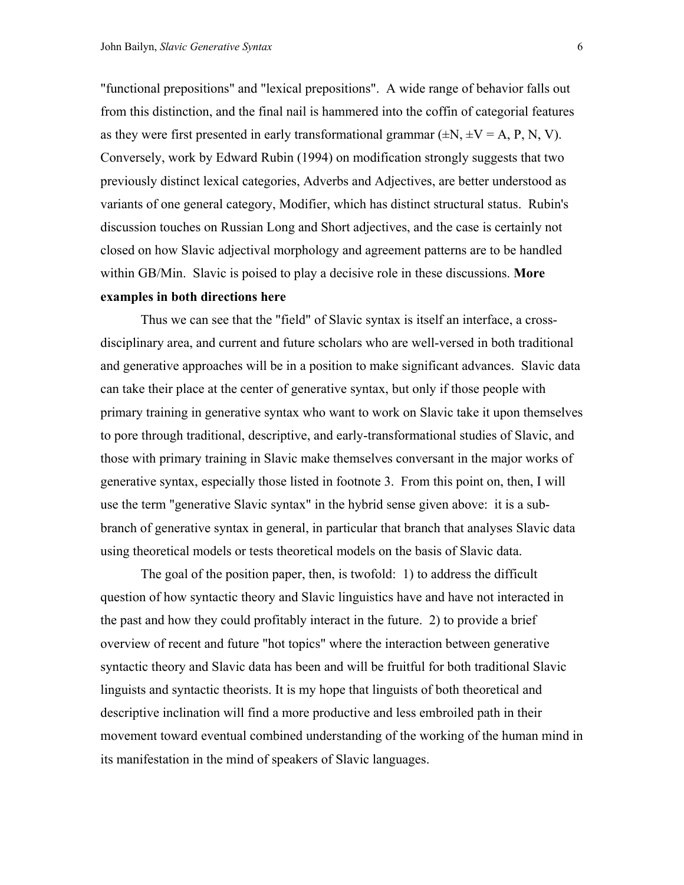"functional prepositions" and "lexical prepositions". A wide range of behavior falls out from this distinction, and the final nail is hammered into the coffin of categorial features as they were first presented in early transformational grammar (±N, ±V = A, P, N, V). Conversely, work by Edward Rubin (1994) on modification strongly suggests that two previously distinct lexical categories, Adverbs and Adjectives, are better understood as variants of one general category, Modifier, which has distinct structural status. Rubin's discussion touches on Russian Long and Short adjectives, and the case is certainly not closed on how Slavic adjectival morphology and agreement patterns are to be handled within GB/Min. Slavic is poised to play a decisive role in these discussions. **More examples in both directions here**

Thus we can see that the "field" of Slavic syntax is itself an interface, a cross-disciplinary area, and current and future scholars who are well-versed in both traditional and generative approaches will be in a position to make significant advances. Slavic data can take their place at the center of generative syntax, but only if those people with primary training in generative syntax who want to work on Slavic take it upon themselves to pore through traditional, descriptive, and early-transformational studies of Slavic, and those with primary training in Slavic make themselves conversant in the major works of generative syntax, especially those listed in footnote 3. From this point on, then, I will use the term "generative Slavic syntax" in the hybrid sense given above: it is a sub-branch of generative syntax in general, in particular that branch that analyses Slavic data using theoretical models or tests theoretical models on the basis of Slavic data.

The goal of the position paper, then, is twofold: 1) to address the difficult question of how syntactic theory and Slavic linguistics have and have not interacted in the past and how they could profitably interact in the future. 2) to provide a brief overview of recent and future "hot topics" where the interaction between generative syntactic theory and Slavic data has been and will be fruitful for both traditional Slavic linguists and syntactic theorists. It is my hope that linguists of both theoretical and descriptive inclination will find a more productive and less embroiled path in their movement toward eventual combined understanding of the working of the human mind in its manifestation in the mind of speakers of Slavic languages.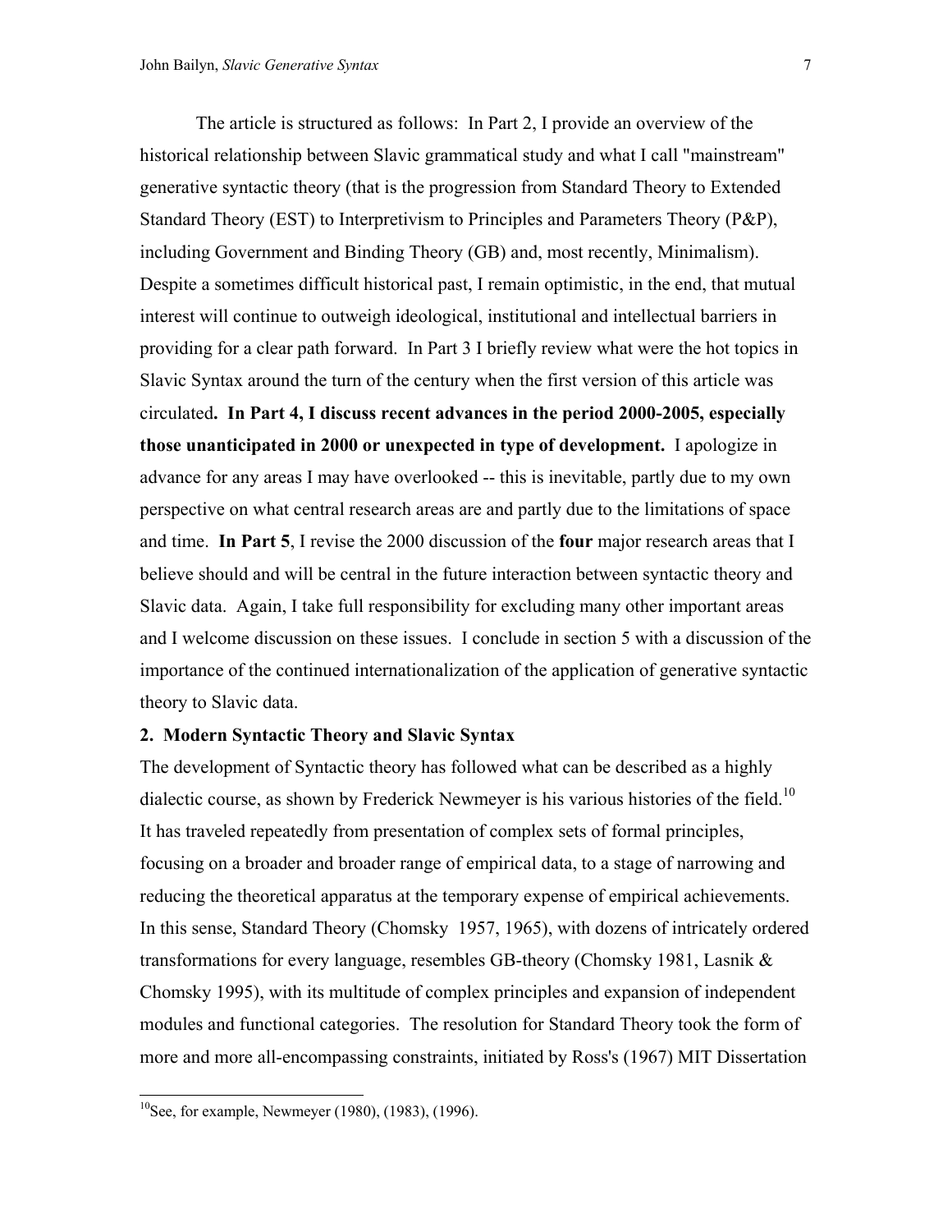The article is structured as follows: In Part 2, I provide an overview of the historical relationship between Slavic grammatical study and what I call "mainstream" generative syntactic theory (that is the progression from Standard Theory to Extended Standard Theory (EST) to Interpretivism to Principles and Parameters Theory (P&P), including Government and Binding Theory (GB) and, most recently, Minimalism). Despite a sometimes difficult historical past, I remain optimistic, in the end, that mutual interest will continue to outweigh ideological, institutional and intellectual barriers in providing for a clear path forward. In Part 3 I briefly review what were the hot topics in Slavic Syntax around the turn of the century when the first version of this article was circulated**. In Part 4, I discuss recent advances in the period 2000-2005, especially those unanticipated in 2000 or unexpected in type of development.** I apologize in advance for any areas I may have overlooked -- this is inevitable, partly due to my own perspective on what central research areas are and partly due to the limitations of space and time. **In Part 5**, I revise the 2000 discussion of the **four** major research areas that I believe should and will be central in the future interaction between syntactic theory and Slavic data. Again, I take full responsibility for excluding many other important areas and I welcome discussion on these issues. I conclude in section 5 with a discussion of the importance of the continued internationalization of the application of generative syntactic theory to Slavic data.

## 2. Modern Syntactic Theory and Slavic Syntax

The development of Syntactic theory has followed what can be described as a highly dialectic course, as shown by Frederick Newmeyer is his various histories of the field.[10] It has traveled repeatedly from presentation of complex sets of formal principles, focusing on a broader and broader range of empirical data, to a stage of narrowing and reducing the theoretical apparatus at the temporary expense of empirical achievements. In this sense, Standard Theory (Chomsky 1957, 1965), with dozens of intricately ordered transformations for every language, resembles GB-theory (Chomsky 1981, Lasnik & Chomsky 1995), with its multitude of complex principles and expansion of independent modules and functional categories. The resolution for Standard Theory took the form of more and more all-encompassing constraints, initiated by Ross's (1967) MIT Dissertation

---

[10] See, for example, Newmeyer (1980), (1983), (1996).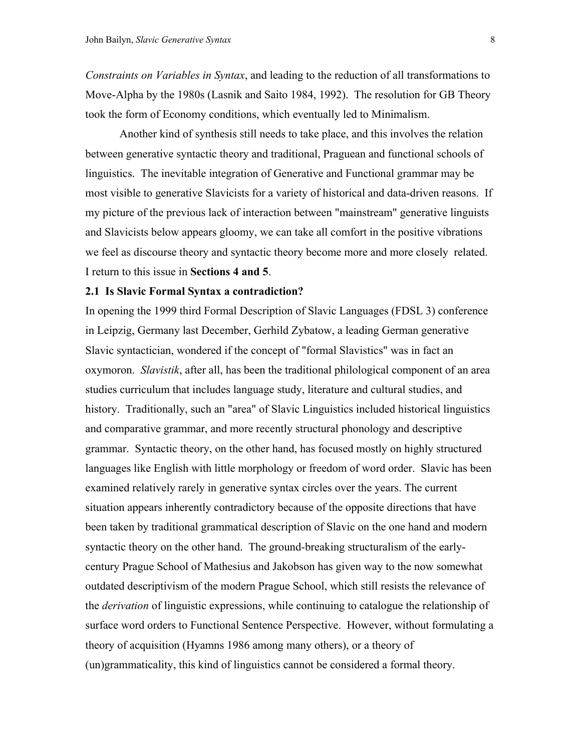*Constraints on Variables in Syntax*, and leading to the reduction of all transformations to Move-Alpha by the 1980s (Lasnik and Saito 1984, 1992). The resolution for GB Theory took the form of Economy conditions, which eventually led to Minimalism.

Another kind of synthesis still needs to take place, and this involves the relation between generative syntactic theory and traditional, Praguean and functional schools of linguistics. The inevitable integration of Generative and Functional grammar may be most visible to generative Slavicists for a variety of historical and data-driven reasons. If my picture of the previous lack of interaction between "mainstream" generative linguists and Slavicists below appears gloomy, we can take all comfort in the positive vibrations we feel as discourse theory and syntactic theory become more and more closely related. I return to this issue in **Sections 4 and 5**.

### 2.1 Is Slavic Formal Syntax a contradiction?

In opening the 1999 third Formal Description of Slavic Languages (FDSL 3) conference in Leipzig, Germany last December, Gerhild Zybatow, a leading German generative Slavic syntactician, wondered if the concept of "formal Slavistics" was in fact an oxymoron. *Slavistik*, after all, has been the traditional philological component of an area studies curriculum that includes language study, literature and cultural studies, and history. Traditionally, such an "area" of Slavic Linguistics included historical linguistics and comparative grammar, and more recently structural phonology and descriptive grammar. Syntactic theory, on the other hand, has focused mostly on highly structured languages like English with little morphology or freedom of word order. Slavic has been examined relatively rarely in generative syntax circles over the years. The current situation appears inherently contradictory because of the opposite directions that have been taken by traditional grammatical description of Slavic on the one hand and modern syntactic theory on the other hand. The ground-breaking structuralism of the early-century Prague School of Mathesius and Jakobson has given way to the now somewhat outdated descriptivism of the modern Prague School, which still resists the relevance of the *derivation* of linguistic expressions, while continuing to catalogue the relationship of surface word orders to Functional Sentence Perspective. However, without formulating a theory of acquisition (Hyamns 1986 among many others), or a theory of (un)grammaticality, this kind of linguistics cannot be considered a formal theory.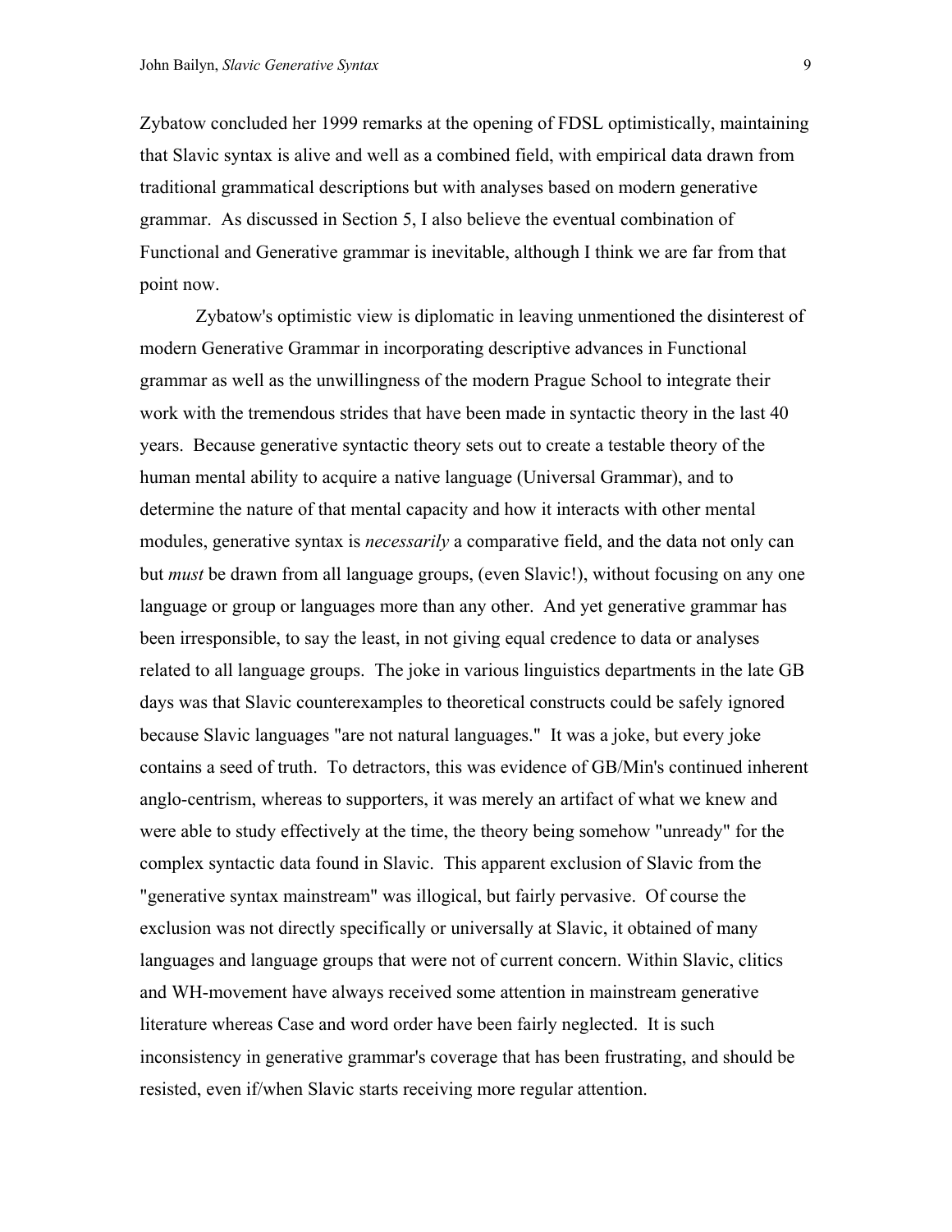Zybatow concluded her 1999 remarks at the opening of FDSL optimistically, maintaining that Slavic syntax is alive and well as a combined field, with empirical data drawn from traditional grammatical descriptions but with analyses based on modern generative grammar. As discussed in Section 5, I also believe the eventual combination of Functional and Generative grammar is inevitable, although I think we are far from that point now.

Zybatow's optimistic view is diplomatic in leaving unmentioned the disinterest of modern Generative Grammar in incorporating descriptive advances in Functional grammar as well as the unwillingness of the modern Prague School to integrate their work with the tremendous strides that have been made in syntactic theory in the last 40 years. Because generative syntactic theory sets out to create a testable theory of the human mental ability to acquire a native language (Universal Grammar), and to determine the nature of that mental capacity and how it interacts with other mental modules, generative syntax is *necessarily* a comparative field, and the data not only can but *must* be drawn from all language groups, (even Slavic!), without focusing on any one language or group or languages more than any other. And yet generative grammar has been irresponsible, to say the least, in not giving equal credence to data or analyses related to all language groups. The joke in various linguistics departments in the late GB days was that Slavic counterexamples to theoretical constructs could be safely ignored because Slavic languages "are not natural languages." It was a joke, but every joke contains a seed of truth. To detractors, this was evidence of GB/Min's continued inherent anglo-centrism, whereas to supporters, it was merely an artifact of what we knew and were able to study effectively at the time, the theory being somehow "unready" for the complex syntactic data found in Slavic. This apparent exclusion of Slavic from the "generative syntax mainstream" was illogical, but fairly pervasive. Of course the exclusion was not directly specifically or universally at Slavic, it obtained of many languages and language groups that were not of current concern. Within Slavic, clitics and WH-movement have always received some attention in mainstream generative literature whereas Case and word order have been fairly neglected. It is such inconsistency in generative grammar's coverage that has been frustrating, and should be resisted, even if/when Slavic starts receiving more regular attention.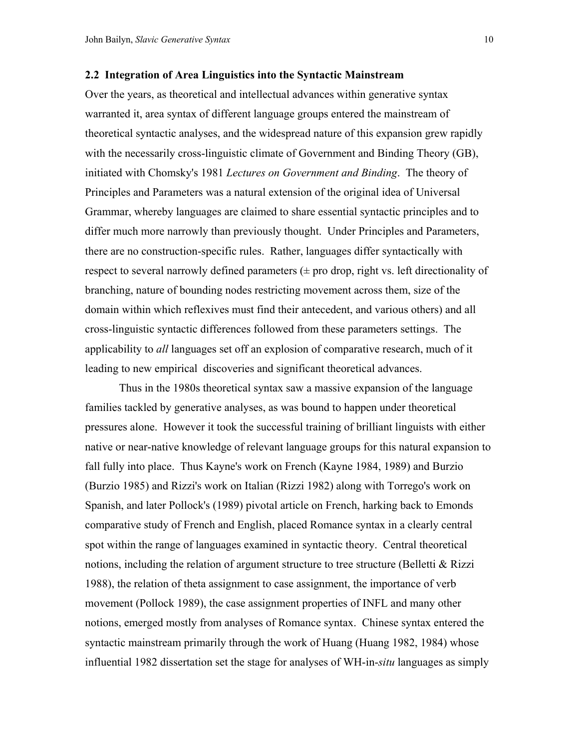### 2.2 Integration of Area Linguistics into the Syntactic Mainstream

Over the years, as theoretical and intellectual advances within generative syntax warranted it, area syntax of different language groups entered the mainstream of theoretical syntactic analyses, and the widespread nature of this expansion grew rapidly with the necessarily cross-linguistic climate of Government and Binding Theory (GB), initiated with Chomsky's 1981 *Lectures on Government and Binding*. The theory of Principles and Parameters was a natural extension of the original idea of Universal Grammar, whereby languages are claimed to share essential syntactic principles and to differ much more narrowly than previously thought. Under Principles and Parameters, there are no construction-specific rules. Rather, languages differ syntactically with respect to several narrowly defined parameters (± pro drop, right vs. left directionality of branching, nature of bounding nodes restricting movement across them, size of the domain within which reflexives must find their antecedent, and various others) and all cross-linguistic syntactic differences followed from these parameters settings. The applicability to *all* languages set off an explosion of comparative research, much of it leading to new empirical discoveries and significant theoretical advances.

Thus in the 1980s theoretical syntax saw a massive expansion of the language families tackled by generative analyses, as was bound to happen under theoretical pressures alone. However it took the successful training of brilliant linguists with either native or near-native knowledge of relevant language groups for this natural expansion to fall fully into place. Thus Kayne's work on French (Kayne 1984, 1989) and Burzio (Burzio 1985) and Rizzi's work on Italian (Rizzi 1982) along with Torrego's work on Spanish, and later Pollock's (1989) pivotal article on French, harking back to Emonds comparative study of French and English, placed Romance syntax in a clearly central spot within the range of languages examined in syntactic theory. Central theoretical notions, including the relation of argument structure to tree structure (Belletti & Rizzi 1988), the relation of theta assignment to case assignment, the importance of verb movement (Pollock 1989), the case assignment properties of INFL and many other notions, emerged mostly from analyses of Romance syntax. Chinese syntax entered the syntactic mainstream primarily through the work of Huang (Huang 1982, 1984) whose influential 1982 dissertation set the stage for analyses of WH-in-*situ* languages as simply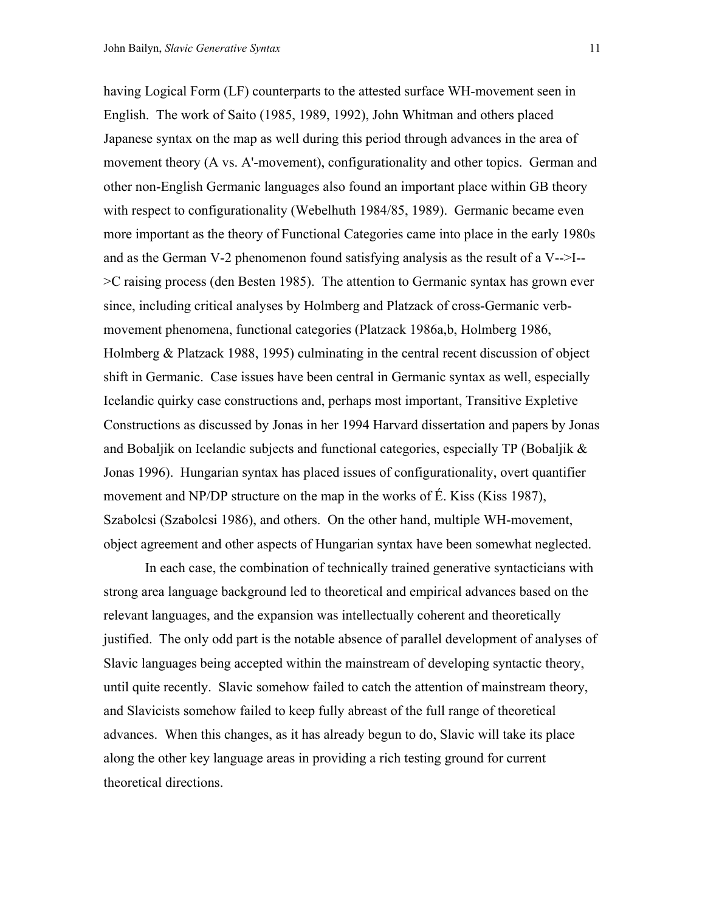having Logical Form (LF) counterparts to the attested surface WH-movement seen in English. The work of Saito (1985, 1989, 1992), John Whitman and others placed Japanese syntax on the map as well during this period through advances in the area of movement theory (A vs. A'-movement), configurationality and other topics. German and other non-English Germanic languages also found an important place within GB theory with respect to configurationality (Webelhuth 1984/85, 1989). Germanic became even more important as the theory of Functional Categories came into place in the early 1980s and as the German V-2 phenomenon found satisfying analysis as the result of a V-->I-->C raising process (den Besten 1985). The attention to Germanic syntax has grown ever since, including critical analyses by Holmberg and Platzack of cross-Germanic verb-movement phenomena, functional categories (Platzack 1986a,b, Holmberg 1986, Holmberg & Platzack 1988, 1995) culminating in the central recent discussion of object shift in Germanic. Case issues have been central in Germanic syntax as well, especially Icelandic quirky case constructions and, perhaps most important, Transitive Expletive Constructions as discussed by Jonas in her 1994 Harvard dissertation and papers by Jonas and Bobaljik on Icelandic subjects and functional categories, especially TP (Bobaljik & Jonas 1996). Hungarian syntax has placed issues of configurationality, overt quantifier movement and NP/DP structure on the map in the works of É. Kiss (Kiss 1987), Szabolcsi (Szabolcsi 1986), and others. On the other hand, multiple WH-movement, object agreement and other aspects of Hungarian syntax have been somewhat neglected.

In each case, the combination of technically trained generative syntacticians with strong area language background led to theoretical and empirical advances based on the relevant languages, and the expansion was intellectually coherent and theoretically justified. The only odd part is the notable absence of parallel development of analyses of Slavic languages being accepted within the mainstream of developing syntactic theory, until quite recently. Slavic somehow failed to catch the attention of mainstream theory, and Slavicists somehow failed to keep fully abreast of the full range of theoretical advances. When this changes, as it has already begun to do, Slavic will take its place along the other key language areas in providing a rich testing ground for current theoretical directions.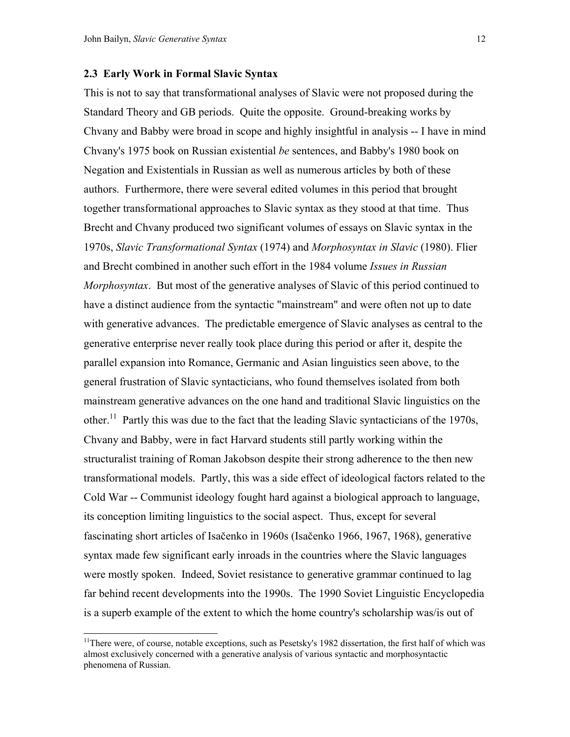### 2.3 Early Work in Formal Slavic Syntax

This is not to say that transformational analyses of Slavic were not proposed during the Standard Theory and GB periods. Quite the opposite. Ground-breaking works by Chvany and Babby were broad in scope and highly insightful in analysis -- I have in mind Chvany's 1975 book on Russian existential *be* sentences, and Babby's 1980 book on Negation and Existentials in Russian as well as numerous articles by both of these authors. Furthermore, there were several edited volumes in this period that brought together transformational approaches to Slavic syntax as they stood at that time. Thus Brecht and Chvany produced two significant volumes of essays on Slavic syntax in the 1970s, *Slavic Transformational Syntax* (1974) and *Morphosyntax in Slavic* (1980). Flier and Brecht combined in another such effort in the 1984 volume *Issues in Russian Morphosyntax*. But most of the generative analyses of Slavic of this period continued to have a distinct audience from the syntactic "mainstream" and were often not up to date with generative advances. The predictable emergence of Slavic analyses as central to the generative enterprise never really took place during this period or after it, despite the parallel expansion into Romance, Germanic and Asian linguistics seen above, to the general frustration of Slavic syntacticians, who found themselves isolated from both mainstream generative advances on the one hand and traditional Slavic linguistics on the other.[11] Partly this was due to the fact that the leading Slavic syntacticians of the 1970s, Chvany and Babby, were in fact Harvard students still partly working within the structuralist training of Roman Jakobson despite their strong adherence to the then new transformational models. Partly, this was a side effect of ideological factors related to the Cold War -- Communist ideology fought hard against a biological approach to language, its conception limiting linguistics to the social aspect. Thus, except for several fascinating short articles of Isačenko in 1960s (Isačenko 1966, 1967, 1968), generative syntax made few significant early inroads in the countries where the Slavic languages were mostly spoken. Indeed, Soviet resistance to generative grammar continued to lag far behind recent developments into the 1990s. The 1990 Soviet Linguistic Encyclopedia is a superb example of the extent to which the home country's scholarship was/is out of

[11] There were, of course, notable exceptions, such as Pesetsky's 1982 dissertation, the first half of which was almost exclusively concerned with a generative analysis of various syntactic and morphosyntactic phenomena of Russian.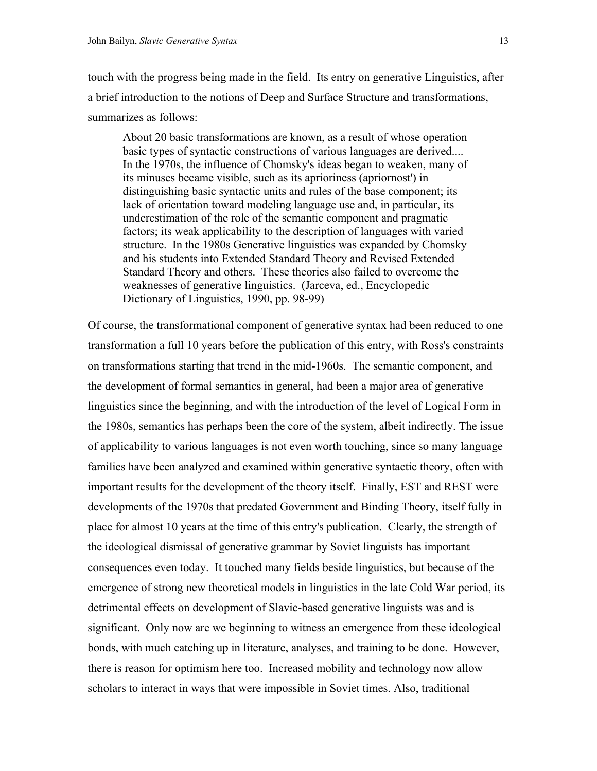touch with the progress being made in the field. Its entry on generative Linguistics, after a brief introduction to the notions of Deep and Surface Structure and transformations, summarizes as follows:

> About 20 basic transformations are known, as a result of whose operation basic types of syntactic constructions of various languages are derived.... In the 1970s, the influence of Chomsky's ideas began to weaken, many of its minuses became visible, such as its aprioriness (apriornost') in distinguishing basic syntactic units and rules of the base component; its lack of orientation toward modeling language use and, in particular, its underestimation of the role of the semantic component and pragmatic factors; its weak applicability to the description of languages with varied structure. In the 1980s Generative linguistics was expanded by Chomsky and his students into Extended Standard Theory and Revised Extended Standard Theory and others. These theories also failed to overcome the weaknesses of generative linguistics. (Jarceva, ed., Encyclopedic Dictionary of Linguistics, 1990, pp. 98-99)

Of course, the transformational component of generative syntax had been reduced to one transformation a full 10 years before the publication of this entry, with Ross's constraints on transformations starting that trend in the mid-1960s. The semantic component, and the development of formal semantics in general, had been a major area of generative linguistics since the beginning, and with the introduction of the level of Logical Form in the 1980s, semantics has perhaps been the core of the system, albeit indirectly. The issue of applicability to various languages is not even worth touching, since so many language families have been analyzed and examined within generative syntactic theory, often with important results for the development of the theory itself. Finally, EST and REST were developments of the 1970s that predated Government and Binding Theory, itself fully in place for almost 10 years at the time of this entry's publication. Clearly, the strength of the ideological dismissal of generative grammar by Soviet linguists has important consequences even today. It touched many fields beside linguistics, but because of the emergence of strong new theoretical models in linguistics in the late Cold War period, its detrimental effects on development of Slavic-based generative linguists was and is significant. Only now are we beginning to witness an emergence from these ideological bonds, with much catching up in literature, analyses, and training to be done. However, there is reason for optimism here too. Increased mobility and technology now allow scholars to interact in ways that were impossible in Soviet times. Also, traditional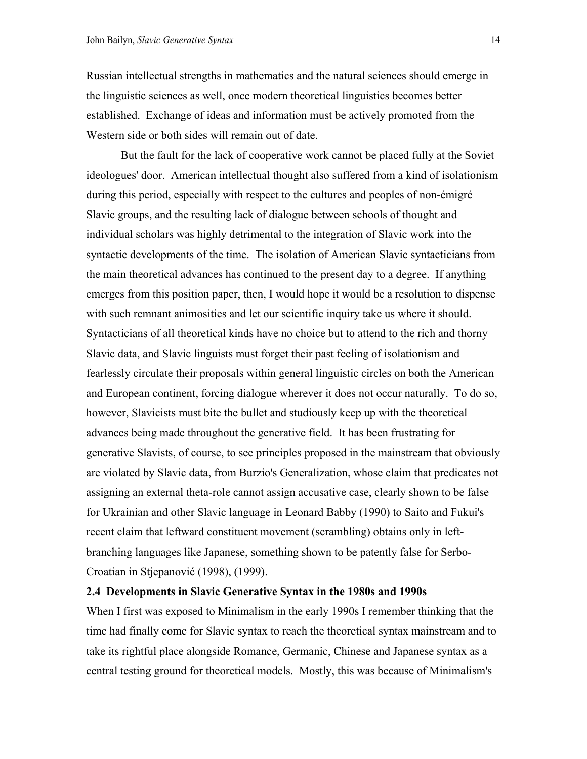Russian intellectual strengths in mathematics and the natural sciences should emerge in the linguistic sciences as well, once modern theoretical linguistics becomes better established. Exchange of ideas and information must be actively promoted from the Western side or both sides will remain out of date.

But the fault for the lack of cooperative work cannot be placed fully at the Soviet ideologues' door. American intellectual thought also suffered from a kind of isolationism during this period, especially with respect to the cultures and peoples of non-émigré Slavic groups, and the resulting lack of dialogue between schools of thought and individual scholars was highly detrimental to the integration of Slavic work into the syntactic developments of the time. The isolation of American Slavic syntacticians from the main theoretical advances has continued to the present day to a degree. If anything emerges from this position paper, then, I would hope it would be a resolution to dispense with such remnant animosities and let our scientific inquiry take us where it should. Syntacticians of all theoretical kinds have no choice but to attend to the rich and thorny Slavic data, and Slavic linguists must forget their past feeling of isolationism and fearlessly circulate their proposals within general linguistic circles on both the American and European continent, forcing dialogue wherever it does not occur naturally. To do so, however, Slavicists must bite the bullet and studiously keep up with the theoretical advances being made throughout the generative field. It has been frustrating for generative Slavists, of course, to see principles proposed in the mainstream that obviously are violated by Slavic data, from Burzio's Generalization, whose claim that predicates not assigning an external theta-role cannot assign accusative case, clearly shown to be false for Ukrainian and other Slavic language in Leonard Babby (1990) to Saito and Fukui's recent claim that leftward constituent movement (scrambling) obtains only in left-branching languages like Japanese, something shown to be patently false for Serbo-Croatian in Stjepanović (1998), (1999).

### 2.4 Developments in Slavic Generative Syntax in the 1980s and 1990s

When I first was exposed to Minimalism in the early 1990s I remember thinking that the time had finally come for Slavic syntax to reach the theoretical syntax mainstream and to take its rightful place alongside Romance, Germanic, Chinese and Japanese syntax as a central testing ground for theoretical models. Mostly, this was because of Minimalism's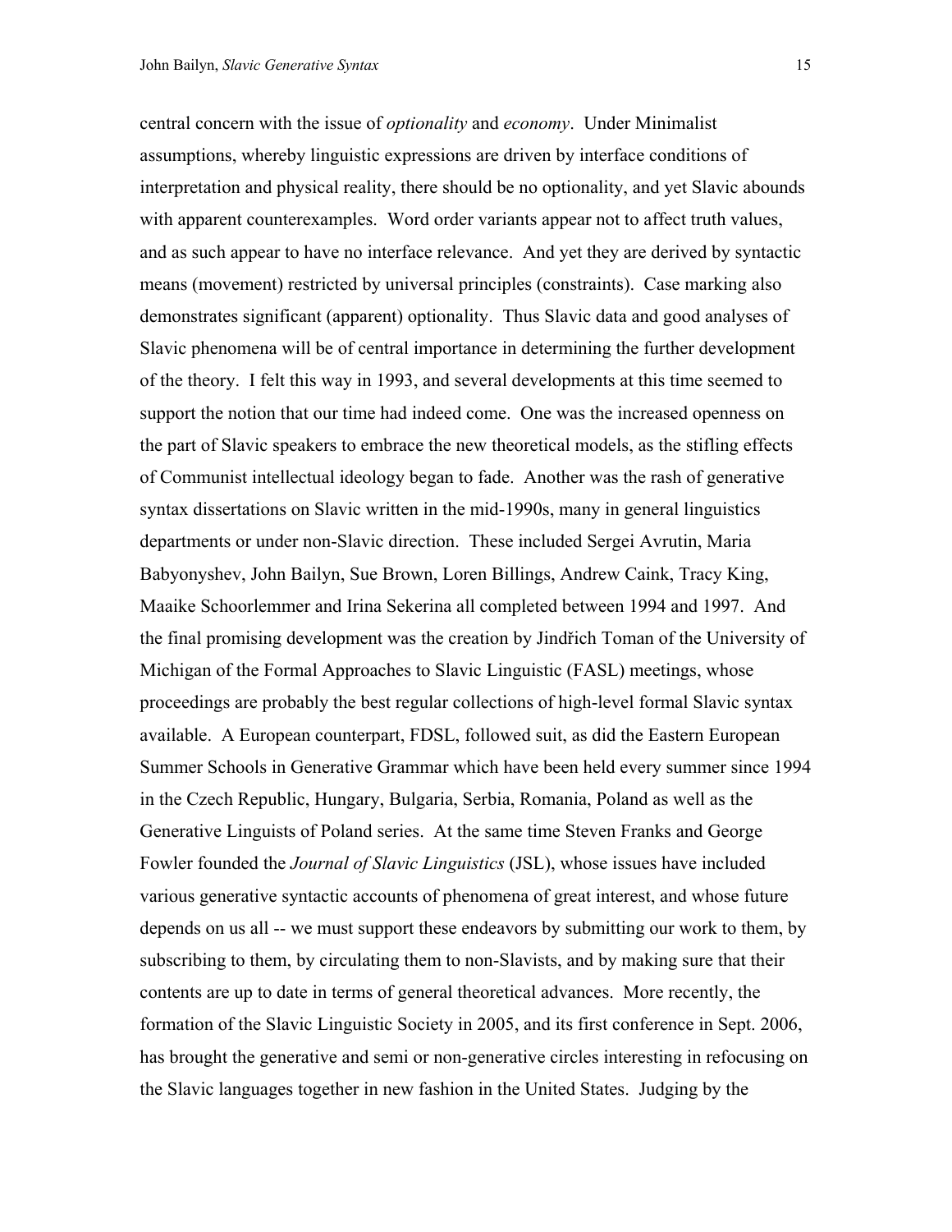central concern with the issue of *optionality* and *economy*. Under Minimalist assumptions, whereby linguistic expressions are driven by interface conditions of interpretation and physical reality, there should be no optionality, and yet Slavic abounds with apparent counterexamples. Word order variants appear not to affect truth values, and as such appear to have no interface relevance. And yet they are derived by syntactic means (movement) restricted by universal principles (constraints). Case marking also demonstrates significant (apparent) optionality. Thus Slavic data and good analyses of Slavic phenomena will be of central importance in determining the further development of the theory. I felt this way in 1993, and several developments at this time seemed to support the notion that our time had indeed come. One was the increased openness on the part of Slavic speakers to embrace the new theoretical models, as the stifling effects of Communist intellectual ideology began to fade. Another was the rash of generative syntax dissertations on Slavic written in the mid-1990s, many in general linguistics departments or under non-Slavic direction. These included Sergei Avrutin, Maria Babyonyshev, John Bailyn, Sue Brown, Loren Billings, Andrew Caink, Tracy King, Maaike Schoorlemmer and Irina Sekerina all completed between 1994 and 1997. And the final promising development was the creation by Jindřich Toman of the University of Michigan of the Formal Approaches to Slavic Linguistic (FASL) meetings, whose proceedings are probably the best regular collections of high-level formal Slavic syntax available. A European counterpart, FDSL, followed suit, as did the Eastern European Summer Schools in Generative Grammar which have been held every summer since 1994 in the Czech Republic, Hungary, Bulgaria, Serbia, Romania, Poland as well as the Generative Linguists of Poland series. At the same time Steven Franks and George Fowler founded the *Journal of Slavic Linguistics* (JSL), whose issues have included various generative syntactic accounts of phenomena of great interest, and whose future depends on us all -- we must support these endeavors by submitting our work to them, by subscribing to them, by circulating them to non-Slavists, and by making sure that their contents are up to date in terms of general theoretical advances. More recently, the formation of the Slavic Linguistic Society in 2005, and its first conference in Sept. 2006, has brought the generative and semi or non-generative circles interesting in refocusing on the Slavic languages together in new fashion in the United States. Judging by the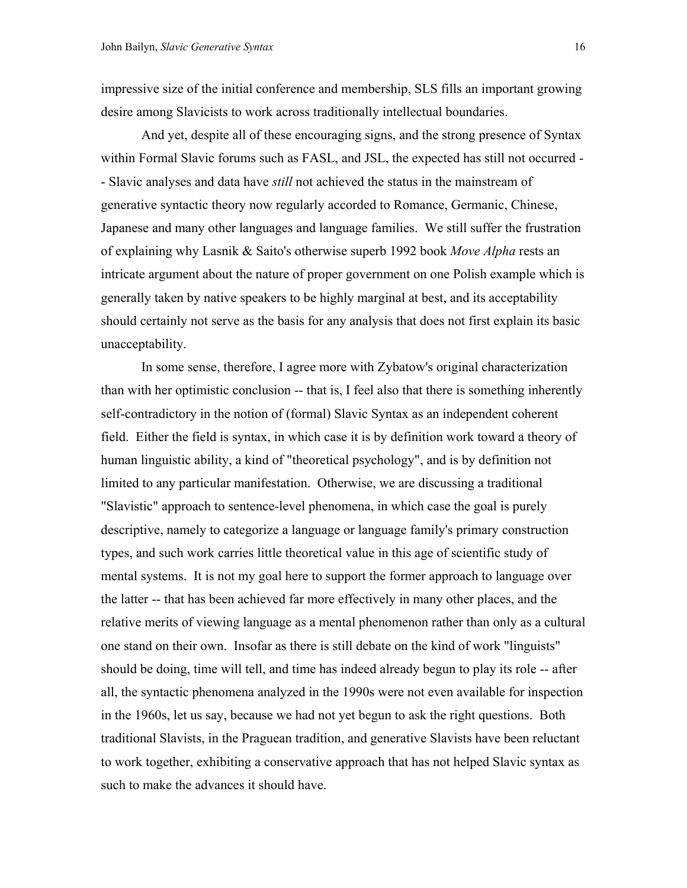impressive size of the initial conference and membership, SLS fills an important growing desire among Slavicists to work across traditionally intellectual boundaries.

And yet, despite all of these encouraging signs, and the strong presence of Syntax within Formal Slavic forums such as FASL, and JSL, the expected has still not occurred -- Slavic analyses and data have *still* not achieved the status in the mainstream of generative syntactic theory now regularly accorded to Romance, Germanic, Chinese, Japanese and many other languages and language families. We still suffer the frustration of explaining why Lasnik & Saito's otherwise superb 1992 book *Move Alpha* rests an intricate argument about the nature of proper government on one Polish example which is generally taken by native speakers to be highly marginal at best, and its acceptability should certainly not serve as the basis for any analysis that does not first explain its basic unacceptability.

In some sense, therefore, I agree more with Zybatow's original characterization than with her optimistic conclusion -- that is, I feel also that there is something inherently self-contradictory in the notion of (formal) Slavic Syntax as an independent coherent field. Either the field is syntax, in which case it is by definition work toward a theory of human linguistic ability, a kind of "theoretical psychology", and is by definition not limited to any particular manifestation. Otherwise, we are discussing a traditional "Slavistic" approach to sentence-level phenomena, in which case the goal is purely descriptive, namely to categorize a language or language family's primary construction types, and such work carries little theoretical value in this age of scientific study of mental systems. It is not my goal here to support the former approach to language over the latter -- that has been achieved far more effectively in many other places, and the relative merits of viewing language as a mental phenomenon rather than only as a cultural one stand on their own. Insofar as there is still debate on the kind of work "linguists" should be doing, time will tell, and time has indeed already begun to play its role -- after all, the syntactic phenomena analyzed in the 1990s were not even available for inspection in the 1960s, let us say, because we had not yet begun to ask the right questions. Both traditional Slavists, in the Praguean tradition, and generative Slavists have been reluctant to work together, exhibiting a conservative approach that has not helped Slavic syntax as such to make the advances it should have.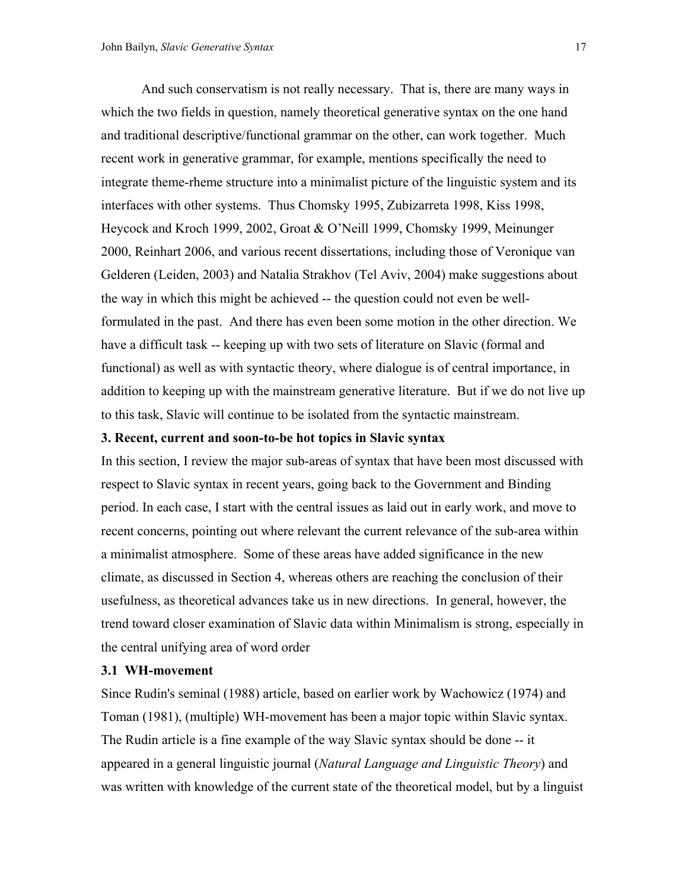And such conservatism is not really necessary. That is, there are many ways in which the two fields in question, namely theoretical generative syntax on the one hand and traditional descriptive/functional grammar on the other, can work together. Much recent work in generative grammar, for example, mentions specifically the need to integrate theme-rheme structure into a minimalist picture of the linguistic system and its interfaces with other systems. Thus Chomsky 1995, Zubizarreta 1998, Kiss 1998, Heycock and Kroch 1999, 2002, Groat & O'Neill 1999, Chomsky 1999, Meinunger 2000, Reinhart 2006, and various recent dissertations, including those of Veronique van Gelderen (Leiden, 2003) and Natalia Strakhov (Tel Aviv, 2004) make suggestions about the way in which this might be achieved -- the question could not even be well-formulated in the past. And there has even been some motion in the other direction. We have a difficult task -- keeping up with two sets of literature on Slavic (formal and functional) as well as with syntactic theory, where dialogue is of central importance, in addition to keeping up with the mainstream generative literature. But if we do not live up to this task, Slavic will continue to be isolated from the syntactic mainstream.

### 3. Recent, current and soon-to-be hot topics in Slavic syntax

In this section, I review the major sub-areas of syntax that have been most discussed with respect to Slavic syntax in recent years, going back to the Government and Binding period. In each case, I start with the central issues as laid out in early work, and move to recent concerns, pointing out where relevant the current relevance of the sub-area within a minimalist atmosphere. Some of these areas have added significance in the new climate, as discussed in Section 4, whereas others are reaching the conclusion of their usefulness, as theoretical advances take us in new directions. In general, however, the trend toward closer examination of Slavic data within Minimalism is strong, especially in the central unifying area of word order

#### 3.1 WH-movement

Since Rudin's seminal (1988) article, based on earlier work by Wachowicz (1974) and Toman (1981), (multiple) WH-movement has been a major topic within Slavic syntax. The Rudin article is a fine example of the way Slavic syntax should be done -- it appeared in a general linguistic journal (*Natural Language and Linguistic Theory*) and was written with knowledge of the current state of the theoretical model, but by a linguist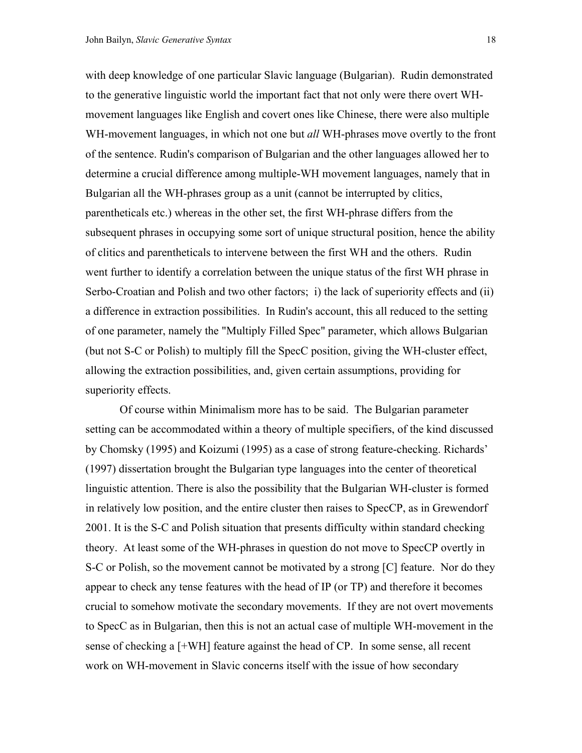with deep knowledge of one particular Slavic language (Bulgarian). Rudin demonstrated to the generative linguistic world the important fact that not only were there overt WH-movement languages like English and covert ones like Chinese, there were also multiple WH-movement languages, in which not one but *all* WH-phrases move overtly to the front of the sentence. Rudin's comparison of Bulgarian and the other languages allowed her to determine a crucial difference among multiple-WH movement languages, namely that in Bulgarian all the WH-phrases group as a unit (cannot be interrupted by clitics, parentheticals etc.) whereas in the other set, the first WH-phrase differs from the subsequent phrases in occupying some sort of unique structural position, hence the ability of clitics and parentheticals to intervene between the first WH and the others. Rudin went further to identify a correlation between the unique status of the first WH phrase in Serbo-Croatian and Polish and two other factors; i) the lack of superiority effects and (ii) a difference in extraction possibilities. In Rudin's account, this all reduced to the setting of one parameter, namely the "Multiply Filled Spec" parameter, which allows Bulgarian (but not S-C or Polish) to multiply fill the SpecC position, giving the WH-cluster effect, allowing the extraction possibilities, and, given certain assumptions, providing for superiority effects.

Of course within Minimalism more has to be said. The Bulgarian parameter setting can be accommodated within a theory of multiple specifiers, of the kind discussed by Chomsky (1995) and Koizumi (1995) as a case of strong feature-checking. Richards' (1997) dissertation brought the Bulgarian type languages into the center of theoretical linguistic attention. There is also the possibility that the Bulgarian WH-cluster is formed in relatively low position, and the entire cluster then raises to SpecCP, as in Grewendorf 2001. It is the S-C and Polish situation that presents difficulty within standard checking theory. At least some of the WH-phrases in question do not move to SpecCP overtly in S-C or Polish, so the movement cannot be motivated by a strong [C] feature. Nor do they appear to check any tense features with the head of IP (or TP) and therefore it becomes crucial to somehow motivate the secondary movements. If they are not overt movements to SpecC as in Bulgarian, then this is not an actual case of multiple WH-movement in the sense of checking a [+WH] feature against the head of CP. In some sense, all recent work on WH-movement in Slavic concerns itself with the issue of how secondary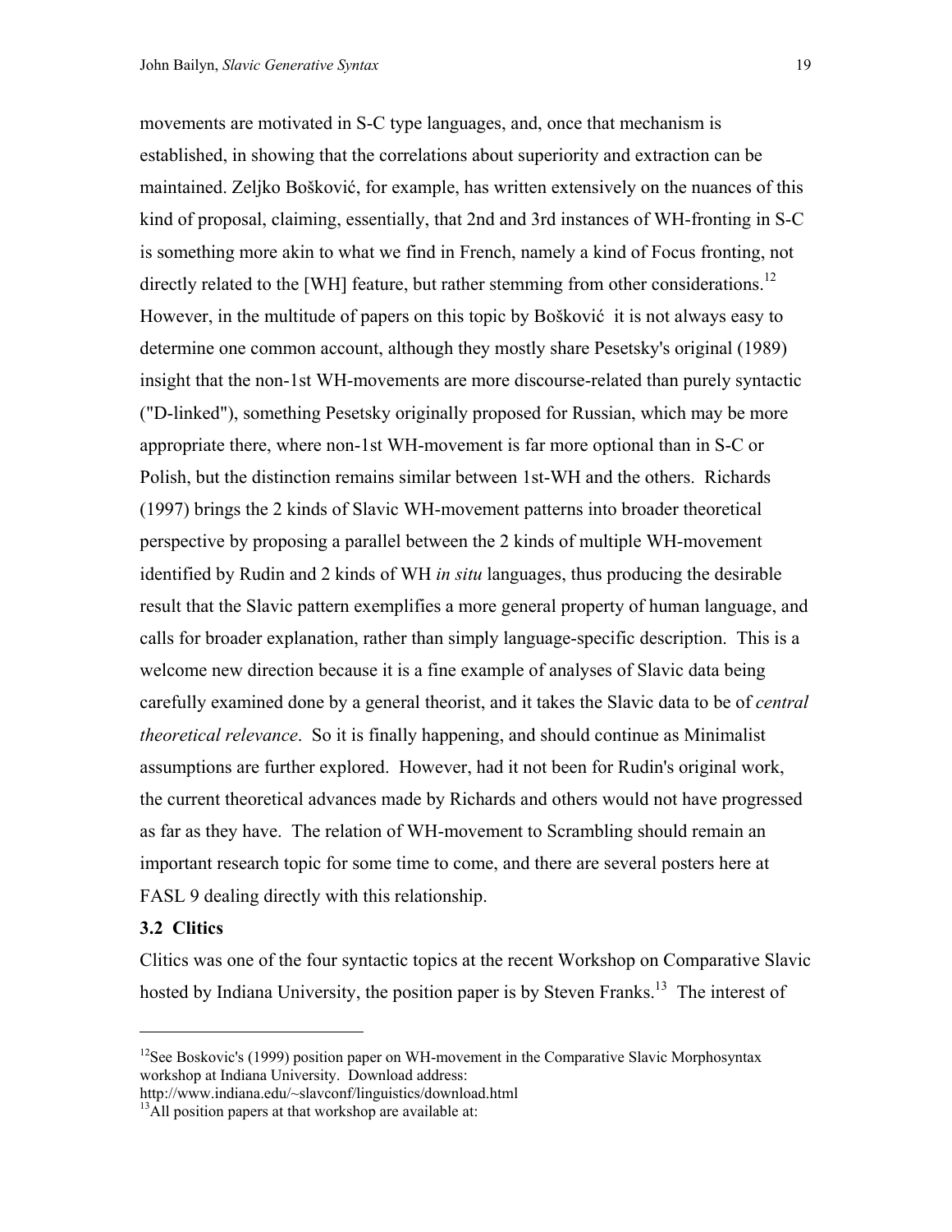movements are motivated in S-C type languages, and, once that mechanism is established, in showing that the correlations about superiority and extraction can be maintained. Zeljko Bošković, for example, has written extensively on the nuances of this kind of proposal, claiming, essentially, that 2nd and 3rd instances of WH-fronting in S-C is something more akin to what we find in French, namely a kind of Focus fronting, not directly related to the [WH] feature, but rather stemming from other considerations.[12] However, in the multitude of papers on this topic by Bošković it is not always easy to determine one common account, although they mostly share Pesetsky's original (1989) insight that the non-1st WH-movements are more discourse-related than purely syntactic ("D-linked"), something Pesetsky originally proposed for Russian, which may be more appropriate there, where non-1st WH-movement is far more optional than in S-C or Polish, but the distinction remains similar between 1st-WH and the others. Richards (1997) brings the 2 kinds of Slavic WH-movement patterns into broader theoretical perspective by proposing a parallel between the 2 kinds of multiple WH-movement identified by Rudin and 2 kinds of WH *in situ* languages, thus producing the desirable result that the Slavic pattern exemplifies a more general property of human language, and calls for broader explanation, rather than simply language-specific description. This is a welcome new direction because it is a fine example of analyses of Slavic data being carefully examined done by a general theorist, and it takes the Slavic data to be of *central theoretical relevance*. So it is finally happening, and should continue as Minimalist assumptions are further explored. However, had it not been for Rudin's original work, the current theoretical advances made by Richards and others would not have progressed as far as they have. The relation of WH-movement to Scrambling should remain an important research topic for some time to come, and there are several posters here at FASL 9 dealing directly with this relationship.

### 3.2 Clitics

Clitics was one of the four syntactic topics at the recent Workshop on Comparative Slavic hosted by Indiana University, the position paper is by Steven Franks.[13] The interest of

---

[12] See Boskovic's (1999) position paper on WH-movement in the Comparative Slavic Morphosyntax workshop at Indiana University. Download address: http://www.indiana.edu/~slavconf/linguistics/download.html

[13] All position papers at that workshop are available at: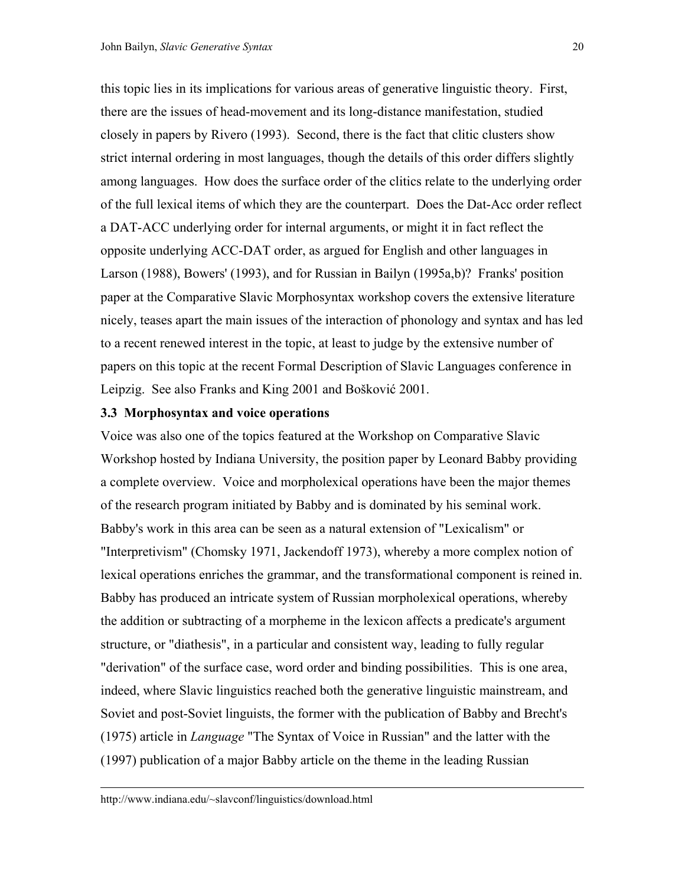this topic lies in its implications for various areas of generative linguistic theory. First, there are the issues of head-movement and its long-distance manifestation, studied closely in papers by Rivero (1993). Second, there is the fact that clitic clusters show strict internal ordering in most languages, though the details of this order differs slightly among languages. How does the surface order of the clitics relate to the underlying order of the full lexical items of which they are the counterpart. Does the Dat-Acc order reflect a DAT-ACC underlying order for internal arguments, or might it in fact reflect the opposite underlying ACC-DAT order, as argued for English and other languages in Larson (1988), Bowers' (1993), and for Russian in Bailyn (1995a,b)? Franks' position paper at the Comparative Slavic Morphosyntax workshop covers the extensive literature nicely, teases apart the main issues of the interaction of phonology and syntax and has led to a recent renewed interest in the topic, at least to judge by the extensive number of papers on this topic at the recent Formal Description of Slavic Languages conference in Leipzig. See also Franks and King 2001 and Bošković 2001.

### 3.3 Morphosyntax and voice operations

Voice was also one of the topics featured at the Workshop on Comparative Slavic Workshop hosted by Indiana University, the position paper by Leonard Babby providing a complete overview. Voice and morpholexical operations have been the major themes of the research program initiated by Babby and is dominated by his seminal work. Babby's work in this area can be seen as a natural extension of "Lexicalism" or "Interpretivism" (Chomsky 1971, Jackendoff 1973), whereby a more complex notion of lexical operations enriches the grammar, and the transformational component is reined in. Babby has produced an intricate system of Russian morpholexical operations, whereby the addition or subtracting of a morpheme in the lexicon affects a predicate's argument structure, or "diathesis", in a particular and consistent way, leading to fully regular "derivation" of the surface case, word order and binding possibilities. This is one area, indeed, where Slavic linguistics reached both the generative linguistic mainstream, and Soviet and post-Soviet linguists, the former with the publication of Babby and Brecht's (1975) article in *Language* "The Syntax of Voice in Russian" and the latter with the (1997) publication of a major Babby article on the theme in the leading Russian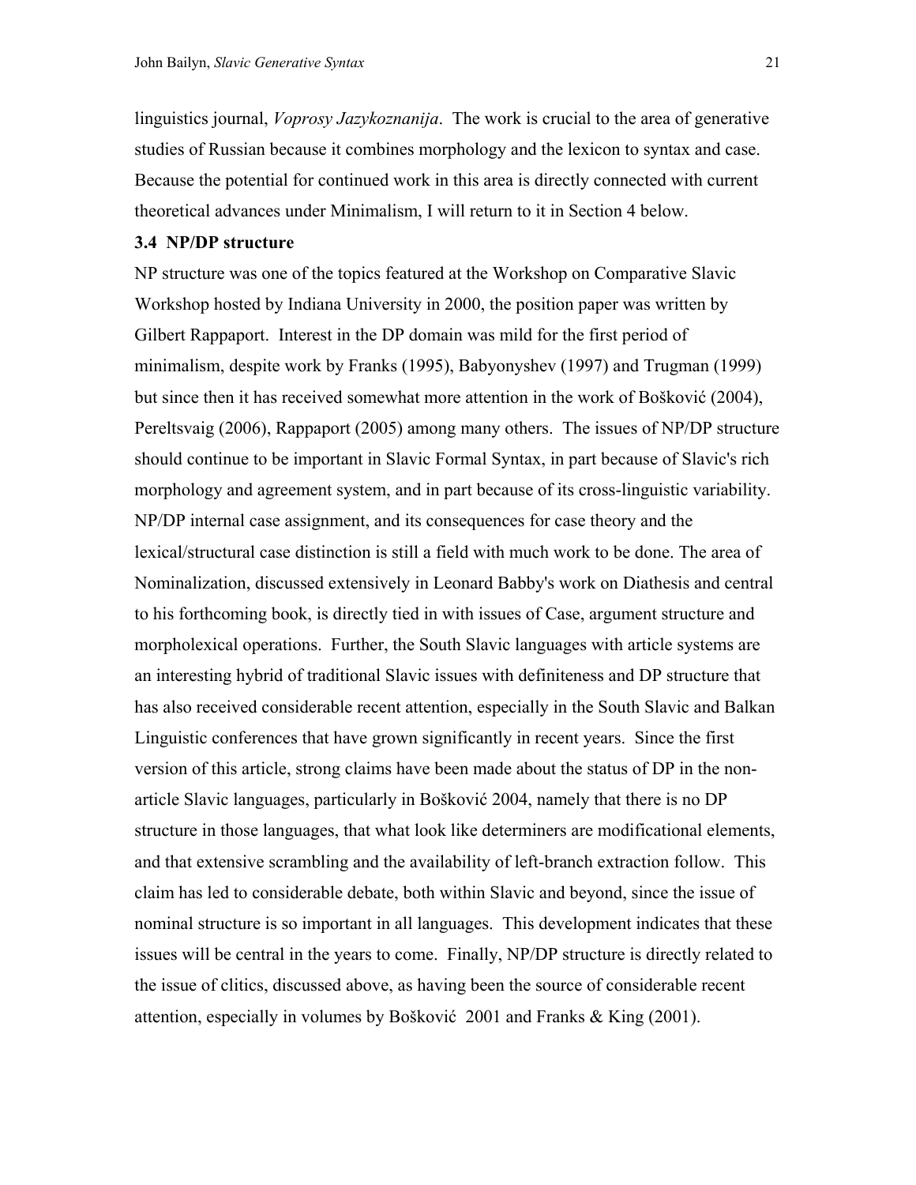linguistics journal, *Voprosy Jazykoznanija*. The work is crucial to the area of generative studies of Russian because it combines morphology and the lexicon to syntax and case. Because the potential for continued work in this area is directly connected with current theoretical advances under Minimalism, I will return to it in Section 4 below.

**3.4 NP/DP structure**

NP structure was one of the topics featured at the Workshop on Comparative Slavic Workshop hosted by Indiana University in 2000, the position paper was written by Gilbert Rappaport. Interest in the DP domain was mild for the first period of minimalism, despite work by Franks (1995), Babyonyshev (1997) and Trugman (1999) but since then it has received somewhat more attention in the work of Bošković (2004), Pereltsvaig (2006), Rappaport (2005) among many others. The issues of NP/DP structure should continue to be important in Slavic Formal Syntax, in part because of Slavic's rich morphology and agreement system, and in part because of its cross-linguistic variability. NP/DP internal case assignment, and its consequences for case theory and the lexical/structural case distinction is still a field with much work to be done. The area of Nominalization, discussed extensively in Leonard Babby's work on Diathesis and central to his forthcoming book, is directly tied in with issues of Case, argument structure and morpholexical operations. Further, the South Slavic languages with article systems are an interesting hybrid of traditional Slavic issues with definiteness and DP structure that has also received considerable recent attention, especially in the South Slavic and Balkan Linguistic conferences that have grown significantly in recent years. Since the first version of this article, strong claims have been made about the status of DP in the non-article Slavic languages, particularly in Bošković 2004, namely that there is no DP structure in those languages, that what look like determiners are modificational elements, and that extensive scrambling and the availability of left-branch extraction follow. This claim has led to considerable debate, both within Slavic and beyond, since the issue of nominal structure is so important in all languages. This development indicates that these issues will be central in the years to come. Finally, NP/DP structure is directly related to the issue of clitics, discussed above, as having been the source of considerable recent attention, especially in volumes by Bošković 2001 and Franks & King (2001).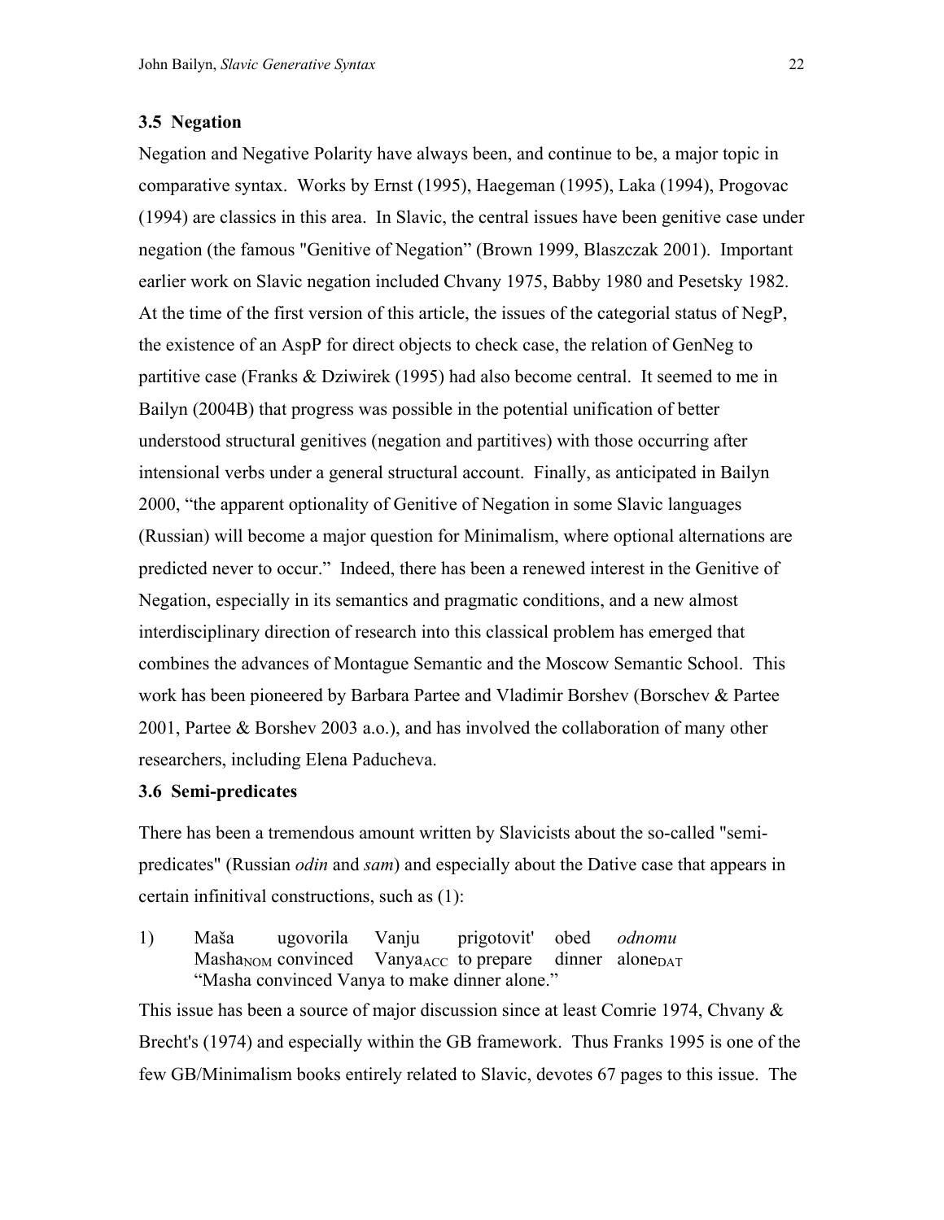### 3.5 Negation

Negation and Negative Polarity have always been, and continue to be, a major topic in comparative syntax. Works by Ernst (1995), Haegeman (1995), Laka (1994), Progovac (1994) are classics in this area. In Slavic, the central issues have been genitive case under negation (the famous "Genitive of Negation" (Brown 1999, Blaszczak 2001). Important earlier work on Slavic negation included Chvany 1975, Babby 1980 and Pesetsky 1982. At the time of the first version of this article, the issues of the categorial status of NegP, the existence of an AspP for direct objects to check case, the relation of GenNeg to partitive case (Franks & Dziwirek (1995) had also become central. It seemed to me in Bailyn (2004B) that progress was possible in the potential unification of better understood structural genitives (negation and partitives) with those occurring after intensional verbs under a general structural account. Finally, as anticipated in Bailyn 2000, "the apparent optionality of Genitive of Negation in some Slavic languages (Russian) will become a major question for Minimalism, where optional alternations are predicted never to occur." Indeed, there has been a renewed interest in the Genitive of Negation, especially in its semantics and pragmatic conditions, and a new almost interdisciplinary direction of research into this classical problem has emerged that combines the advances of Montague Semantic and the Moscow Semantic School. This work has been pioneered by Barbara Partee and Vladimir Borshev (Borschev & Partee 2001, Partee & Borshev 2003 a.o.), and has involved the collaboration of many other researchers, including Elena Paducheva.

### 3.6 Semi-predicates

There has been a tremendous amount written by Slavicists about the so-called "semi-predicates" (Russian *odin* and *sam*) and especially about the Dative case that appears in certain infinitival constructions, such as (1):

1) Maša ugovorila Vanju prigotovit' obed *odnomu*
   Masha$_{NOM}$ convinced Vanya$_{ACC}$ to prepare dinner alone$_{DAT}$
   "Masha convinced Vanya to make dinner alone."

This issue has been a source of major discussion since at least Comrie 1974, Chvany & Brecht's (1974) and especially within the GB framework. Thus Franks 1995 is one of the few GB/Minimalism books entirely related to Slavic, devotes 67 pages to this issue. The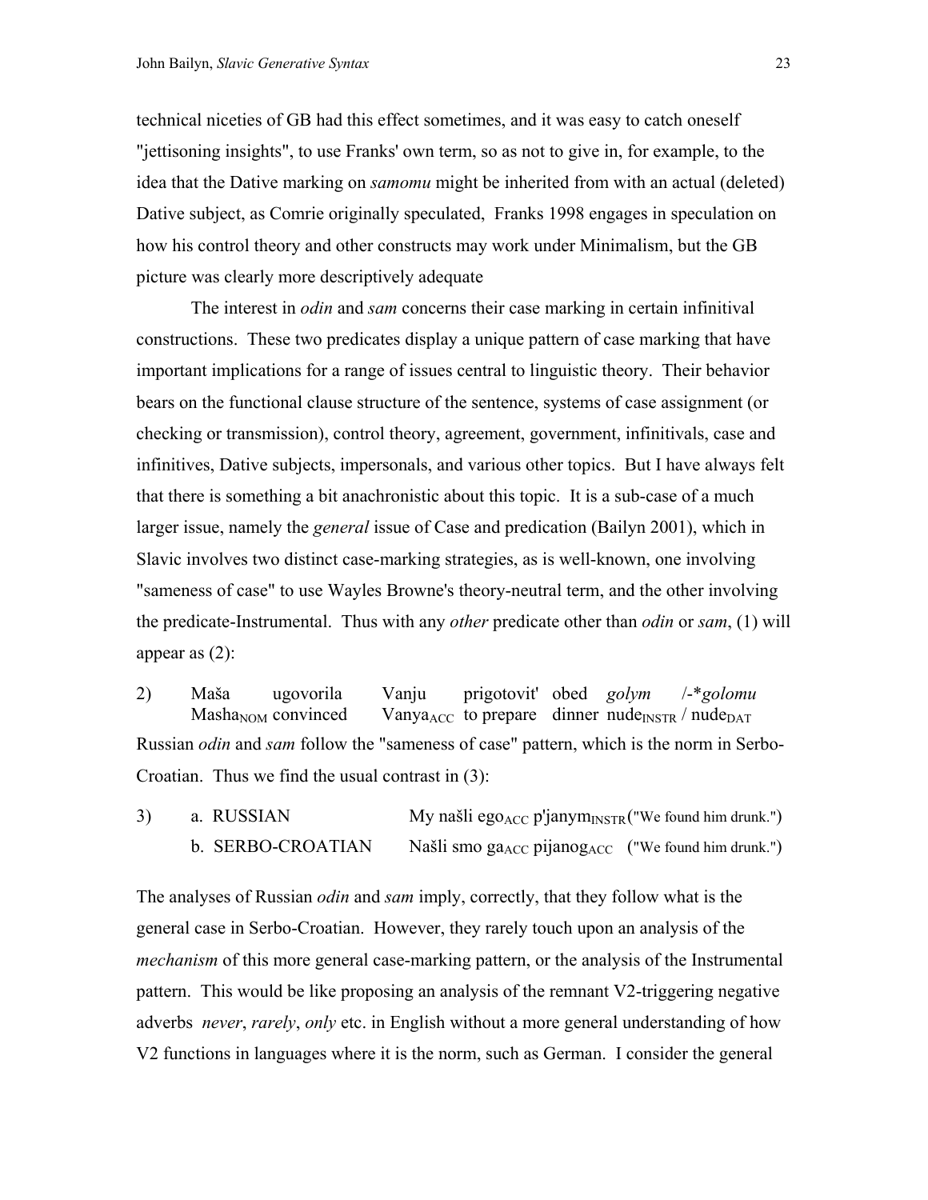technical niceties of GB had this effect sometimes, and it was easy to catch oneself "jettisoning insights", to use Franks' own term, so as not to give in, for example, to the idea that the Dative marking on *samomu* might be inherited from with an actual (deleted) Dative subject, as Comrie originally speculated,  Franks 1998 engages in speculation on how his control theory and other constructs may work under Minimalism, but the GB picture was clearly more descriptively adequate

The interest in *odin* and *sam* concerns their case marking in certain infinitival constructions.  These two predicates display a unique pattern of case marking that have important implications for a range of issues central to linguistic theory.  Their behavior bears on the functional clause structure of the sentence, systems of case assignment (or checking or transmission), control theory, agreement, government, infinitivals, case and infinitives, Dative subjects, impersonals, and various other topics.  But I have always felt that there is something a bit anachronistic about this topic.  It is a sub-case of a much larger issue, namely the *general* issue of Case and predication (Bailyn 2001), which in Slavic involves two distinct case-marking strategies, as is well-known, one involving "sameness of case" to use Wayles Browne's theory-neutral term, and the other involving the predicate-Instrumental.  Thus with any *other* predicate other than *odin* or *sam*, (1) will appear as (2):

2) Maša ugovorila Vanju prigotovit' obed *golym* /-**golomu*
   Masha$_{NOM}$ convinced Vanya$_{ACC}$ to prepare dinner nude$_{INSTR}$ / nude$_{DAT}$

Russian *odin* and *sam* follow the "sameness of case" pattern, which is the norm in Serbo-Croatian.  Thus we find the usual contrast in (3):

3) a. RUSSIAN My našli ego$_{ACC}$ p'janym$_{INSTR}$ ("We found him drunk.")
   b. SERBO-CROATIAN Našli smo ga$_{ACC}$ pijanog$_{ACC}$ ("We found him drunk.")

The analyses of Russian *odin* and *sam* imply, correctly, that they follow what is the general case in Serbo-Croatian.  However, they rarely touch upon an analysis of the *mechanism* of this more general case-marking pattern, or the analysis of the Instrumental pattern.  This would be like proposing an analysis of the remnant V2-triggering negative adverbs *never*, *rarely*, *only* etc. in English without a more general understanding of how V2 functions in languages where it is the norm, such as German.  I consider the general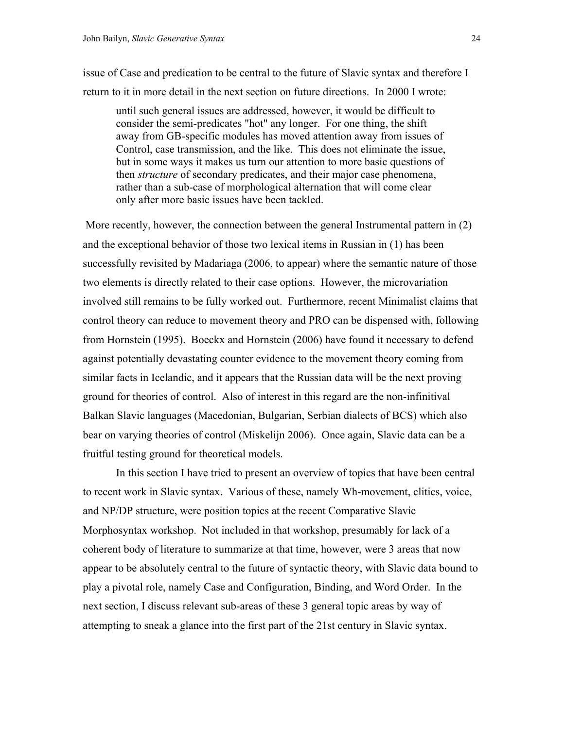issue of Case and predication to be central to the future of Slavic syntax and therefore I return to it in more detail in the next section on future directions. In 2000 I wrote:

> until such general issues are addressed, however, it would be difficult to consider the semi-predicates "hot" any longer. For one thing, the shift away from GB-specific modules has moved attention away from issues of Control, case transmission, and the like. This does not eliminate the issue, but in some ways it makes us turn our attention to more basic questions of then *structure* of secondary predicates, and their major case phenomena, rather than a sub-case of morphological alternation that will come clear only after more basic issues have been tackled.

More recently, however, the connection between the general Instrumental pattern in (2) and the exceptional behavior of those two lexical items in Russian in (1) has been successfully revisited by Madariaga (2006, to appear) where the semantic nature of those two elements is directly related to their case options. However, the microvariation involved still remains to be fully worked out. Furthermore, recent Minimalist claims that control theory can reduce to movement theory and PRO can be dispensed with, following from Hornstein (1995). Boeckx and Hornstein (2006) have found it necessary to defend against potentially devastating counter evidence to the movement theory coming from similar facts in Icelandic, and it appears that the Russian data will be the next proving ground for theories of control. Also of interest in this regard are the non-infinitival Balkan Slavic languages (Macedonian, Bulgarian, Serbian dialects of BCS) which also bear on varying theories of control (Miskelijn 2006). Once again, Slavic data can be a fruitful testing ground for theoretical models.

In this section I have tried to present an overview of topics that have been central to recent work in Slavic syntax. Various of these, namely Wh-movement, clitics, voice, and NP/DP structure, were position topics at the recent Comparative Slavic Morphosyntax workshop. Not included in that workshop, presumably for lack of a coherent body of literature to summarize at that time, however, were 3 areas that now appear to be absolutely central to the future of syntactic theory, with Slavic data bound to play a pivotal role, namely Case and Configuration, Binding, and Word Order. In the next section, I discuss relevant sub-areas of these 3 general topic areas by way of attempting to sneak a glance into the first part of the 21st century in Slavic syntax.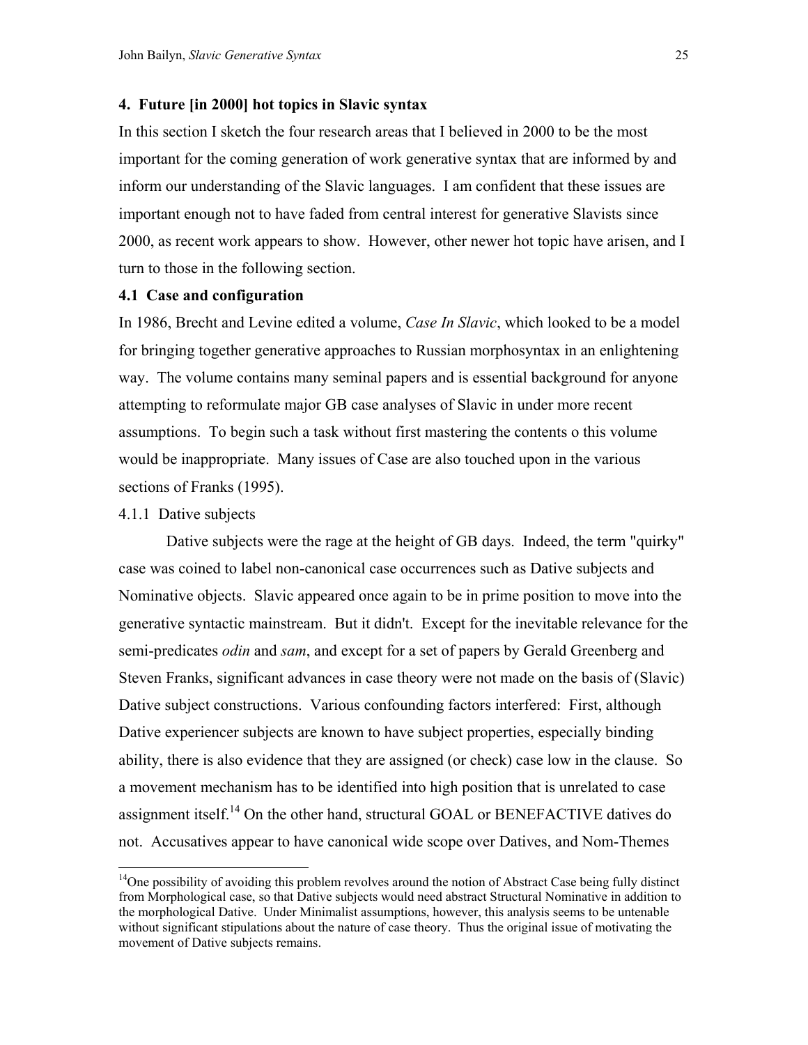## 4. Future [in 2000] hot topics in Slavic syntax

In this section I sketch the four research areas that I believed in 2000 to be the most important for the coming generation of work generative syntax that are informed by and inform our understanding of the Slavic languages. I am confident that these issues are important enough not to have faded from central interest for generative Slavists since 2000, as recent work appears to show. However, other newer hot topic have arisen, and I turn to those in the following section.

### 4.1 Case and configuration

In 1986, Brecht and Levine edited a volume, *Case In Slavic*, which looked to be a model for bringing together generative approaches to Russian morphosyntax in an enlightening way. The volume contains many seminal papers and is essential background for anyone attempting to reformulate major GB case analyses of Slavic in under more recent assumptions. To begin such a task without first mastering the contents o this volume would be inappropriate. Many issues of Case are also touched upon in the various sections of Franks (1995).

#### 4.1.1 Dative subjects

Dative subjects were the rage at the height of GB days. Indeed, the term "quirky" case was coined to label non-canonical case occurrences such as Dative subjects and Nominative objects. Slavic appeared once again to be in prime position to move into the generative syntactic mainstream. But it didn't. Except for the inevitable relevance for the semi-predicates *odin* and *sam*, and except for a set of papers by Gerald Greenberg and Steven Franks, significant advances in case theory were not made on the basis of (Slavic) Dative subject constructions. Various confounding factors interfered: First, although Dative experiencer subjects are known to have subject properties, especially binding ability, there is also evidence that they are assigned (or check) case low in the clause. So a movement mechanism has to be identified into high position that is unrelated to case assignment itself.[14] On the other hand, structural GOAL or BENEFACTIVE datives do not. Accusatives appear to have canonical wide scope over Datives, and Nom-Themes

[14] One possibility of avoiding this problem revolves around the notion of Abstract Case being fully distinct from Morphological case, so that Dative subjects would need abstract Structural Nominative in addition to the morphological Dative. Under Minimalist assumptions, however, this analysis seems to be untenable without significant stipulations about the nature of case theory. Thus the original issue of motivating the movement of Dative subjects remains.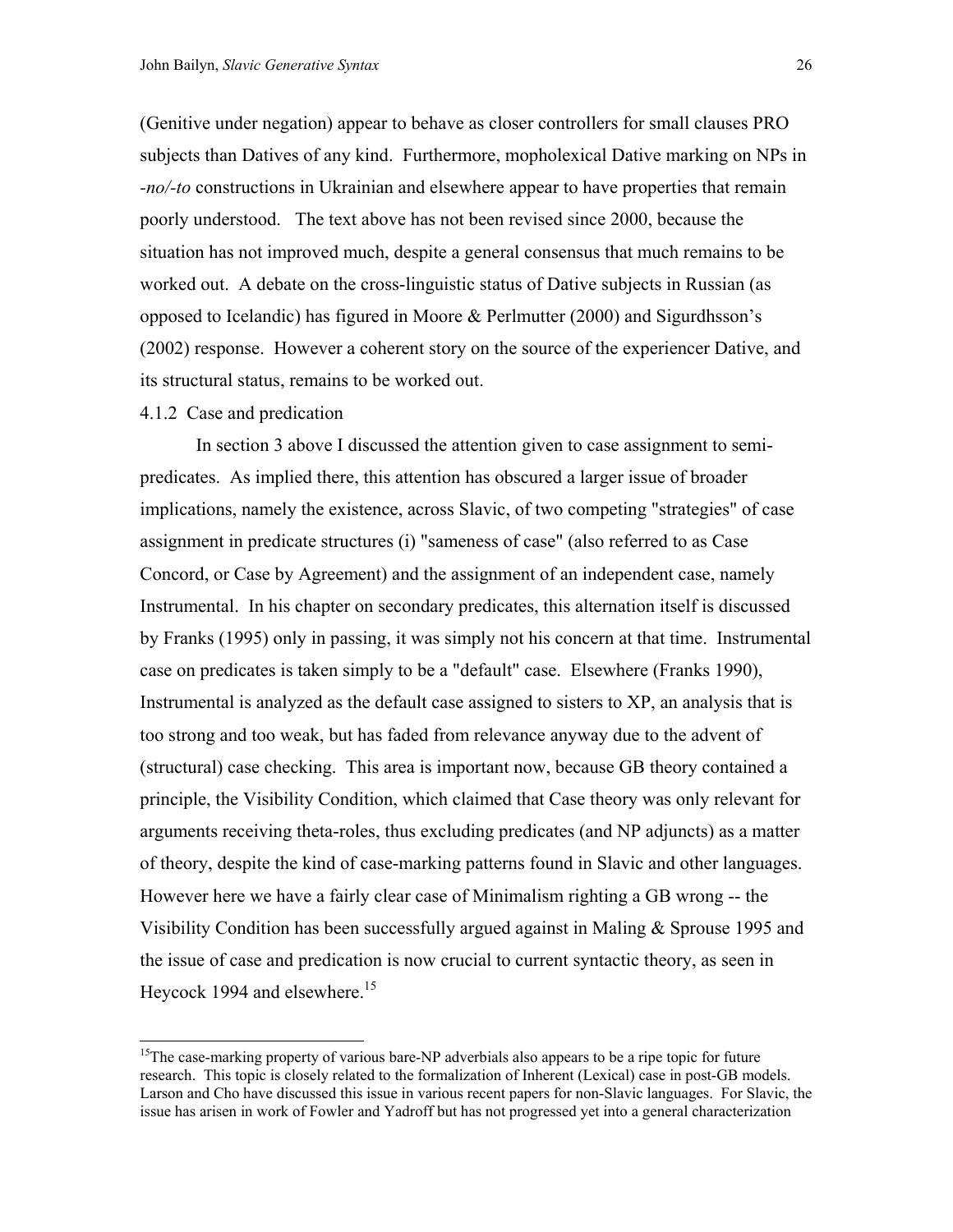(Genitive under negation) appear to behave as closer controllers for small clauses PRO subjects than Datives of any kind. Furthermore, mopholexical Dative marking on NPs in *-no/-to* constructions in Ukrainian and elsewhere appear to have properties that remain poorly understood. The text above has not been revised since 2000, because the situation has not improved much, despite a general consensus that much remains to be worked out. A debate on the cross-linguistic status of Dative subjects in Russian (as opposed to Icelandic) has figured in Moore & Perlmutter (2000) and Sigurdhsson's (2002) response. However a coherent story on the source of the experiencer Dative, and its structural status, remains to be worked out.

4.1.2 Case and predication

In section 3 above I discussed the attention given to case assignment to semi-predicates. As implied there, this attention has obscured a larger issue of broader implications, namely the existence, across Slavic, of two competing "strategies" of case assignment in predicate structures (i) "sameness of case" (also referred to as Case Concord, or Case by Agreement) and the assignment of an independent case, namely Instrumental. In his chapter on secondary predicates, this alternation itself is discussed by Franks (1995) only in passing, it was simply not his concern at that time. Instrumental case on predicates is taken simply to be a "default" case. Elsewhere (Franks 1990), Instrumental is analyzed as the default case assigned to sisters to XP, an analysis that is too strong and too weak, but has faded from relevance anyway due to the advent of (structural) case checking. This area is important now, because GB theory contained a principle, the Visibility Condition, which claimed that Case theory was only relevant for arguments receiving theta-roles, thus excluding predicates (and NP adjuncts) as a matter of theory, despite the kind of case-marking patterns found in Slavic and other languages. However here we have a fairly clear case of Minimalism righting a GB wrong -- the Visibility Condition has been successfully argued against in Maling & Sprouse 1995 and the issue of case and predication is now crucial to current syntactic theory, as seen in Heycock 1994 and elsewhere.[15]

[15] The case-marking property of various bare-NP adverbials also appears to be a ripe topic for future research. This topic is closely related to the formalization of Inherent (Lexical) case in post-GB models. Larson and Cho have discussed this issue in various recent papers for non-Slavic languages. For Slavic, the issue has arisen in work of Fowler and Yadroff but has not progressed yet into a general characterization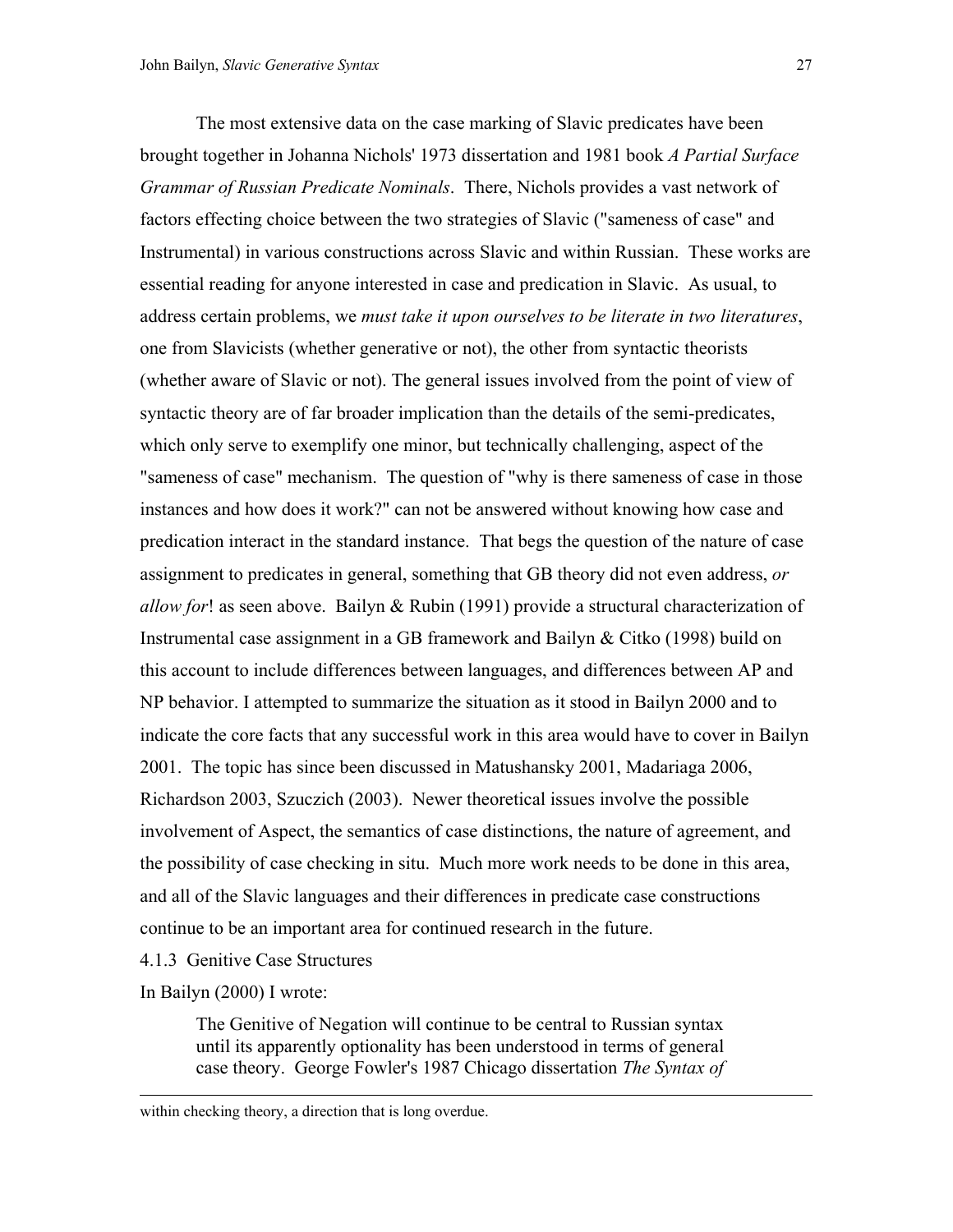The most extensive data on the case marking of Slavic predicates have been brought together in Johanna Nichols' 1973 dissertation and 1981 book *A Partial Surface Grammar of Russian Predicate Nominals*. There, Nichols provides a vast network of factors effecting choice between the two strategies of Slavic ("sameness of case" and Instrumental) in various constructions across Slavic and within Russian. These works are essential reading for anyone interested in case and predication in Slavic. As usual, to address certain problems, we *must take it upon ourselves to be literate in two literatures*, one from Slavicists (whether generative or not), the other from syntactic theorists (whether aware of Slavic or not). The general issues involved from the point of view of syntactic theory are of far broader implication than the details of the semi-predicates, which only serve to exemplify one minor, but technically challenging, aspect of the "sameness of case" mechanism. The question of "why is there sameness of case in those instances and how does it work?" can not be answered without knowing how case and predication interact in the standard instance. That begs the question of the nature of case assignment to predicates in general, something that GB theory did not even address, *or allow for*! as seen above. Bailyn & Rubin (1991) provide a structural characterization of Instrumental case assignment in a GB framework and Bailyn & Citko (1998) build on this account to include differences between languages, and differences between AP and NP behavior. I attempted to summarize the situation as it stood in Bailyn 2000 and to indicate the core facts that any successful work in this area would have to cover in Bailyn 2001. The topic has since been discussed in Matushansky 2001, Madariaga 2006, Richardson 2003, Szuczich (2003). Newer theoretical issues involve the possible involvement of Aspect, the semantics of case distinctions, the nature of agreement, and the possibility of case checking in situ. Much more work needs to be done in this area, and all of the Slavic languages and their differences in predicate case constructions continue to be an important area for continued research in the future.

#### 4.1.3 Genitive Case Structures

In Bailyn (2000) I wrote:

> The Genitive of Negation will continue to be central to Russian syntax until its apparently optionality has been understood in terms of general case theory. George Fowler's 1987 Chicago dissertation *The Syntax of*

---

within checking theory, a direction that is long overdue.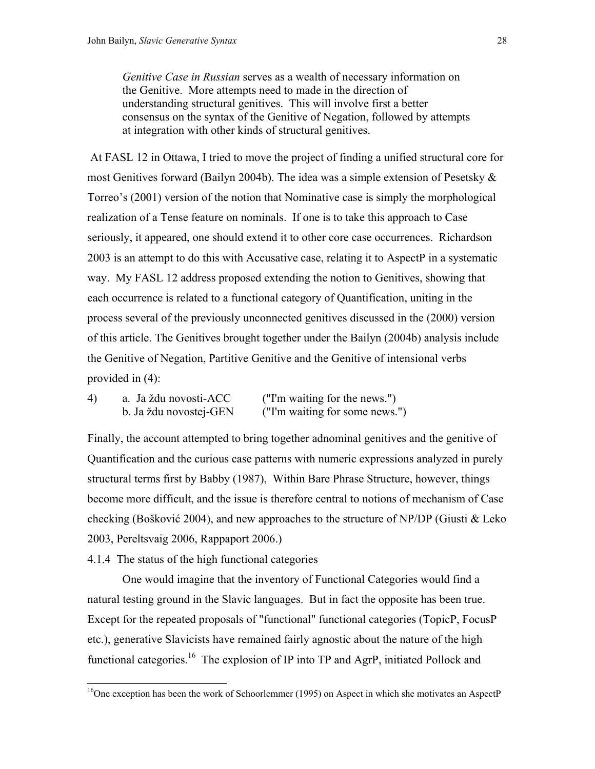> *Genitive Case in Russian* serves as a wealth of necessary information on the Genitive. More attempts need to made in the direction of understanding structural genitives. This will involve first a better consensus on the syntax of the Genitive of Negation, followed by attempts at integration with other kinds of structural genitives.

At FASL 12 in Ottawa, I tried to move the project of finding a unified structural core for most Genitives forward (Bailyn 2004b). The idea was a simple extension of Pesetsky & Torreo's (2001) version of the notion that Nominative case is simply the morphological realization of a Tense feature on nominals. If one is to take this approach to Case seriously, it appeared, one should extend it to other core case occurrences. Richardson 2003 is an attempt to do this with Accusative case, relating it to AspectP in a systematic way. My FASL 12 address proposed extending the notion to Genitives, showing that each occurrence is related to a functional category of Quantification, uniting in the process several of the previously unconnected genitives discussed in the (2000) version of this article. The Genitives brought together under the Bailyn (2004b) analysis include the Genitive of Negation, Partitive Genitive and the Genitive of intensional verbs provided in (4):

4) a. Ja ždu novosti-ACC ("I'm waiting for the news.")
   b. Ja ždu novostej-GEN ("I'm waiting for some news.")

Finally, the account attempted to bring together adnominal genitives and the genitive of Quantification and the curious case patterns with numeric expressions analyzed in purely structural terms first by Babby (1987), Within Bare Phrase Structure, however, things become more difficult, and the issue is therefore central to notions of mechanism of Case checking (Bošković 2004), and new approaches to the structure of NP/DP (Giusti & Leko 2003, Pereltsvaig 2006, Rappaport 2006.)

4.1.4 The status of the high functional categories

One would imagine that the inventory of Functional Categories would find a natural testing ground in the Slavic languages. But in fact the opposite has been true. Except for the repeated proposals of "functional" functional categories (TopicP, FocusP etc.), generative Slavicists have remained fairly agnostic about the nature of the high functional categories.[16] The explosion of IP into TP and AgrP, initiated Pollock and

[16]One exception has been the work of Schoorlemmer (1995) on Aspect in which she motivates an AspectP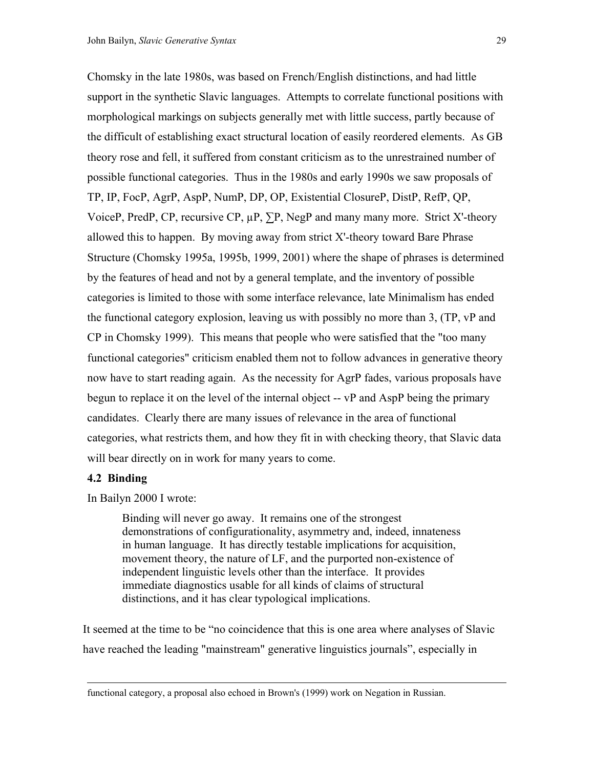Chomsky in the late 1980s, was based on French/English distinctions, and had little support in the synthetic Slavic languages. Attempts to correlate functional positions with morphological markings on subjects generally met with little success, partly because of the difficult of establishing exact structural location of easily reordered elements. As GB theory rose and fell, it suffered from constant criticism as to the unrestrained number of possible functional categories. Thus in the 1980s and early 1990s we saw proposals of TP, IP, FocP, AgrP, AspP, NumP, DP, OP, Existential ClosureP, DistP, RefP, QP, VoiceP, PredP, CP, recursive CP, μP, ∑P, NegP and many many more. Strict X'-theory allowed this to happen. By moving away from strict X'-theory toward Bare Phrase Structure (Chomsky 1995a, 1995b, 1999, 2001) where the shape of phrases is determined by the features of head and not by a general template, and the inventory of possible categories is limited to those with some interface relevance, late Minimalism has ended the functional category explosion, leaving us with possibly no more than 3, (TP, vP and CP in Chomsky 1999). This means that people who were satisfied that the "too many functional categories" criticism enabled them not to follow advances in generative theory now have to start reading again. As the necessity for AgrP fades, various proposals have begun to replace it on the level of the internal object -- vP and AspP being the primary candidates. Clearly there are many issues of relevance in the area of functional categories, what restricts them, and how they fit in with checking theory, that Slavic data will bear directly on in work for many years to come.

### 4.2 Binding

In Bailyn 2000 I wrote:

> Binding will never go away. It remains one of the strongest demonstrations of configurationality, asymmetry and, indeed, innateness in human language. It has directly testable implications for acquisition, movement theory, the nature of LF, and the purported non-existence of independent linguistic levels other than the interface. It provides immediate diagnostics usable for all kinds of claims of structural distinctions, and it has clear typological implications.

It seemed at the time to be "no coincidence that this is one area where analyses of Slavic have reached the leading "mainstream" generative linguistics journals", especially in

---

functional category, a proposal also echoed in Brown's (1999) work on Negation in Russian.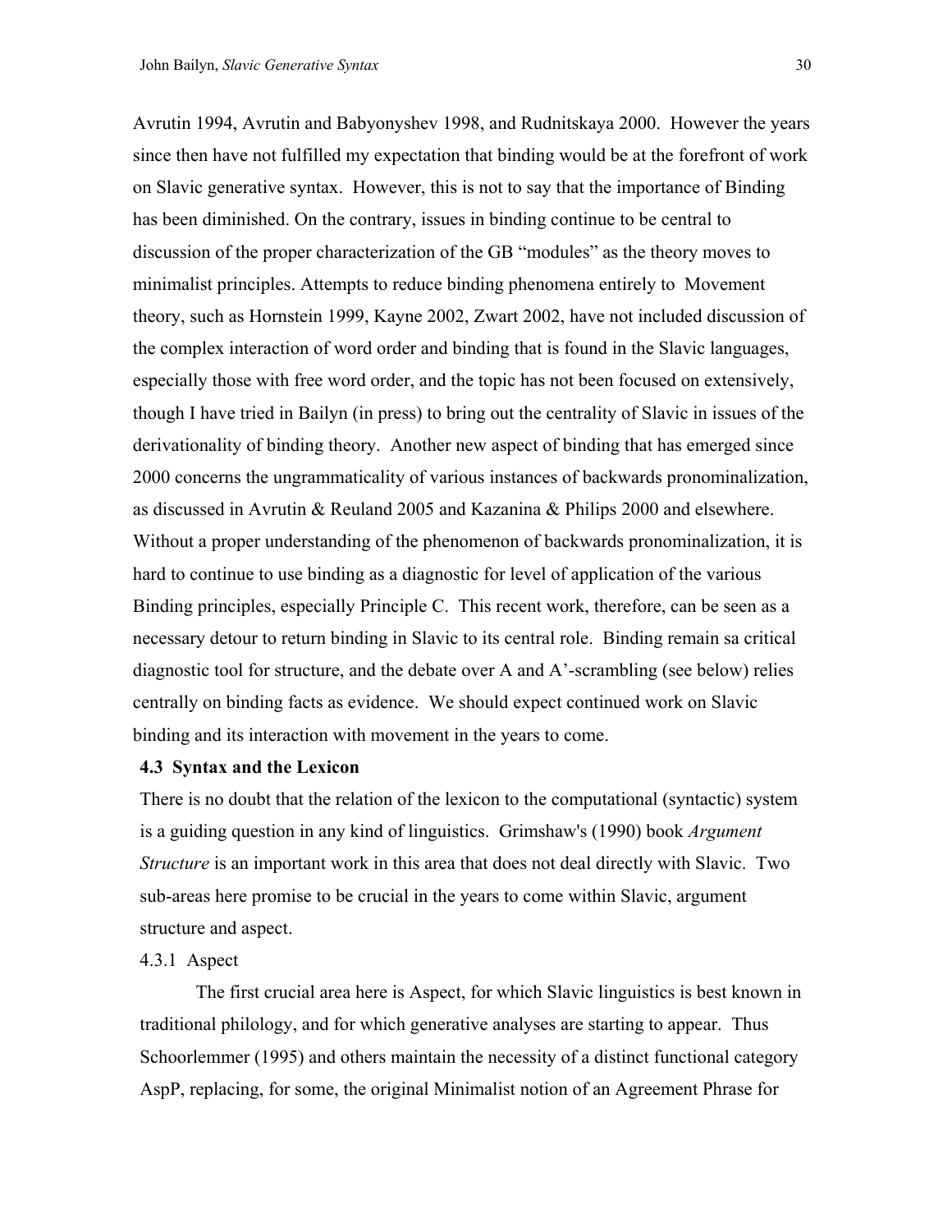Avrutin 1994, Avrutin and Babyonyshev 1998, and Rudnitskaya 2000. However the years since then have not fulfilled my expectation that binding would be at the forefront of work on Slavic generative syntax. However, this is not to say that the importance of Binding has been diminished. On the contrary, issues in binding continue to be central to discussion of the proper characterization of the GB "modules" as the theory moves to minimalist principles. Attempts to reduce binding phenomena entirely to Movement theory, such as Hornstein 1999, Kayne 2002, Zwart 2002, have not included discussion of the complex interaction of word order and binding that is found in the Slavic languages, especially those with free word order, and the topic has not been focused on extensively, though I have tried in Bailyn (in press) to bring out the centrality of Slavic in issues of the derivationality of binding theory. Another new aspect of binding that has emerged since 2000 concerns the ungrammaticality of various instances of backwards pronominalization, as discussed in Avrutin & Reuland 2005 and Kazanina & Philips 2000 and elsewhere. Without a proper understanding of the phenomenon of backwards pronominalization, it is hard to continue to use binding as a diagnostic for level of application of the various Binding principles, especially Principle C. This recent work, therefore, can be seen as a necessary detour to return binding in Slavic to its central role. Binding remain sa critical diagnostic tool for structure, and the debate over A and A'-scrambling (see below) relies centrally on binding facts as evidence. We should expect continued work on Slavic binding and its interaction with movement in the years to come.

### 4.3 Syntax and the Lexicon

There is no doubt that the relation of the lexicon to the computational (syntactic) system is a guiding question in any kind of linguistics. Grimshaw's (1990) book *Argument Structure* is an important work in this area that does not deal directly with Slavic. Two sub-areas here promise to be crucial in the years to come within Slavic, argument structure and aspect.

#### 4.3.1 Aspect

The first crucial area here is Aspect, for which Slavic linguistics is best known in traditional philology, and for which generative analyses are starting to appear. Thus Schoorlemmer (1995) and others maintain the necessity of a distinct functional category AspP, replacing, for some, the original Minimalist notion of an Agreement Phrase for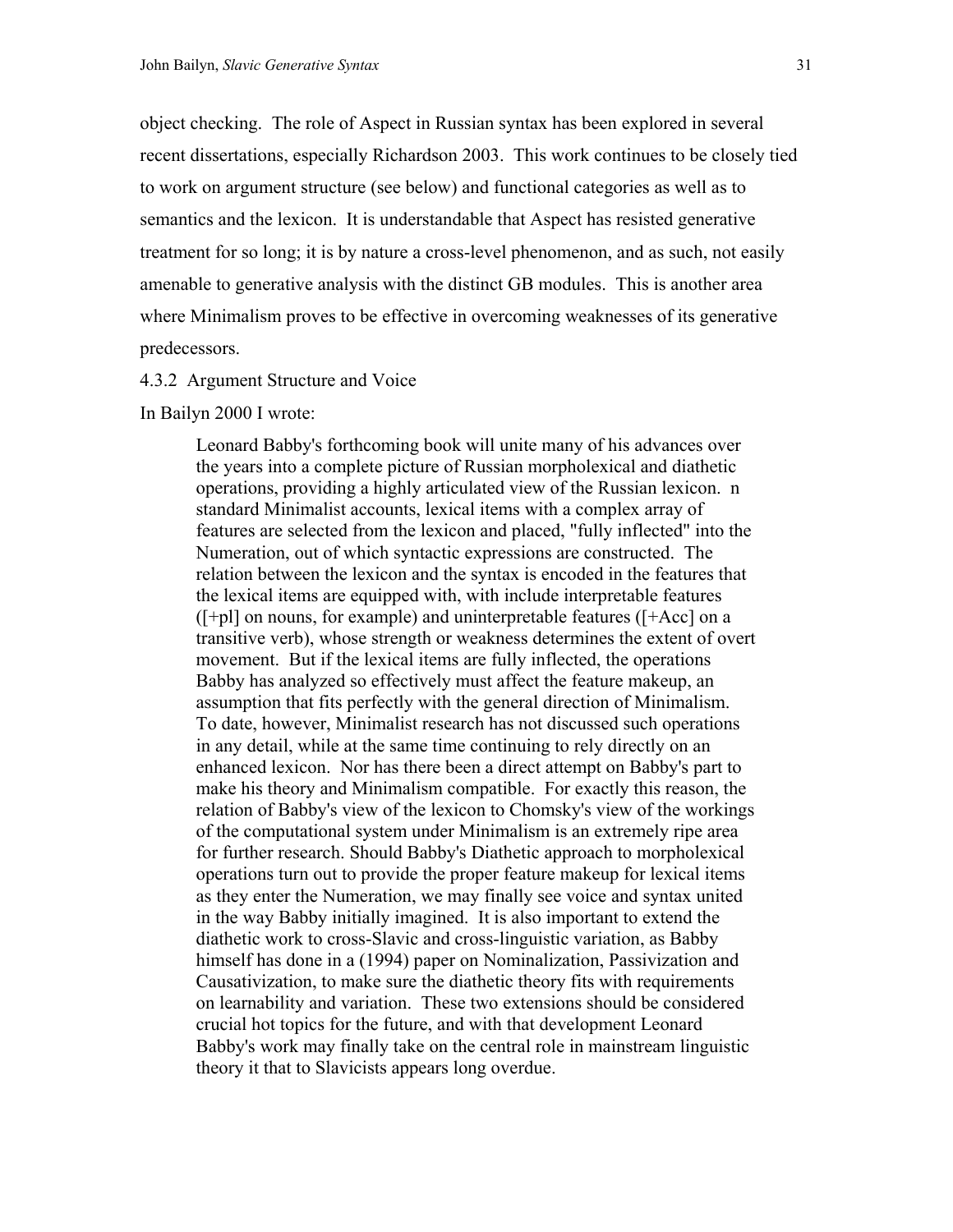object checking. The role of Aspect in Russian syntax has been explored in several recent dissertations, especially Richardson 2003. This work continues to be closely tied to work on argument structure (see below) and functional categories as well as to semantics and the lexicon. It is understandable that Aspect has resisted generative treatment for so long; it is by nature a cross-level phenomenon, and as such, not easily amenable to generative analysis with the distinct GB modules. This is another area where Minimalism proves to be effective in overcoming weaknesses of its generative predecessors.

4.3.2 Argument Structure and Voice

In Bailyn 2000 I wrote:

> Leonard Babby's forthcoming book will unite many of his advances over the years into a complete picture of Russian morpholexical and diathetic operations, providing a highly articulated view of the Russian lexicon. n standard Minimalist accounts, lexical items with a complex array of features are selected from the lexicon and placed, "fully inflected" into the Numeration, out of which syntactic expressions are constructed. The relation between the lexicon and the syntax is encoded in the features that the lexical items are equipped with, with include interpretable features ([+pl] on nouns, for example) and uninterpretable features ([+Acc] on a transitive verb), whose strength or weakness determines the extent of overt movement. But if the lexical items are fully inflected, the operations Babby has analyzed so effectively must affect the feature makeup, an assumption that fits perfectly with the general direction of Minimalism. To date, however, Minimalist research has not discussed such operations in any detail, while at the same time continuing to rely directly on an enhanced lexicon. Nor has there been a direct attempt on Babby's part to make his theory and Minimalism compatible. For exactly this reason, the relation of Babby's view of the lexicon to Chomsky's view of the workings of the computational system under Minimalism is an extremely ripe area for further research. Should Babby's Diathetic approach to morpholexical operations turn out to provide the proper feature makeup for lexical items as they enter the Numeration, we may finally see voice and syntax united in the way Babby initially imagined. It is also important to extend the diathetic work to cross-Slavic and cross-linguistic variation, as Babby himself has done in a (1994) paper on Nominalization, Passivization and Causativization, to make sure the diathetic theory fits with requirements on learnability and variation. These two extensions should be considered crucial hot topics for the future, and with that development Leonard Babby's work may finally take on the central role in mainstream linguistic theory it that to Slavicists appears long overdue.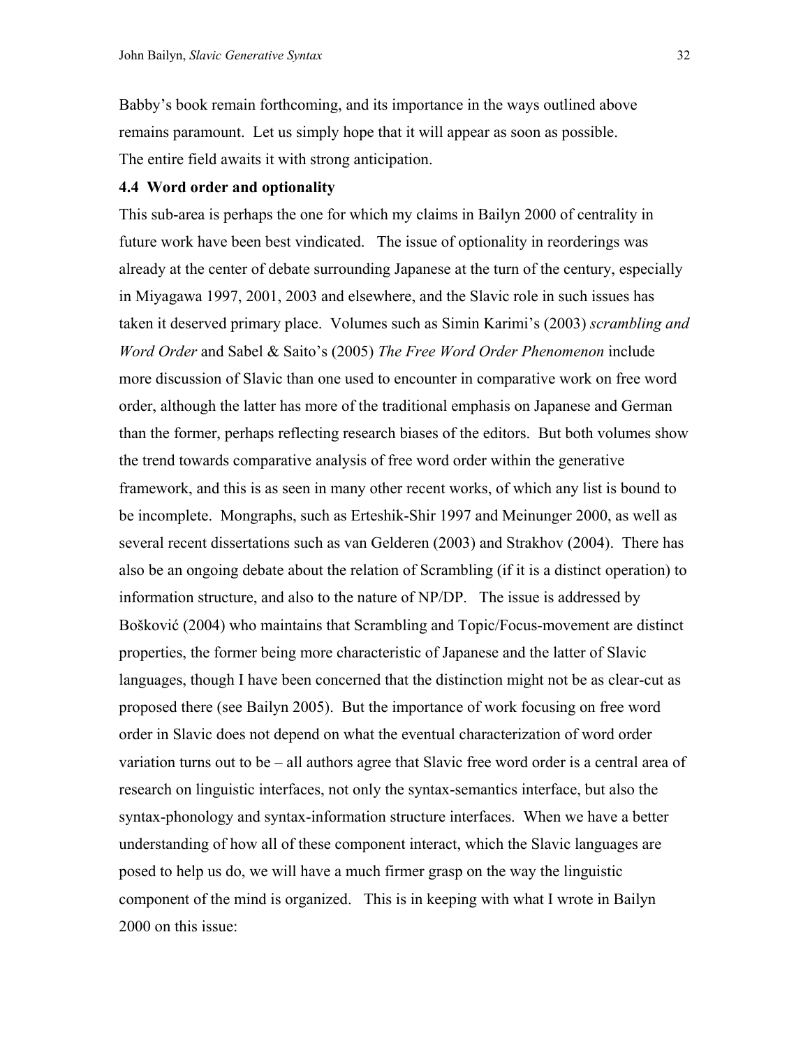Babby's book remain forthcoming, and its importance in the ways outlined above remains paramount. Let us simply hope that it will appear as soon as possible. The entire field awaits it with strong anticipation.

### 4.4 Word order and optionality

This sub-area is perhaps the one for which my claims in Bailyn 2000 of centrality in future work have been best vindicated. The issue of optionality in reorderings was already at the center of debate surrounding Japanese at the turn of the century, especially in Miyagawa 1997, 2001, 2003 and elsewhere, and the Slavic role in such issues has taken it deserved primary place. Volumes such as Simin Karimi's (2003) *scrambling and Word Order* and Sabel & Saito's (2005) *The Free Word Order Phenomenon* include more discussion of Slavic than one used to encounter in comparative work on free word order, although the latter has more of the traditional emphasis on Japanese and German than the former, perhaps reflecting research biases of the editors. But both volumes show the trend towards comparative analysis of free word order within the generative framework, and this is as seen in many other recent works, of which any list is bound to be incomplete. Mongraphs, such as Erteshik-Shir 1997 and Meinunger 2000, as well as several recent dissertations such as van Gelderen (2003) and Strakhov (2004). There has also be an ongoing debate about the relation of Scrambling (if it is a distinct operation) to information structure, and also to the nature of NP/DP. The issue is addressed by Bošković (2004) who maintains that Scrambling and Topic/Focus-movement are distinct properties, the former being more characteristic of Japanese and the latter of Slavic languages, though I have been concerned that the distinction might not be as clear-cut as proposed there (see Bailyn 2005). But the importance of work focusing on free word order in Slavic does not depend on what the eventual characterization of word order variation turns out to be – all authors agree that Slavic free word order is a central area of research on linguistic interfaces, not only the syntax-semantics interface, but also the syntax-phonology and syntax-information structure interfaces. When we have a better understanding of how all of these component interact, which the Slavic languages are posed to help us do, we will have a much firmer grasp on the way the linguistic component of the mind is organized. This is in keeping with what I wrote in Bailyn 2000 on this issue: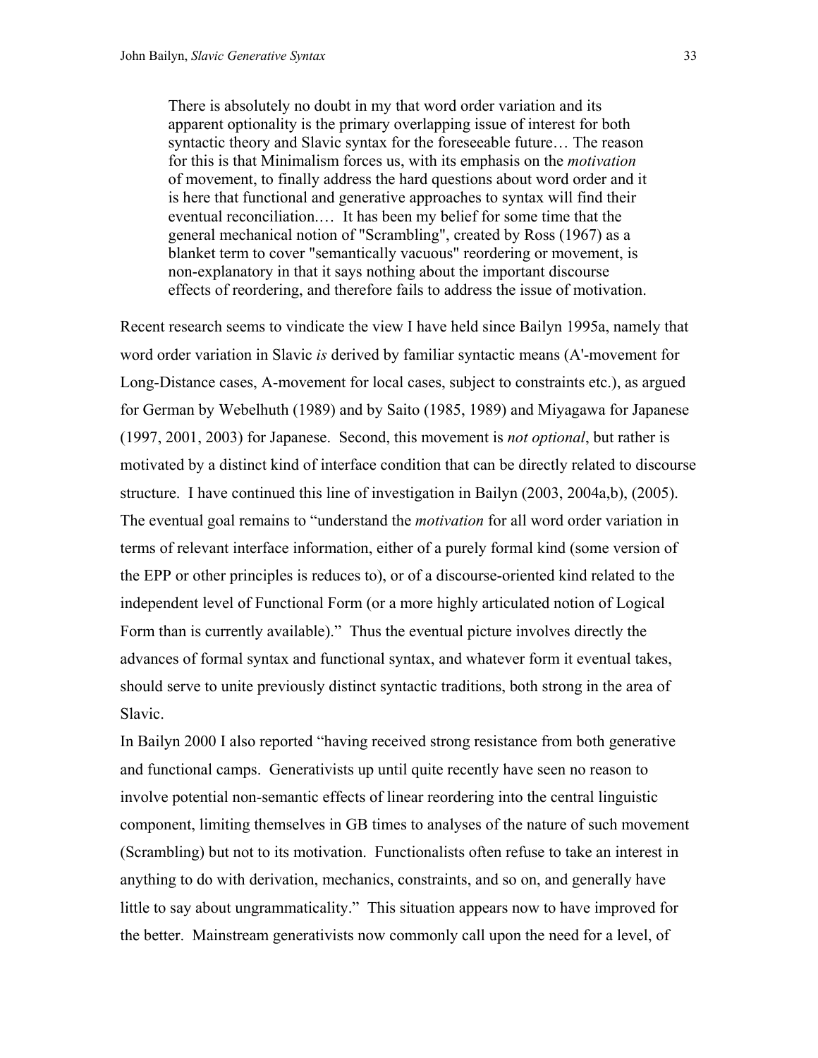> There is absolutely no doubt in my that word order variation and its apparent optionality is the primary overlapping issue of interest for both syntactic theory and Slavic syntax for the foreseeable future… The reason for this is that Minimalism forces us, with its emphasis on the *motivation* of movement, to finally address the hard questions about word order and it is here that functional and generative approaches to syntax will find their eventual reconciliation.… It has been my belief for some time that the general mechanical notion of "Scrambling", created by Ross (1967) as a blanket term to cover "semantically vacuous" reordering or movement, is non-explanatory in that it says nothing about the important discourse effects of reordering, and therefore fails to address the issue of motivation.

Recent research seems to vindicate the view I have held since Bailyn 1995a, namely that word order variation in Slavic *is* derived by familiar syntactic means (A'-movement for Long-Distance cases, A-movement for local cases, subject to constraints etc.), as argued for German by Webelhuth (1989) and by Saito (1985, 1989) and Miyagawa for Japanese (1997, 2001, 2003) for Japanese. Second, this movement is *not optional*, but rather is motivated by a distinct kind of interface condition that can be directly related to discourse structure. I have continued this line of investigation in Bailyn (2003, 2004a,b), (2005). The eventual goal remains to "understand the *motivation* for all word order variation in terms of relevant interface information, either of a purely formal kind (some version of the EPP or other principles is reduces to), or of a discourse-oriented kind related to the independent level of Functional Form (or a more highly articulated notion of Logical Form than is currently available)." Thus the eventual picture involves directly the advances of formal syntax and functional syntax, and whatever form it eventual takes, should serve to unite previously distinct syntactic traditions, both strong in the area of Slavic.

In Bailyn 2000 I also reported "having received strong resistance from both generative and functional camps. Generativists up until quite recently have seen no reason to involve potential non-semantic effects of linear reordering into the central linguistic component, limiting themselves in GB times to analyses of the nature of such movement (Scrambling) but not to its motivation. Functionalists often refuse to take an interest in anything to do with derivation, mechanics, constraints, and so on, and generally have little to say about ungrammaticality." This situation appears now to have improved for the better. Mainstream generativists now commonly call upon the need for a level, of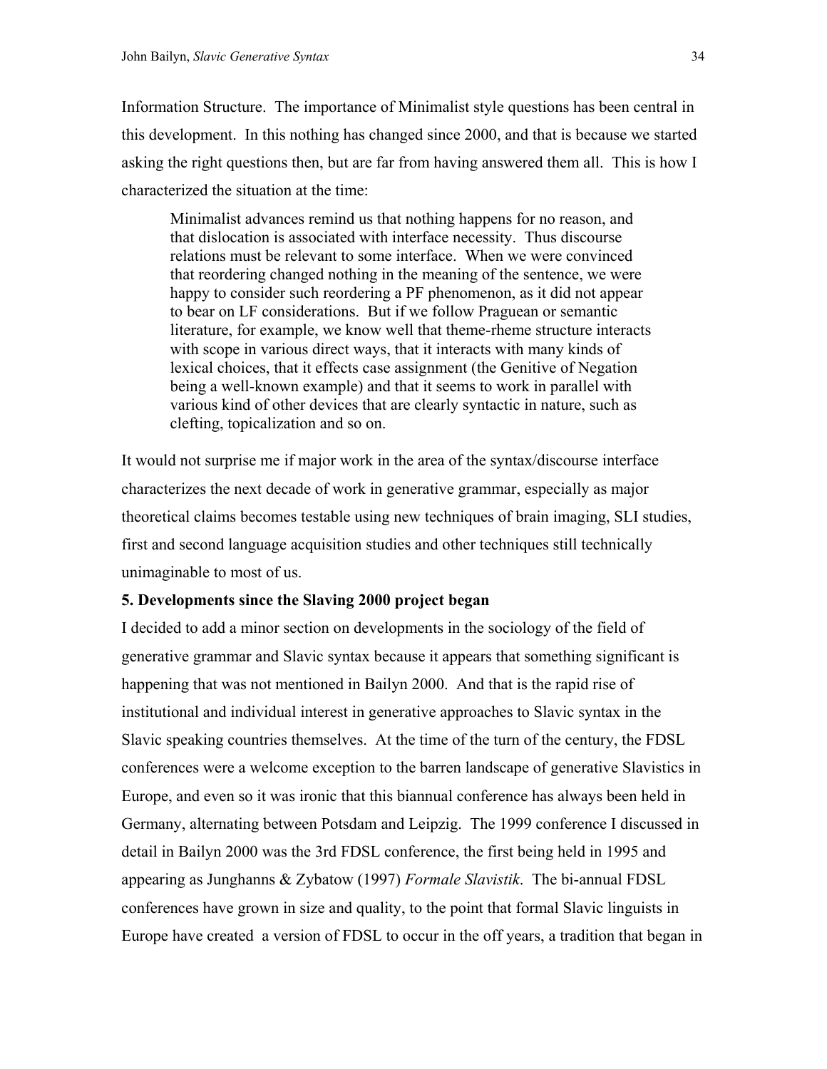Information Structure. The importance of Minimalist style questions has been central in this development. In this nothing has changed since 2000, and that is because we started asking the right questions then, but are far from having answered them all. This is how I characterized the situation at the time:

> Minimalist advances remind us that nothing happens for no reason, and that dislocation is associated with interface necessity. Thus discourse relations must be relevant to some interface. When we were convinced that reordering changed nothing in the meaning of the sentence, we were happy to consider such reordering a PF phenomenon, as it did not appear to bear on LF considerations. But if we follow Praguean or semantic literature, for example, we know well that theme-rheme structure interacts with scope in various direct ways, that it interacts with many kinds of lexical choices, that it effects case assignment (the Genitive of Negation being a well-known example) and that it seems to work in parallel with various kind of other devices that are clearly syntactic in nature, such as clefting, topicalization and so on.

It would not surprise me if major work in the area of the syntax/discourse interface characterizes the next decade of work in generative grammar, especially as major theoretical claims becomes testable using new techniques of brain imaging, SLI studies, first and second language acquisition studies and other techniques still technically unimaginable to most of us.

**5. Developments since the Slaving 2000 project began**

I decided to add a minor section on developments in the sociology of the field of generative grammar and Slavic syntax because it appears that something significant is happening that was not mentioned in Bailyn 2000. And that is the rapid rise of institutional and individual interest in generative approaches to Slavic syntax in the Slavic speaking countries themselves. At the time of the turn of the century, the FDSL conferences were a welcome exception to the barren landscape of generative Slavistics in Europe, and even so it was ironic that this biannual conference has always been held in Germany, alternating between Potsdam and Leipzig. The 1999 conference I discussed in detail in Bailyn 2000 was the 3rd FDSL conference, the first being held in 1995 and appearing as Junghanns & Zybatow (1997) *Formale Slavistik*. The bi-annual FDSL conferences have grown in size and quality, to the point that formal Slavic linguists in Europe have created a version of FDSL to occur in the off years, a tradition that began in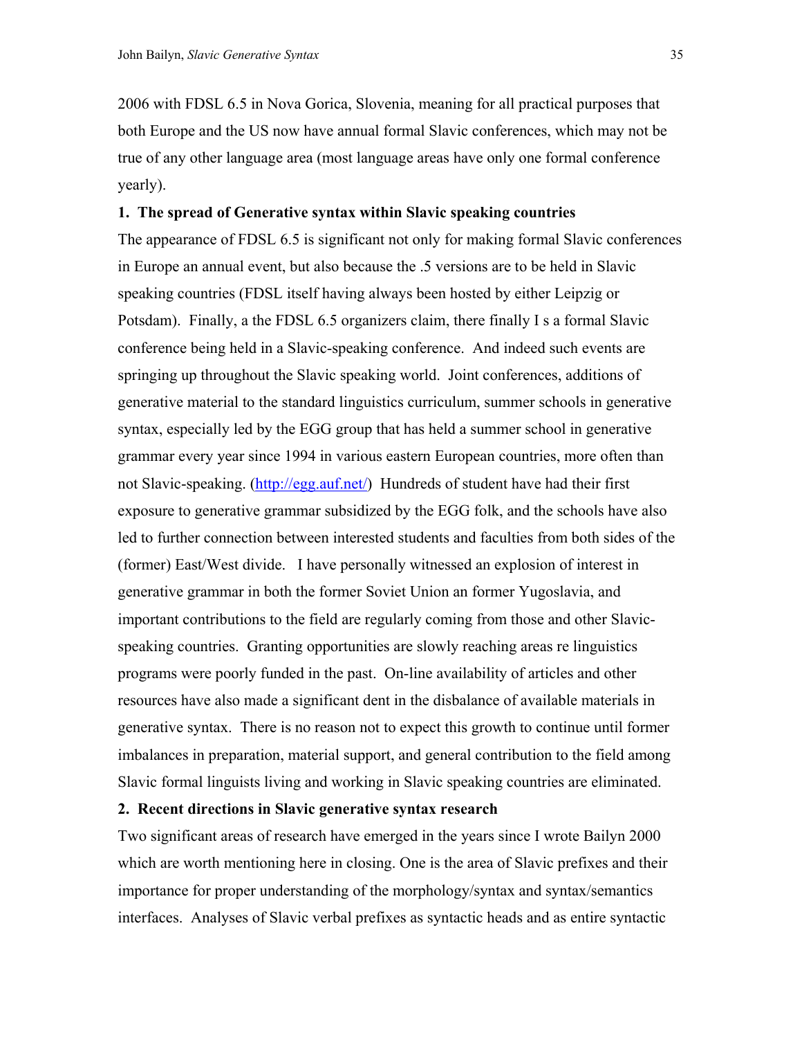2006 with FDSL 6.5 in Nova Gorica, Slovenia, meaning for all practical purposes that both Europe and the US now have annual formal Slavic conferences, which may not be true of any other language area (most language areas have only one formal conference yearly).

**1. The spread of Generative syntax within Slavic speaking countries**

The appearance of FDSL 6.5 is significant not only for making formal Slavic conferences in Europe an annual event, but also because the .5 versions are to be held in Slavic speaking countries (FDSL itself having always been hosted by either Leipzig or Potsdam). Finally, a the FDSL 6.5 organizers claim, there finally I s a formal Slavic conference being held in a Slavic-speaking conference. And indeed such events are springing up throughout the Slavic speaking world. Joint conferences, additions of generative material to the standard linguistics curriculum, summer schools in generative syntax, especially led by the EGG group that has held a summer school in generative grammar every year since 1994 in various eastern European countries, more often than not Slavic-speaking. (http://egg.auf.net/) Hundreds of student have had their first exposure to generative grammar subsidized by the EGG folk, and the schools have also led to further connection between interested students and faculties from both sides of the (former) East/West divide. I have personally witnessed an explosion of interest in generative grammar in both the former Soviet Union an former Yugoslavia, and important contributions to the field are regularly coming from those and other Slavic-speaking countries. Granting opportunities are slowly reaching areas re linguistics programs were poorly funded in the past. On-line availability of articles and other resources have also made a significant dent in the disbalance of available materials in generative syntax. There is no reason not to expect this growth to continue until former imbalances in preparation, material support, and general contribution to the field among Slavic formal linguists living and working in Slavic speaking countries are eliminated.

**2. Recent directions in Slavic generative syntax research**

Two significant areas of research have emerged in the years since I wrote Bailyn 2000 which are worth mentioning here in closing. One is the area of Slavic prefixes and their importance for proper understanding of the morphology/syntax and syntax/semantics interfaces. Analyses of Slavic verbal prefixes as syntactic heads and as entire syntactic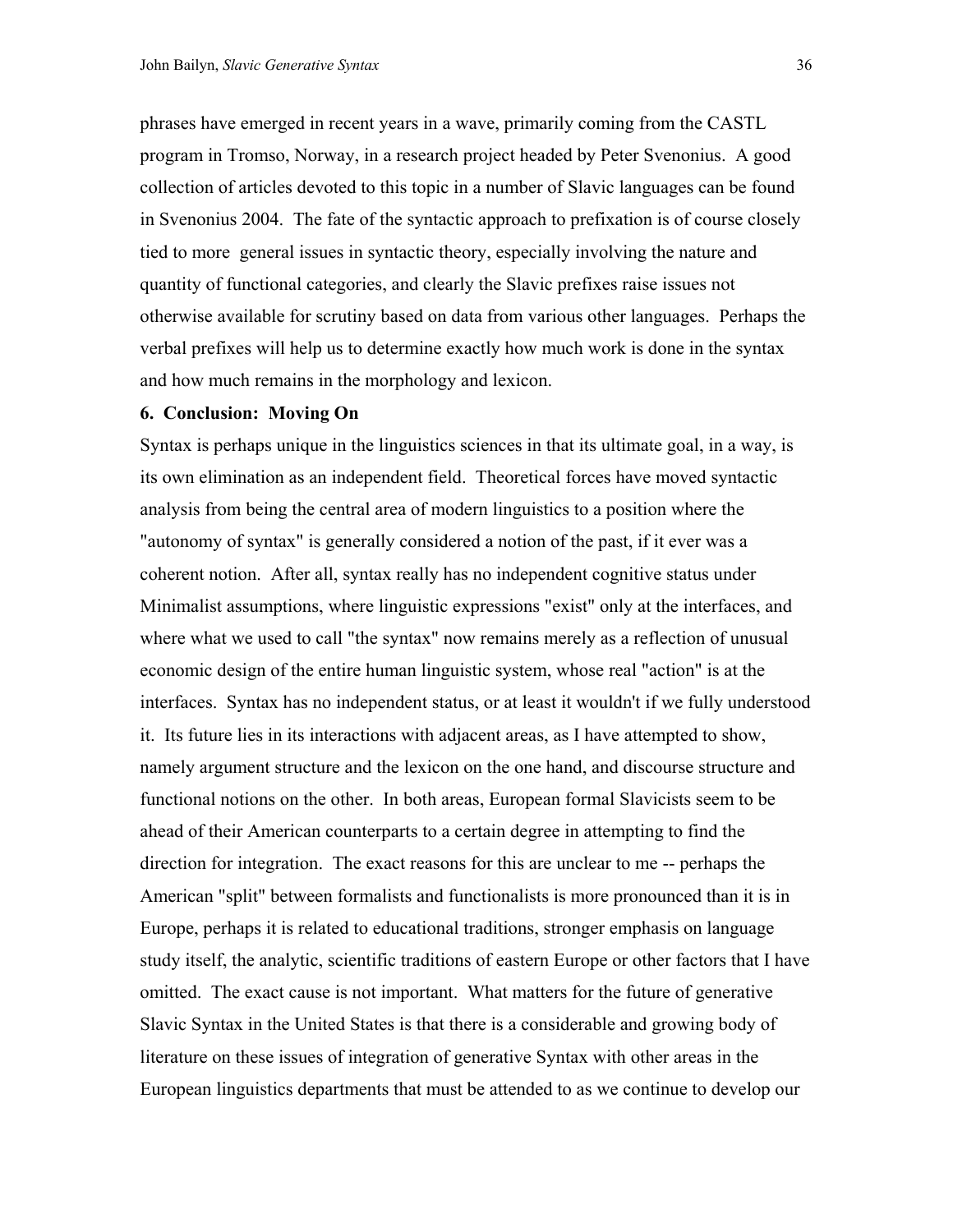phrases have emerged in recent years in a wave, primarily coming from the CASTL program in Tromso, Norway, in a research project headed by Peter Svenonius. A good collection of articles devoted to this topic in a number of Slavic languages can be found in Svenonius 2004. The fate of the syntactic approach to prefixation is of course closely tied to more general issues in syntactic theory, especially involving the nature and quantity of functional categories, and clearly the Slavic prefixes raise issues not otherwise available for scrutiny based on data from various other languages. Perhaps the verbal prefixes will help us to determine exactly how much work is done in the syntax and how much remains in the morphology and lexicon.

### 6. Conclusion: Moving On

Syntax is perhaps unique in the linguistics sciences in that its ultimate goal, in a way, is its own elimination as an independent field. Theoretical forces have moved syntactic analysis from being the central area of modern linguistics to a position where the "autonomy of syntax" is generally considered a notion of the past, if it ever was a coherent notion. After all, syntax really has no independent cognitive status under Minimalist assumptions, where linguistic expressions "exist" only at the interfaces, and where what we used to call "the syntax" now remains merely as a reflection of unusual economic design of the entire human linguistic system, whose real "action" is at the interfaces. Syntax has no independent status, or at least it wouldn't if we fully understood it. Its future lies in its interactions with adjacent areas, as I have attempted to show, namely argument structure and the lexicon on the one hand, and discourse structure and functional notions on the other. In both areas, European formal Slavicists seem to be ahead of their American counterparts to a certain degree in attempting to find the direction for integration. The exact reasons for this are unclear to me -- perhaps the American "split" between formalists and functionalists is more pronounced than it is in Europe, perhaps it is related to educational traditions, stronger emphasis on language study itself, the analytic, scientific traditions of eastern Europe or other factors that I have omitted. The exact cause is not important. What matters for the future of generative Slavic Syntax in the United States is that there is a considerable and growing body of literature on these issues of integration of generative Syntax with other areas in the European linguistics departments that must be attended to as we continue to develop our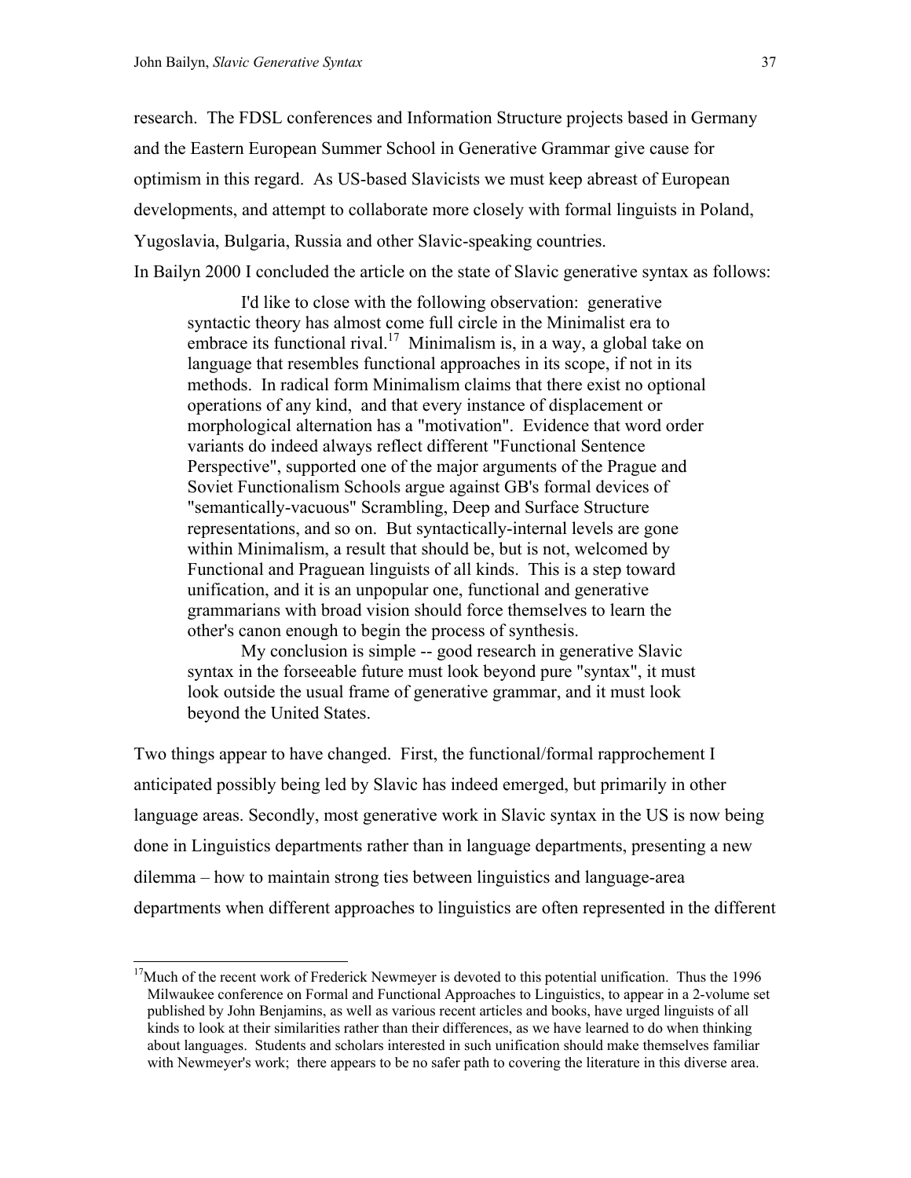research. The FDSL conferences and Information Structure projects based in Germany and the Eastern European Summer School in Generative Grammar give cause for optimism in this regard. As US-based Slavicists we must keep abreast of European developments, and attempt to collaborate more closely with formal linguists in Poland, Yugoslavia, Bulgaria, Russia and other Slavic-speaking countries.

In Bailyn 2000 I concluded the article on the state of Slavic generative syntax as follows:

> I'd like to close with the following observation: generative syntactic theory has almost come full circle in the Minimalist era to embrace its functional rival.[17] Minimalism is, in a way, a global take on language that resembles functional approaches in its scope, if not in its methods. In radical form Minimalism claims that there exist no optional operations of any kind, and that every instance of displacement or morphological alternation has a "motivation". Evidence that word order variants do indeed always reflect different "Functional Sentence Perspective", supported one of the major arguments of the Prague and Soviet Functionalism Schools argue against GB's formal devices of "semantically-vacuous" Scrambling, Deep and Surface Structure representations, and so on. But syntactically-internal levels are gone within Minimalism, a result that should be, but is not, welcomed by Functional and Praguean linguists of all kinds. This is a step toward unification, and it is an unpopular one, functional and generative grammarians with broad vision should force themselves to learn the other's canon enough to begin the process of synthesis.
>
> My conclusion is simple -- good research in generative Slavic syntax in the forseeable future must look beyond pure "syntax", it must look outside the usual frame of generative grammar, and it must look beyond the United States.

Two things appear to have changed. First, the functional/formal rapprochement I anticipated possibly being led by Slavic has indeed emerged, but primarily in other language areas. Secondly, most generative work in Slavic syntax in the US is now being done in Linguistics departments rather than in language departments, presenting a new dilemma – how to maintain strong ties between linguistics and language-area departments when different approaches to linguistics are often represented in the different

[17] Much of the recent work of Frederick Newmeyer is devoted to this potential unification. Thus the 1996 Milwaukee conference on Formal and Functional Approaches to Linguistics, to appear in a 2-volume set published by John Benjamins, as well as various recent articles and books, have urged linguists of all kinds to look at their similarities rather than their differences, as we have learned to do when thinking about languages. Students and scholars interested in such unification should make themselves familiar with Newmeyer's work; there appears to be no safer path to covering the literature in this diverse area.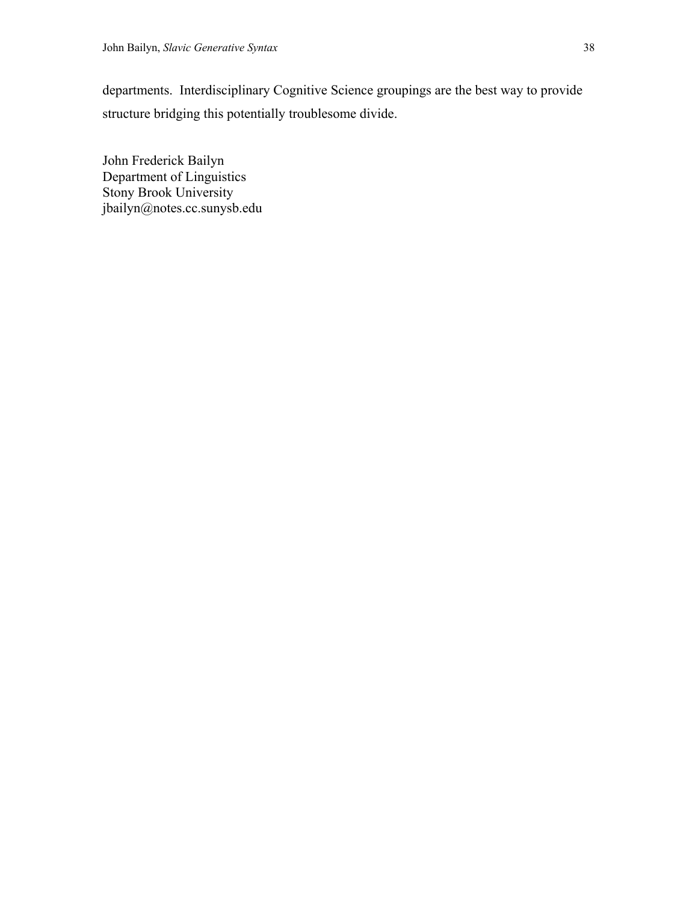departments. Interdisciplinary Cognitive Science groupings are the best way to provide structure bridging this potentially troublesome divide.

John Frederick Bailyn
Department of Linguistics
Stony Brook University
jbailyn@notes.cc.sunysb.edu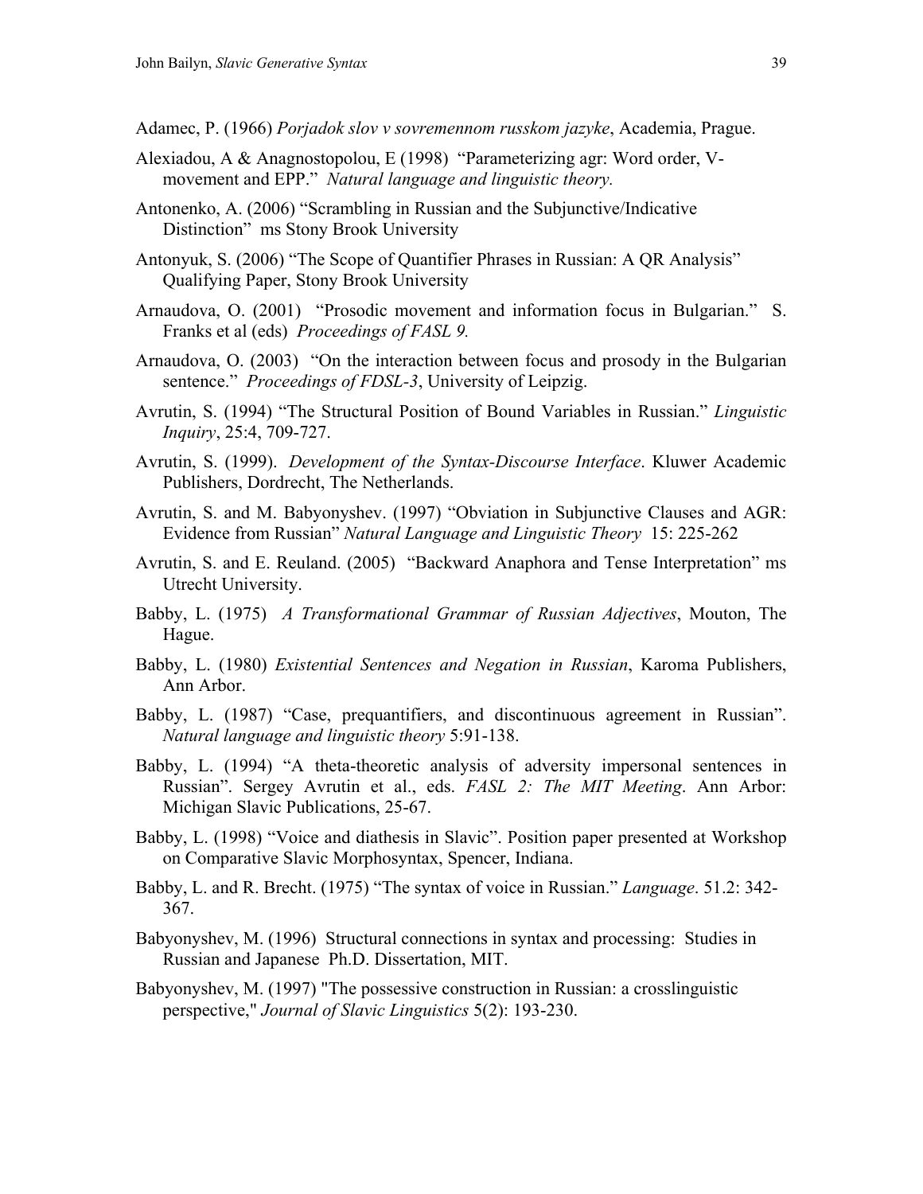Adamec, P. (1966) *Porjadok slov v sovremennom russkom jazyke*, Academia, Prague.

Alexiadou, A & Anagnostopolou, E (1998) "Parameterizing agr: Word order, V-movement and EPP." *Natural language and linguistic theory.*

Antonenko, A. (2006) "Scrambling in Russian and the Subjunctive/Indicative Distinction" ms Stony Brook University

Antonyuk, S. (2006) "The Scope of Quantifier Phrases in Russian: A QR Analysis" Qualifying Paper, Stony Brook University

Arnaudova, O. (2001) "Prosodic movement and information focus in Bulgarian." S. Franks et al (eds) *Proceedings of FASL 9.*

Arnaudova, O. (2003) "On the interaction between focus and prosody in the Bulgarian sentence." *Proceedings of FDSL-3*, University of Leipzig.

Avrutin, S. (1994) "The Structural Position of Bound Variables in Russian." *Linguistic Inquiry*, 25:4, 709-727.

Avrutin, S. (1999). *Development of the Syntax-Discourse Interface*. Kluwer Academic Publishers, Dordrecht, The Netherlands.

Avrutin, S. and M. Babyonyshev. (1997) "Obviation in Subjunctive Clauses and AGR: Evidence from Russian" *Natural Language and Linguistic Theory* 15: 225-262

Avrutin, S. and E. Reuland. (2005) "Backward Anaphora and Tense Interpretation" ms Utrecht University.

Babby, L. (1975) *A Transformational Grammar of Russian Adjectives*, Mouton, The Hague.

Babby, L. (1980) *Existential Sentences and Negation in Russian*, Karoma Publishers, Ann Arbor.

Babby, L. (1987) "Case, prequantifiers, and discontinuous agreement in Russian". *Natural language and linguistic theory* 5:91-138.

Babby, L. (1994) "A theta-theoretic analysis of adversity impersonal sentences in Russian". Sergey Avrutin et al., eds. *FASL 2: The MIT Meeting*. Ann Arbor: Michigan Slavic Publications, 25-67.

Babby, L. (1998) "Voice and diathesis in Slavic". Position paper presented at Workshop on Comparative Slavic Morphosyntax, Spencer, Indiana.

Babby, L. and R. Brecht. (1975) "The syntax of voice in Russian." *Language*. 51.2: 342-367.

Babyonyshev, M. (1996) Structural connections in syntax and processing: Studies in Russian and Japanese Ph.D. Dissertation, MIT.

Babyonyshev, M. (1997) "The possessive construction in Russian: a crosslinguistic perspective," *Journal of Slavic Linguistics* 5(2): 193-230.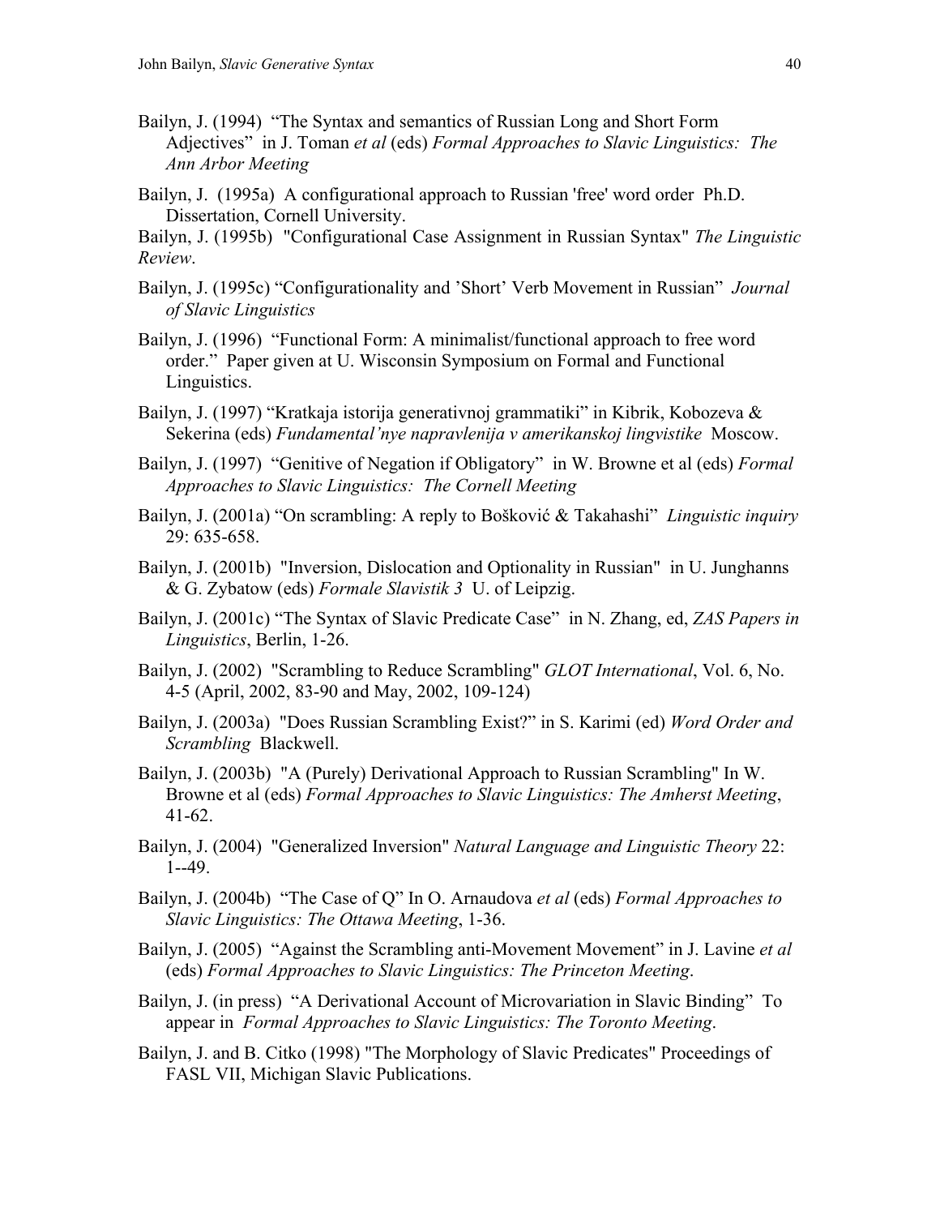Bailyn, J. (1994) "The Syntax and semantics of Russian Long and Short Form Adjectives" in J. Toman *et al* (eds) *Formal Approaches to Slavic Linguistics: The Ann Arbor Meeting*

Bailyn, J. (1995a) A configurational approach to Russian 'free' word order Ph.D. Dissertation, Cornell University.

Bailyn, J. (1995b) "Configurational Case Assignment in Russian Syntax" *The Linguistic Review*.

Bailyn, J. (1995c) "Configurationality and 'Short' Verb Movement in Russian" *Journal of Slavic Linguistics*

Bailyn, J. (1996) "Functional Form: A minimalist/functional approach to free word order." Paper given at U. Wisconsin Symposium on Formal and Functional Linguistics.

Bailyn, J. (1997) "Kratkaja istorija generativnoj grammatiki" in Kibrik, Kobozeva & Sekerina (eds) *Fundamental'nye napravlenija v amerikanskoj lingvistike* Moscow.

Bailyn, J. (1997) "Genitive of Negation if Obligatory" in W. Browne et al (eds) *Formal Approaches to Slavic Linguistics: The Cornell Meeting*

Bailyn, J. (2001a) "On scrambling: A reply to Bošković & Takahashi" *Linguistic inquiry* 29: 635-658.

Bailyn, J. (2001b) "Inversion, Dislocation and Optionality in Russian" in U. Junghanns & G. Zybatow (eds) *Formale Slavistik 3* U. of Leipzig.

Bailyn, J. (2001c) "The Syntax of Slavic Predicate Case" in N. Zhang, ed, *ZAS Papers in Linguistics*, Berlin, 1-26.

Bailyn, J. (2002) "Scrambling to Reduce Scrambling" *GLOT International*, Vol. 6, No. 4-5 (April, 2002, 83-90 and May, 2002, 109-124)

Bailyn, J. (2003a) "Does Russian Scrambling Exist?" in S. Karimi (ed) *Word Order and Scrambling* Blackwell.

Bailyn, J. (2003b) "A (Purely) Derivational Approach to Russian Scrambling" In W. Browne et al (eds) *Formal Approaches to Slavic Linguistics: The Amherst Meeting*, 41-62.

Bailyn, J. (2004) "Generalized Inversion" *Natural Language and Linguistic Theory* 22: 1--49.

Bailyn, J. (2004b) "The Case of Q" In O. Arnaudova *et al* (eds) *Formal Approaches to Slavic Linguistics: The Ottawa Meeting*, 1-36.

Bailyn, J. (2005) "Against the Scrambling anti-Movement Movement" in J. Lavine *et al* (eds) *Formal Approaches to Slavic Linguistics: The Princeton Meeting*.

Bailyn, J. (in press) "A Derivational Account of Microvariation in Slavic Binding" To appear in *Formal Approaches to Slavic Linguistics: The Toronto Meeting*.

Bailyn, J. and B. Citko (1998) "The Morphology of Slavic Predicates" Proceedings of FASL VII, Michigan Slavic Publications.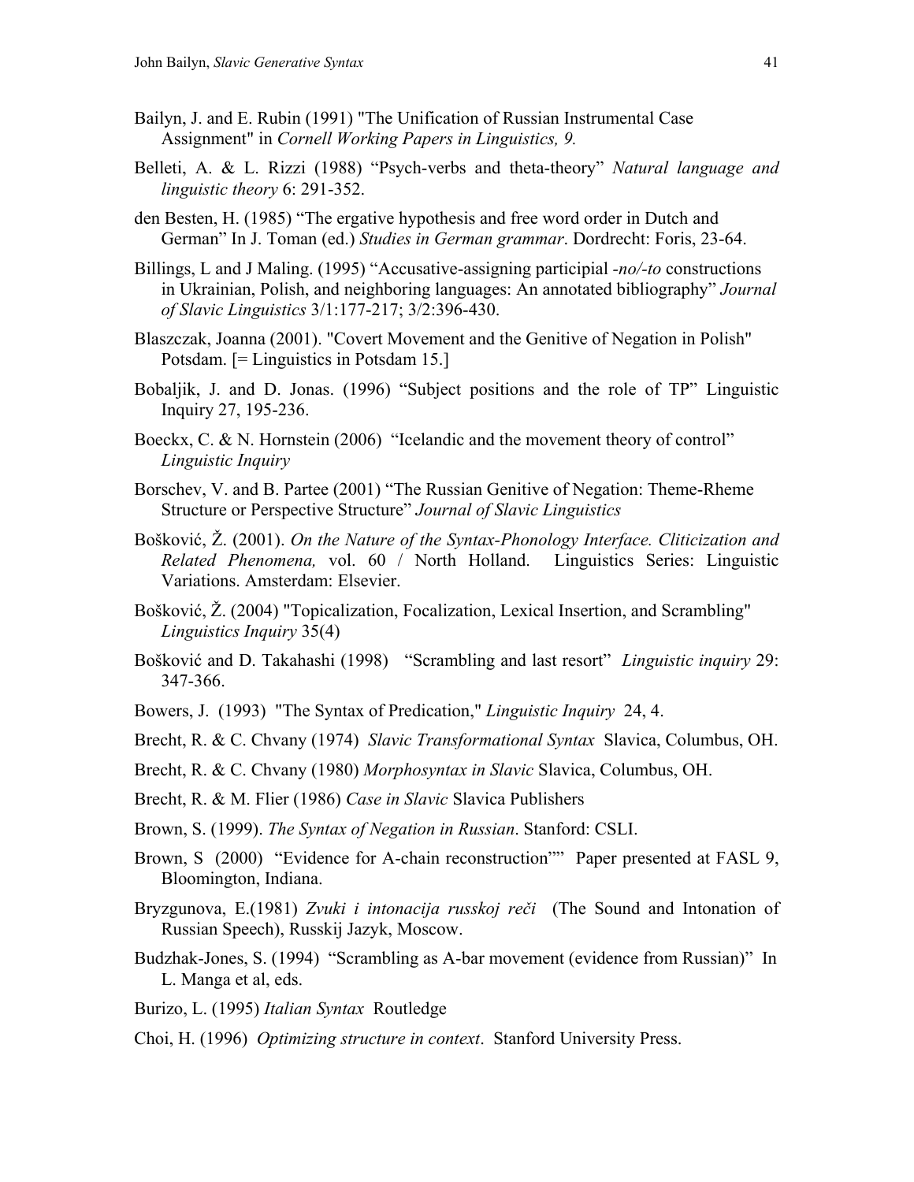Bailyn, J. and E. Rubin (1991) "The Unification of Russian Instrumental Case Assignment" in *Cornell Working Papers in Linguistics, 9.*

Belleti, A. & L. Rizzi (1988) "Psych-verbs and theta-theory" *Natural language and linguistic theory* 6: 291-352.

den Besten, H. (1985) "The ergative hypothesis and free word order in Dutch and German" In J. Toman (ed.) *Studies in German grammar*. Dordrecht: Foris, 23-64.

Billings, L and J Maling. (1995) "Accusative-assigning participial *-no/-to* constructions in Ukrainian, Polish, and neighboring languages: An annotated bibliography" *Journal of Slavic Linguistics* 3/1:177-217; 3/2:396-430.

Blaszczak, Joanna (2001). "Covert Movement and the Genitive of Negation in Polish" Potsdam. [= Linguistics in Potsdam 15.]

Bobaljik, J. and D. Jonas. (1996) "Subject positions and the role of TP" Linguistic Inquiry 27, 195-236.

Boeckx, C. & N. Hornstein (2006) "Icelandic and the movement theory of control" *Linguistic Inquiry*

Borschev, V. and B. Partee (2001) "The Russian Genitive of Negation: Theme-Rheme Structure or Perspective Structure" *Journal of Slavic Linguistics*

Bošković, Ž. (2001). *On the Nature of the Syntax-Phonology Interface. Cliticization and Related Phenomena,* vol. 60 / North Holland. Linguistics Series: Linguistic Variations. Amsterdam: Elsevier.

Bošković, Ž. (2004) "Topicalization, Focalization, Lexical Insertion, and Scrambling" *Linguistics Inquiry* 35(4)

Bošković and D. Takahashi (1998) "Scrambling and last resort" *Linguistic inquiry* 29: 347-366.

Bowers, J. (1993) "The Syntax of Predication," *Linguistic Inquiry* 24, 4.

Brecht, R. & C. Chvany (1974) *Slavic Transformational Syntax* Slavica, Columbus, OH.

Brecht, R. & C. Chvany (1980) *Morphosyntax in Slavic* Slavica, Columbus, OH.

Brecht, R. & M. Flier (1986) *Case in Slavic* Slavica Publishers

Brown, S. (1999). *The Syntax of Negation in Russian*. Stanford: CSLI.

Brown, S (2000) "Evidence for A-chain reconstruction"" Paper presented at FASL 9, Bloomington, Indiana.

Bryzgunova, E.(1981) *Zvuki i intonacija russkoj reči* (The Sound and Intonation of Russian Speech), Russkij Jazyk, Moscow.

Budzhak-Jones, S. (1994) "Scrambling as A-bar movement (evidence from Russian)" In L. Manga et al, eds.

Burizo, L. (1995) *Italian Syntax* Routledge

Choi, H. (1996) *Optimizing structure in context*. Stanford University Press.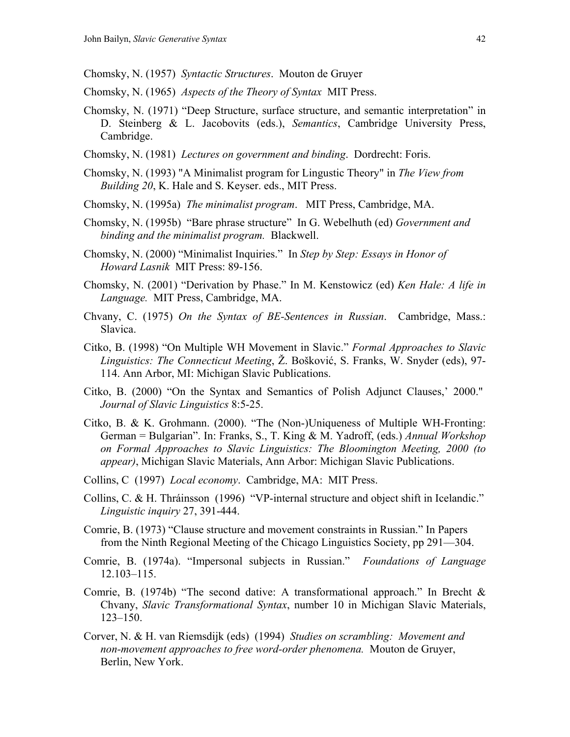Chomsky, N. (1957) *Syntactic Structures*. Mouton de Gruyer

Chomsky, N. (1965) *Aspects of the Theory of Syntax* MIT Press.

Chomsky, N. (1971) "Deep Structure, surface structure, and semantic interpretation" in D. Steinberg & L. Jacobovits (eds.), *Semantics*, Cambridge University Press, Cambridge.

Chomsky, N. (1981) *Lectures on government and binding*. Dordrecht: Foris.

Chomsky, N. (1993) "A Minimalist program for Lingustic Theory" in *The View from Building 20*, K. Hale and S. Keyser. eds., MIT Press.

Chomsky, N. (1995a) *The minimalist program*. MIT Press, Cambridge, MA.

Chomsky, N. (1995b) "Bare phrase structure" In G. Webelhuth (ed) *Government and binding and the minimalist program.* Blackwell.

Chomsky, N. (2000) "Minimalist Inquiries." In *Step by Step: Essays in Honor of Howard Lasnik* MIT Press: 89-156.

Chomsky, N. (2001) "Derivation by Phase." In M. Kenstowicz (ed) *Ken Hale: A life in Language.* MIT Press, Cambridge, MA.

Chvany, C. (1975) *On the Syntax of BE-Sentences in Russian*. Cambridge, Mass.: Slavica.

Citko, B. (1998) "On Multiple WH Movement in Slavic." *Formal Approaches to Slavic Linguistics: The Connecticut Meeting*, Ž. Bošković, S. Franks, W. Snyder (eds), 97-114. Ann Arbor, MI: Michigan Slavic Publications.

Citko, B. (2000) "On the Syntax and Semantics of Polish Adjunct Clauses,' 2000." *Journal of Slavic Linguistics* 8:5-25.

Citko, B. & K. Grohmann. (2000). "The (Non-)Uniqueness of Multiple WH-Fronting: German = Bulgarian". In: Franks, S., T. King & M. Yadroff, (eds.) *Annual Workshop on Formal Approaches to Slavic Linguistics: The Bloomington Meeting, 2000 (to appear)*, Michigan Slavic Materials, Ann Arbor: Michigan Slavic Publications.

Collins, C (1997) *Local economy*. Cambridge, MA: MIT Press.

Collins, C. & H. Thráinsson (1996) "VP-internal structure and object shift in Icelandic." *Linguistic inquiry* 27, 391-444.

Comrie, B. (1973) "Clause structure and movement constraints in Russian." In Papers from the Ninth Regional Meeting of the Chicago Linguistics Society, pp 291—304.

Comrie, B. (1974a). "Impersonal subjects in Russian." *Foundations of Language* 12.103–115.

Comrie, B. (1974b) "The second dative: A transformational approach." In Brecht & Chvany, *Slavic Transformational Syntax*, number 10 in Michigan Slavic Materials, 123–150.

Corver, N. & H. van Riemsdijk (eds) (1994) *Studies on scrambling: Movement and non-movement approaches to free word-order phenomena.* Mouton de Gruyer, Berlin, New York.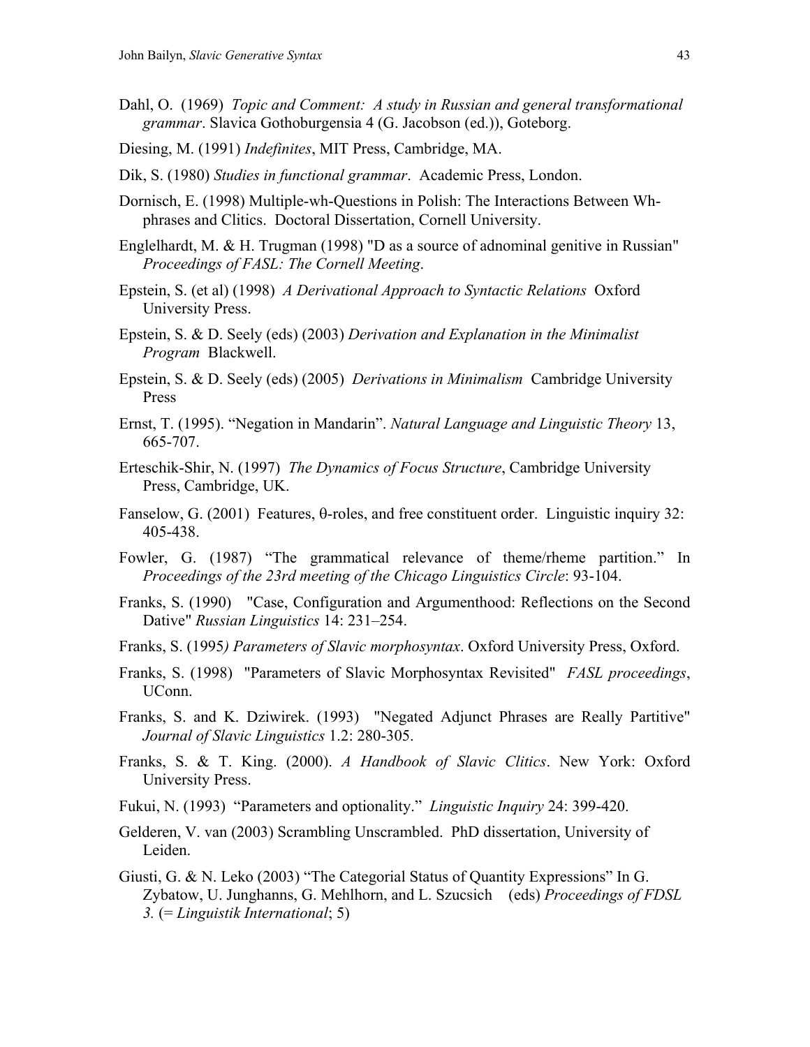Dahl, O. (1969) *Topic and Comment: A study in Russian and general transformational grammar*. Slavica Gothoburgensia 4 (G. Jacobson (ed.)), Goteborg.

Diesing, M. (1991) *Indefinites*, MIT Press, Cambridge, MA.

Dik, S. (1980) *Studies in functional grammar*. Academic Press, London.

Dornisch, E. (1998) Multiple-wh-Questions in Polish: The Interactions Between Wh-phrases and Clitics. Doctoral Dissertation, Cornell University.

Englelhardt, M. & H. Trugman (1998) "D as a source of adnominal genitive in Russian" *Proceedings of FASL: The Cornell Meeting*.

Epstein, S. (et al) (1998) *A Derivational Approach to Syntactic Relations* Oxford University Press.

Epstein, S. & D. Seely (eds) (2003) *Derivation and Explanation in the Minimalist Program* Blackwell.

Epstein, S. & D. Seely (eds) (2005) *Derivations in Minimalism* Cambridge University Press

Ernst, T. (1995). "Negation in Mandarin". *Natural Language and Linguistic Theory* 13, 665-707.

Erteschik-Shir, N. (1997) *The Dynamics of Focus Structure*, Cambridge University Press, Cambridge, UK.

Fanselow, G. (2001) Features, θ-roles, and free constituent order. Linguistic inquiry 32: 405-438.

Fowler, G. (1987) "The grammatical relevance of theme/rheme partition." In *Proceedings of the 23rd meeting of the Chicago Linguistics Circle*: 93-104.

Franks, S. (1990) "Case, Configuration and Argumenthood: Reflections on the Second Dative" *Russian Linguistics* 14: 231–254.

Franks, S. (1995*) Parameters of Slavic morphosyntax*. Oxford University Press, Oxford.

Franks, S. (1998) "Parameters of Slavic Morphosyntax Revisited" *FASL proceedings*, UConn.

Franks, S. and K. Dziwirek. (1993) "Negated Adjunct Phrases are Really Partitive" *Journal of Slavic Linguistics* 1.2: 280-305.

Franks, S. & T. King. (2000). *A Handbook of Slavic Clitics*. New York: Oxford University Press.

Fukui, N. (1993) "Parameters and optionality." *Linguistic Inquiry* 24: 399-420.

Gelderen, V. van (2003) Scrambling Unscrambled. PhD dissertation, University of Leiden.

Giusti, G. & N. Leko (2003) "The Categorial Status of Quantity Expressions" In G. Zybatow, U. Junghanns, G. Mehlhorn, and L. Szucsich (eds) *Proceedings of FDSL 3.* (= *Linguistik International*; 5)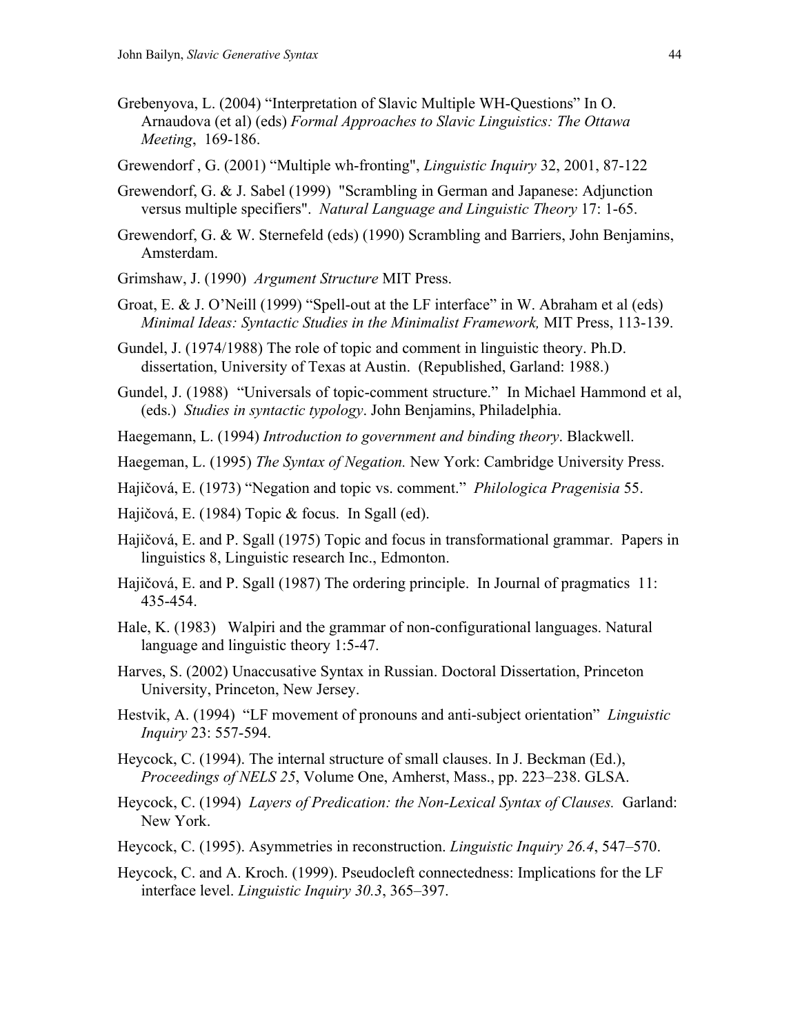Grebenyova, L. (2004) “Interpretation of Slavic Multiple WH-Questions” In O. Arnaudova (et al) (eds) *Formal Approaches to Slavic Linguistics: The Ottawa Meeting*, 169-186.

Grewendorf , G. (2001) “Multiple wh-fronting", *Linguistic Inquiry* 32, 2001, 87-122

Grewendorf, G. & J. Sabel (1999) "Scrambling in German and Japanese: Adjunction versus multiple specifiers". *Natural Language and Linguistic Theory* 17: 1-65.

Grewendorf, G. & W. Sternefeld (eds) (1990) Scrambling and Barriers, John Benjamins, Amsterdam.

Grimshaw, J. (1990) *Argument Structure* MIT Press.

Groat, E. & J. O'Neill (1999) “Spell-out at the LF interface” in W. Abraham et al (eds) *Minimal Ideas: Syntactic Studies in the Minimalist Framework,* MIT Press, 113-139.

Gundel, J. (1974/1988) The role of topic and comment in linguistic theory. Ph.D. dissertation, University of Texas at Austin. (Republished, Garland: 1988.)

Gundel, J. (1988) “Universals of topic-comment structure.” In Michael Hammond et al, (eds.) *Studies in syntactic typology*. John Benjamins, Philadelphia.

Haegemann, L. (1994) *Introduction to government and binding theory*. Blackwell.

Haegeman, L. (1995) *The Syntax of Negation.* New York: Cambridge University Press.

Hajičová, E. (1973) “Negation and topic vs. comment.” *Philologica Pragenisia* 55.

Hajičová, E. (1984) Topic & focus. In Sgall (ed).

Hajičová, E. and P. Sgall (1975) Topic and focus in transformational grammar. Papers in linguistics 8, Linguistic research Inc., Edmonton.

Hajičová, E. and P. Sgall (1987) The ordering principle. In Journal of pragmatics 11: 435-454.

Hale, K. (1983) Walpiri and the grammar of non-configurational languages. Natural language and linguistic theory 1:5-47.

Harves, S. (2002) Unaccusative Syntax in Russian. Doctoral Dissertation, Princeton University, Princeton, New Jersey.

Hestvik, A. (1994) “LF movement of pronouns and anti-subject orientation” *Linguistic Inquiry* 23: 557-594.

Heycock, C. (1994). The internal structure of small clauses. In J. Beckman (Ed.), *Proceedings of NELS 25*, Volume One, Amherst, Mass., pp. 223–238. GLSA.

Heycock, C. (1994) *Layers of Predication: the Non-Lexical Syntax of Clauses.* Garland: New York.

Heycock, C. (1995). Asymmetries in reconstruction. *Linguistic Inquiry 26.4*, 547–570.

Heycock, C. and A. Kroch. (1999). Pseudocleft connectedness: Implications for the LF interface level. *Linguistic Inquiry 30.3*, 365–397.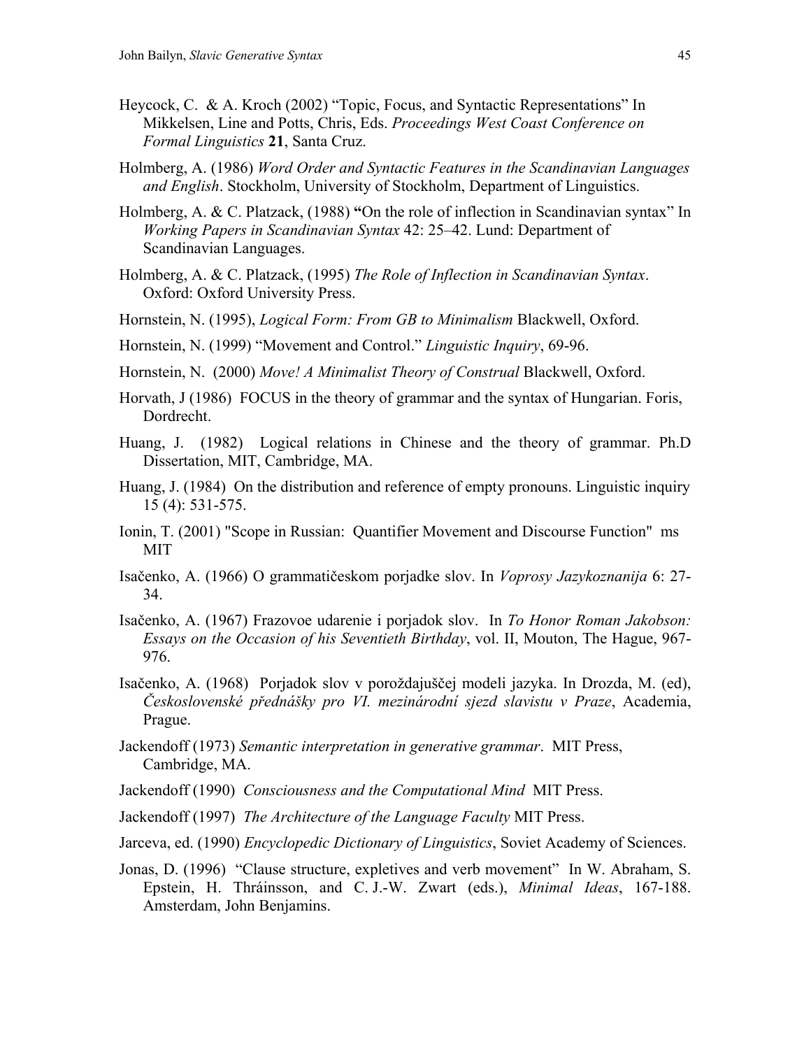Heycock, C. & A. Kroch (2002) “Topic, Focus, and Syntactic Representations” In Mikkelsen, Line and Potts, Chris, Eds. *Proceedings West Coast Conference on Formal Linguistics* **21**, Santa Cruz.

Holmberg, A. (1986) *Word Order and Syntactic Features in the Scandinavian Languages and English*. Stockholm, University of Stockholm, Department of Linguistics.

Holmberg, A. & C. Platzack, (1988) **“**On the role of inflection in Scandinavian syntax” In *Working Papers in Scandinavian Syntax* 42: 25–42. Lund: Department of Scandinavian Languages.

Holmberg, A. & C. Platzack, (1995) *The Role of Inflection in Scandinavian Syntax*. Oxford: Oxford University Press.

Hornstein, N. (1995), *Logical Form: From GB to Minimalism* Blackwell, Oxford.

Hornstein, N. (1999) “Movement and Control.” *Linguistic Inquiry*, 69-96.

Hornstein, N. (2000) *Move! A Minimalist Theory of Construal* Blackwell, Oxford.

Horvath, J (1986) FOCUS in the theory of grammar and the syntax of Hungarian. Foris, Dordrecht.

Huang, J. (1982) Logical relations in Chinese and the theory of grammar. Ph.D Dissertation, MIT, Cambridge, MA.

Huang, J. (1984) On the distribution and reference of empty pronouns. Linguistic inquiry 15 (4): 531-575.

Ionin, T. (2001) "Scope in Russian: Quantifier Movement and Discourse Function" ms MIT

Isačenko, A. (1966) O grammatičeskom porjadke slov. In *Voprosy Jazykoznanija* 6: 27-34.

Isačenko, A. (1967) Frazovoe udarenie i porjadok slov. In *To Honor Roman Jakobson: Essays on the Occasion of his Seventieth Birthday*, vol. II, Mouton, The Hague, 967-976.

Isačenko, A. (1968) Porjadok slov v poroždajuščej modeli jazyka. In Drozda, M. (ed), *Československé přednášky pro VI. mezinárodní sjezd slavistu v Praze*, Academia, Prague.

Jackendoff (1973) *Semantic interpretation in generative grammar*. MIT Press, Cambridge, MA.

Jackendoff (1990) *Consciousness and the Computational Mind* MIT Press.

Jackendoff (1997) *The Architecture of the Language Faculty* MIT Press.

Jarceva, ed. (1990) *Encyclopedic Dictionary of Linguistics*, Soviet Academy of Sciences.

Jonas, D. (1996) “Clause structure, expletives and verb movement” In W. Abraham, S. Epstein, H. Thráinsson, and C. J.-W. Zwart (eds.), *Minimal Ideas*, 167-188. Amsterdam, John Benjamins.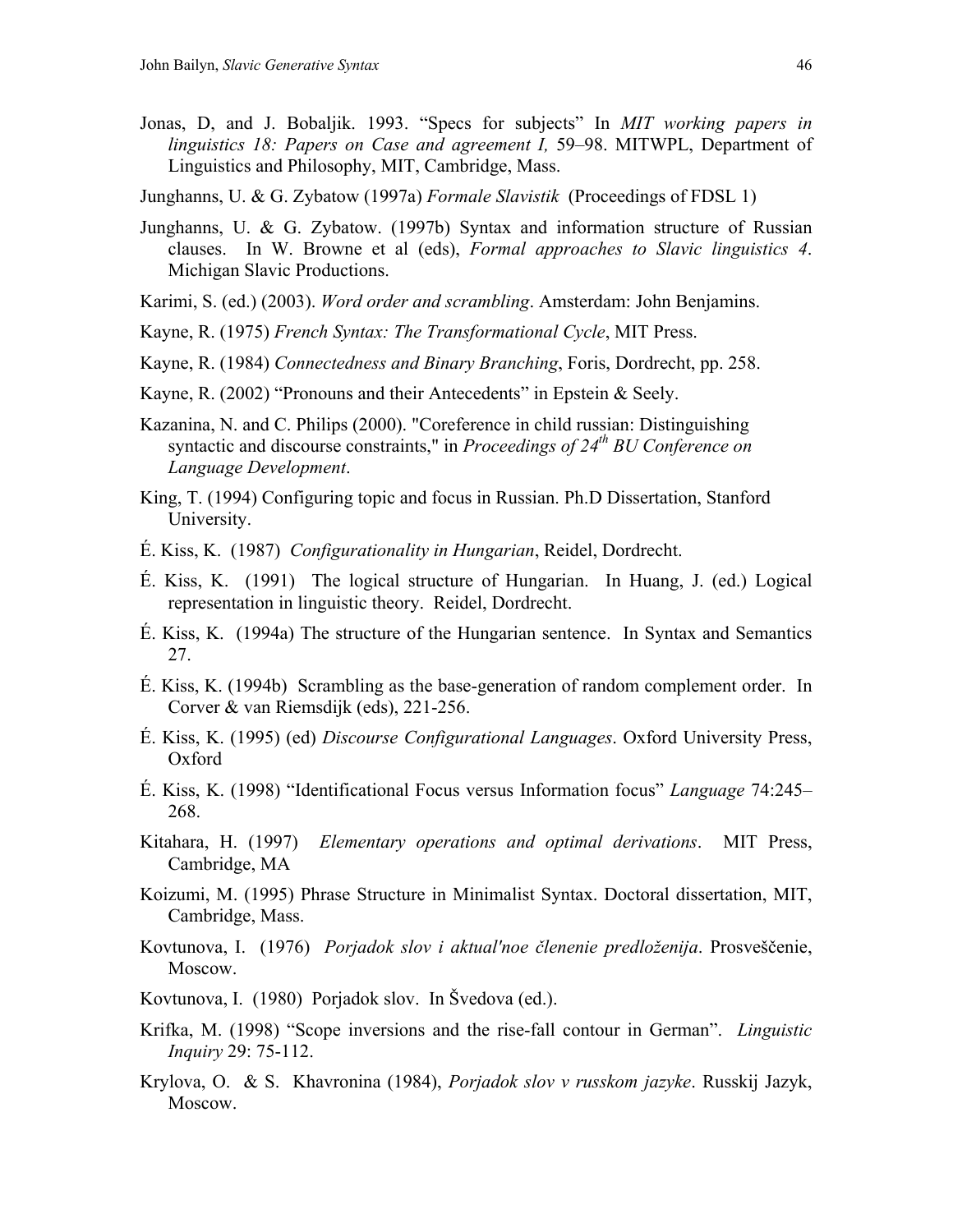Jonas, D, and J. Bobaljik. 1993. “Specs for subjects” In *MIT working papers in linguistics 18: Papers on Case and agreement I,* 59–98. MITWPL, Department of Linguistics and Philosophy, MIT, Cambridge, Mass.

Junghanns, U. & G. Zybatow (1997a) *Formale Slavistik* (Proceedings of FDSL 1)

Junghanns, U. & G. Zybatow. (1997b) Syntax and information structure of Russian clauses. In W. Browne et al (eds), *Formal approaches to Slavic linguistics 4*. Michigan Slavic Productions.

Karimi, S. (ed.) (2003). *Word order and scrambling*. Amsterdam: John Benjamins.

Kayne, R. (1975) *French Syntax: The Transformational Cycle*, MIT Press.

Kayne, R. (1984) *Connectedness and Binary Branching*, Foris, Dordrecht, pp. 258.

Kayne, R. (2002) “Pronouns and their Antecedents” in Epstein & Seely.

Kazanina, N. and C. Philips (2000). "Coreference in child russian: Distinguishing syntactic and discourse constraints," in *Proceedings of 24th BU Conference on Language Development*.

King, T. (1994) Configuring topic and focus in Russian. Ph.D Dissertation, Stanford University.

É. Kiss, K. (1987) *Configurationality in Hungarian*, Reidel, Dordrecht.

É. Kiss, K. (1991) The logical structure of Hungarian. In Huang, J. (ed.) Logical representation in linguistic theory. Reidel, Dordrecht.

É. Kiss, K. (1994a) The structure of the Hungarian sentence. In Syntax and Semantics 27.

É. Kiss, K. (1994b) Scrambling as the base-generation of random complement order. In Corver & van Riemsdijk (eds), 221-256.

É. Kiss, K. (1995) (ed) *Discourse Configurational Languages*. Oxford University Press, Oxford

É. Kiss, K. (1998) “Identificational Focus versus Information focus” *Language* 74:245–268.

Kitahara, H. (1997) *Elementary operations and optimal derivations*. MIT Press, Cambridge, MA

Koizumi, M. (1995) Phrase Structure in Minimalist Syntax. Doctoral dissertation, MIT, Cambridge, Mass.

Kovtunova, I. (1976) *Porjadok slov i aktual'noe členenie predloženija*. Prosveščenie, Moscow.

Kovtunova, I. (1980) Porjadok slov. In Švedova (ed.).

Krifka, M. (1998) “Scope inversions and the rise-fall contour in German”. *Linguistic Inquiry* 29: 75-112.

Krylova, O. & S. Khavronina (1984), *Porjadok slov v russkom jazyke*. Russkij Jazyk, Moscow.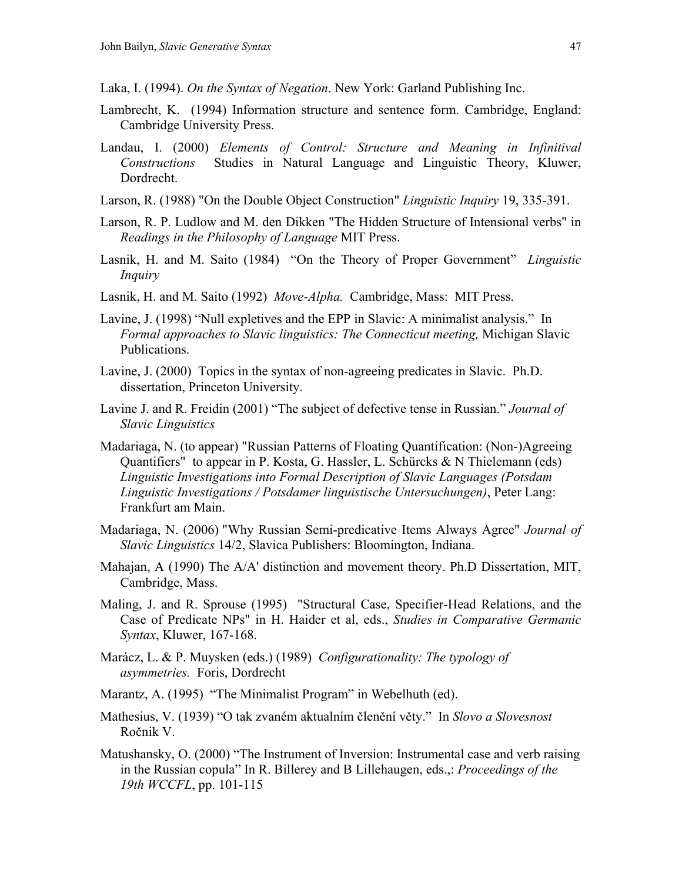Laka, I. (1994). *On the Syntax of Negation*. New York: Garland Publishing Inc.

Lambrecht, K. (1994) Information structure and sentence form. Cambridge, England: Cambridge University Press.

Landau, I. (2000) *Elements of Control: Structure and Meaning in Infinitival Constructions* Studies in Natural Language and Linguistic Theory, Kluwer, Dordrecht.

Larson, R. (1988) "On the Double Object Construction" *Linguistic Inquiry* 19, 335-391.

Larson, R. P. Ludlow and M. den Dikken "The Hidden Structure of Intensional verbs" in *Readings in the Philosophy of Language* MIT Press.

Lasnik, H. and M. Saito (1984) "On the Theory of Proper Government" *Linguistic Inquiry*

Lasnik, H. and M. Saito (1992) *Move-Alpha.* Cambridge, Mass: MIT Press.

Lavine, J. (1998) "Null expletives and the EPP in Slavic: A minimalist analysis." In *Formal approaches to Slavic linguistics: The Connecticut meeting,* Michigan Slavic Publications.

Lavine, J. (2000) Topics in the syntax of non-agreeing predicates in Slavic. Ph.D. dissertation, Princeton University.

Lavine J. and R. Freidin (2001) "The subject of defective tense in Russian." *Journal of Slavic Linguistics*

Madariaga, N. (to appear) "Russian Patterns of Floating Quantification: (Non-)Agreeing Quantifiers" to appear in P. Kosta, G. Hassler, L. Schürcks & N Thielemann (eds) *Linguistic Investigations into Formal Description of Slavic Languages (Potsdam Linguistic Investigations / Potsdamer linguistische Untersuchungen)*, Peter Lang: Frankfurt am Main.

Madariaga, N. (2006) "Why Russian Semi-predicative Items Always Agree" *Journal of Slavic Linguistics* 14/2, Slavica Publishers: Bloomington, Indiana.

Mahajan, A (1990) The A/A' distinction and movement theory. Ph.D Dissertation, MIT, Cambridge, Mass.

Maling, J. and R. Sprouse (1995) "Structural Case, Specifier-Head Relations, and the Case of Predicate NPs" in H. Haider et al, eds., *Studies in Comparative Germanic Syntax*, Kluwer, 167-168.

Marácz, L. & P. Muysken (eds.) (1989) *Configurationality: The typology of asymmetries.* Foris, Dordrecht

Marantz, A. (1995) "The Minimalist Program" in Webelhuth (ed).

Mathesius, V. (1939) "O tak zvaném aktualním členění věty." In *Slovo a Slovesnost* Ročnik V.

Matushansky, O. (2000) "The Instrument of Inversion: Instrumental case and verb raising in the Russian copula" In R. Billerey and B Lillehaugen, eds.,: *Proceedings of the 19th WCCFL*, pp. 101-115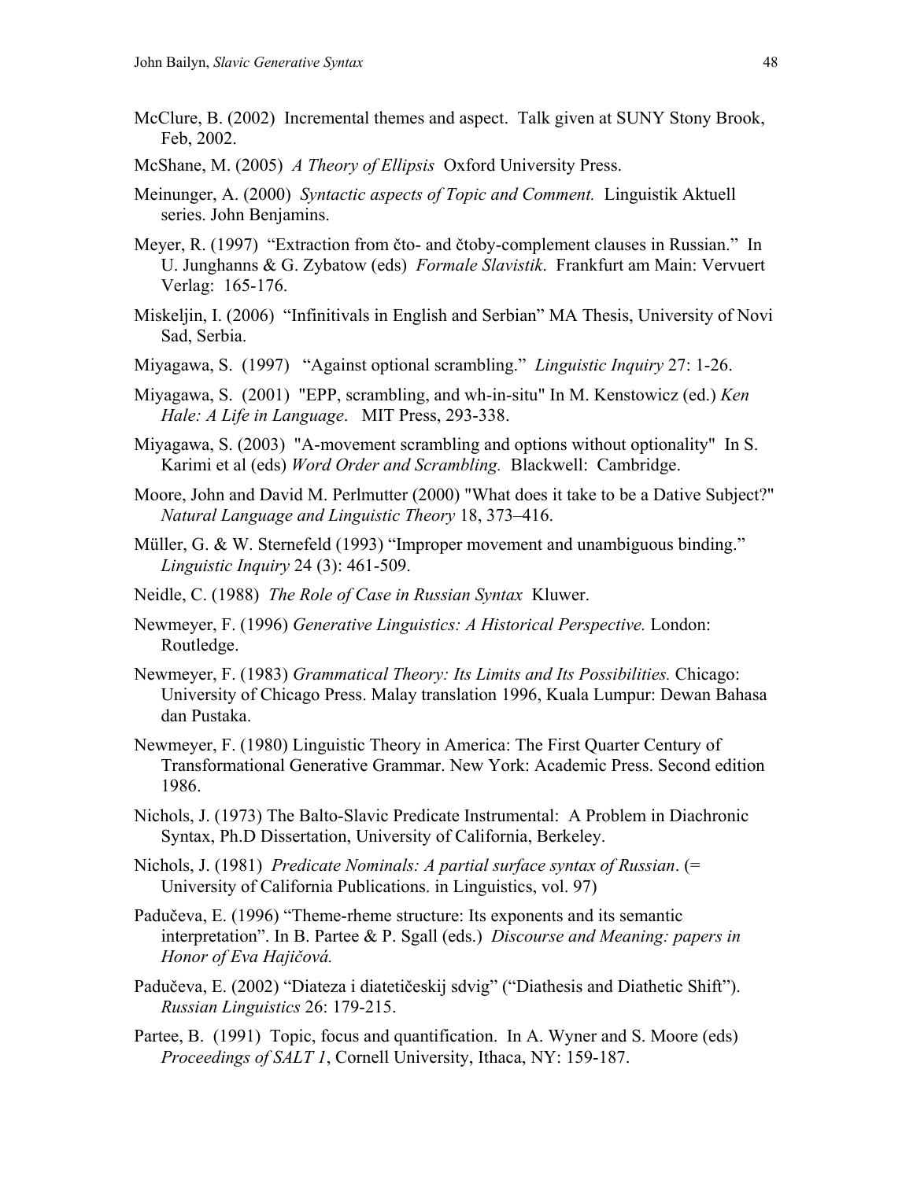McClure, B. (2002) Incremental themes and aspect. Talk given at SUNY Stony Brook, Feb, 2002.

McShane, M. (2005) *A Theory of Ellipsis* Oxford University Press.

Meinunger, A. (2000) *Syntactic aspects of Topic and Comment.* Linguistik Aktuell series. John Benjamins.

Meyer, R. (1997) "Extraction from čto- and čtoby-complement clauses in Russian." In U. Junghanns & G. Zybatow (eds) *Formale Slavistik*. Frankfurt am Main: Vervuert Verlag: 165-176.

Miskeljin, I. (2006) "Infinitivals in English and Serbian" MA Thesis, University of Novi Sad, Serbia.

Miyagawa, S. (1997) "Against optional scrambling." *Linguistic Inquiry* 27: 1-26.

Miyagawa, S. (2001) "EPP, scrambling, and wh-in-situ" In M. Kenstowicz (ed.) *Ken Hale: A Life in Language*. MIT Press, 293-338.

Miyagawa, S. (2003) "A-movement scrambling and options without optionality" In S. Karimi et al (eds) *Word Order and Scrambling.* Blackwell: Cambridge.

Moore, John and David M. Perlmutter (2000) "What does it take to be a Dative Subject?" *Natural Language and Linguistic Theory* 18, 373–416.

Müller, G. & W. Sternefeld (1993) "Improper movement and unambiguous binding." *Linguistic Inquiry* 24 (3): 461-509.

Neidle, C. (1988) *The Role of Case in Russian Syntax* Kluwer.

Newmeyer, F. (1996) *Generative Linguistics: A Historical Perspective.* London: Routledge.

Newmeyer, F. (1983) *Grammatical Theory: Its Limits and Its Possibilities.* Chicago: University of Chicago Press. Malay translation 1996, Kuala Lumpur: Dewan Bahasa dan Pustaka.

Newmeyer, F. (1980) Linguistic Theory in America: The First Quarter Century of Transformational Generative Grammar. New York: Academic Press. Second edition 1986.

Nichols, J. (1973) The Balto-Slavic Predicate Instrumental: A Problem in Diachronic Syntax, Ph.D Dissertation, University of California, Berkeley.

Nichols, J. (1981) *Predicate Nominals: A partial surface syntax of Russian*. (= University of California Publications. in Linguistics, vol. 97)

Padučeva, E. (1996) "Theme-rheme structure: Its exponents and its semantic interpretation". In B. Partee & P. Sgall (eds.) *Discourse and Meaning: papers in Honor of Eva Hajičová.*

Padučeva, E. (2002) "Diateza i diatetičeskij sdvig" ("Diathesis and Diathetic Shift"). *Russian Linguistics* 26: 179-215.

Partee, B. (1991) Topic, focus and quantification. In A. Wyner and S. Moore (eds) *Proceedings of SALT 1*, Cornell University, Ithaca, NY: 159-187.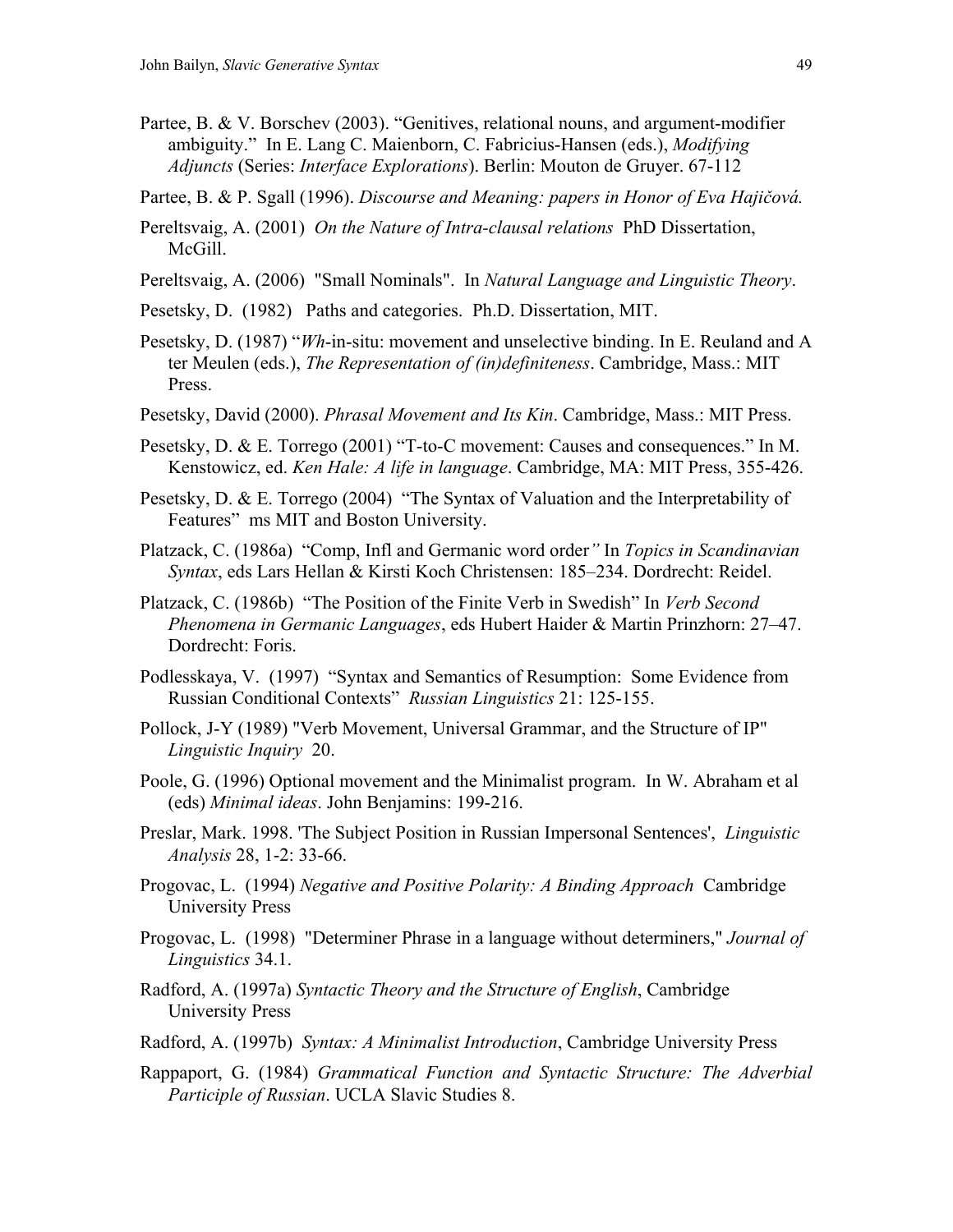Partee, B. & V. Borschev (2003). “Genitives, relational nouns, and argument-modifier ambiguity.” In E. Lang C. Maienborn, C. Fabricius-Hansen (eds.), *Modifying Adjuncts* (Series: *Interface Explorations*). Berlin: Mouton de Gruyer. 67-112

Partee, B. & P. Sgall (1996). *Discourse and Meaning: papers in Honor of Eva Hajičová.*

Pereltsvaig, A. (2001) *On the Nature of Intra-clausal relations* PhD Dissertation, McGill.

Pereltsvaig, A. (2006) "Small Nominals". In *Natural Language and Linguistic Theory*.

Pesetsky, D. (1982) Paths and categories. Ph.D. Dissertation, MIT.

Pesetsky, D. (1987) “*Wh*-in-situ: movement and unselective binding. In E. Reuland and A ter Meulen (eds.), *The Representation of (in)definiteness*. Cambridge, Mass.: MIT Press.

Pesetsky, David (2000). *Phrasal Movement and Its Kin*. Cambridge, Mass.: MIT Press.

Pesetsky, D. & E. Torrego (2001) “T-to-C movement: Causes and consequences.” In M. Kenstowicz, ed. *Ken Hale: A life in language*. Cambridge, MA: MIT Press, 355-426.

Pesetsky, D. & E. Torrego (2004) “The Syntax of Valuation and the Interpretability of Features” ms MIT and Boston University.

Platzack, C. (1986a) “Comp, Infl and Germanic word order*”* In *Topics in Scandinavian Syntax*, eds Lars Hellan & Kirsti Koch Christensen: 185–234. Dordrecht: Reidel.

Platzack, C. (1986b) “The Position of the Finite Verb in Swedish” In *Verb Second Phenomena in Germanic Languages*, eds Hubert Haider & Martin Prinzhorn: 27–47. Dordrecht: Foris.

Podlesskaya, V. (1997) “Syntax and Semantics of Resumption: Some Evidence from Russian Conditional Contexts” *Russian Linguistics* 21: 125-155.

Pollock, J-Y (1989) "Verb Movement, Universal Grammar, and the Structure of IP" *Linguistic Inquiry* 20.

Poole, G. (1996) Optional movement and the Minimalist program. In W. Abraham et al (eds) *Minimal ideas*. John Benjamins: 199-216.

Preslar, Mark. 1998. 'The Subject Position in Russian Impersonal Sentences', *Linguistic Analysis* 28, 1-2: 33-66.

Progovac, L. (1994) *Negative and Positive Polarity: A Binding Approach* Cambridge University Press

Progovac, L. (1998) "Determiner Phrase in a language without determiners," *Journal of Linguistics* 34.1.

Radford, A. (1997a) *Syntactic Theory and the Structure of English*, Cambridge University Press

Radford, A. (1997b) *Syntax: A Minimalist Introduction*, Cambridge University Press

Rappaport, G. (1984) *Grammatical Function and Syntactic Structure: The Adverbial Participle of Russian*. UCLA Slavic Studies 8.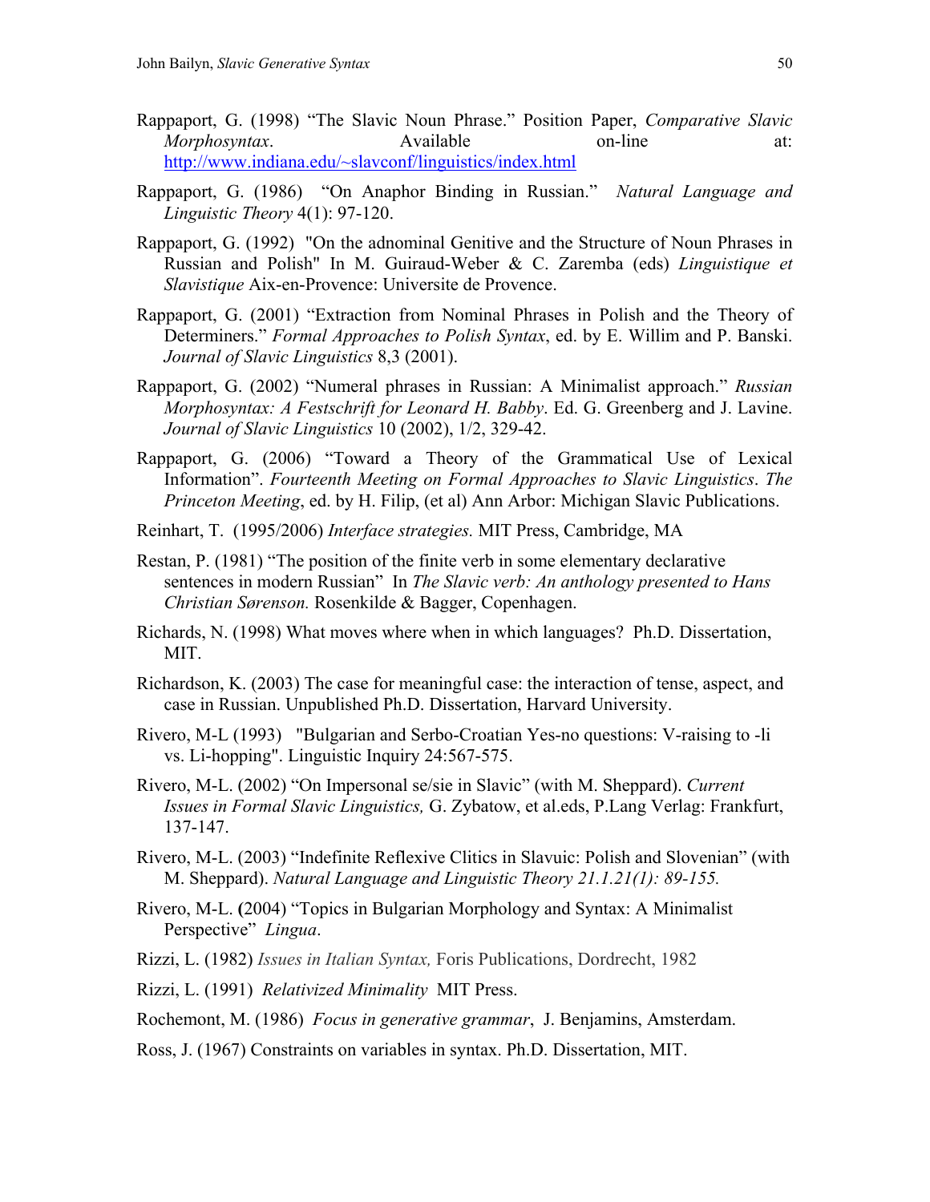Rappaport, G. (1998) "The Slavic Noun Phrase." Position Paper, *Comparative Slavic Morphosyntax*. Available on-line at: http://www.indiana.edu/~slavconf/linguistics/index.html

Rappaport, G. (1986) "On Anaphor Binding in Russian." *Natural Language and Linguistic Theory* 4(1): 97-120.

Rappaport, G. (1992) "On the adnominal Genitive and the Structure of Noun Phrases in Russian and Polish" In M. Guiraud-Weber & C. Zaremba (eds) *Linguistique et Slavistique* Aix-en-Provence: Universite de Provence.

Rappaport, G. (2001) "Extraction from Nominal Phrases in Polish and the Theory of Determiners." *Formal Approaches to Polish Syntax*, ed. by E. Willim and P. Banski. *Journal of Slavic Linguistics* 8,3 (2001).

Rappaport, G. (2002) "Numeral phrases in Russian: A Minimalist approach." *Russian Morphosyntax: A Festschrift for Leonard H. Babby*. Ed. G. Greenberg and J. Lavine. *Journal of Slavic Linguistics* 10 (2002), 1/2, 329-42.

Rappaport, G. (2006) "Toward a Theory of the Grammatical Use of Lexical Information". *Fourteenth Meeting on Formal Approaches to Slavic Linguistics*. *The Princeton Meeting*, ed. by H. Filip, (et al) Ann Arbor: Michigan Slavic Publications.

Reinhart, T. (1995/2006) *Interface strategies.* MIT Press, Cambridge, MA

Restan, P. (1981) "The position of the finite verb in some elementary declarative sentences in modern Russian" In *The Slavic verb: An anthology presented to Hans Christian Sørenson.* Rosenkilde & Bagger, Copenhagen.

Richards, N. (1998) What moves where when in which languages? Ph.D. Dissertation, MIT.

Richardson, K. (2003) The case for meaningful case: the interaction of tense, aspect, and case in Russian. Unpublished Ph.D. Dissertation, Harvard University.

Rivero, M-L (1993) "Bulgarian and Serbo-Croatian Yes-no questions: V-raising to -li vs. Li-hopping". Linguistic Inquiry 24:567-575.

Rivero, M-L. (2002) "On Impersonal se/sie in Slavic" (with M. Sheppard). *Current Issues in Formal Slavic Linguistics,* G. Zybatow, et al.eds, P.Lang Verlag: Frankfurt, 137-147.

Rivero, M-L. (2003) "Indefinite Reflexive Clitics in Slavuic: Polish and Slovenian" (with M. Sheppard). *Natural Language and Linguistic Theory 21.1.21(1): 89-155.*

Rivero, M-L. (2004) "Topics in Bulgarian Morphology and Syntax: A Minimalist Perspective" *Lingua*.

Rizzi, L. (1982) *Issues in Italian Syntax,* Foris Publications, Dordrecht, 1982

Rizzi, L. (1991) *Relativized Minimality* MIT Press.

Rochemont, M. (1986) *Focus in generative grammar*, J. Benjamins, Amsterdam.

Ross, J. (1967) Constraints on variables in syntax. Ph.D. Dissertation, MIT.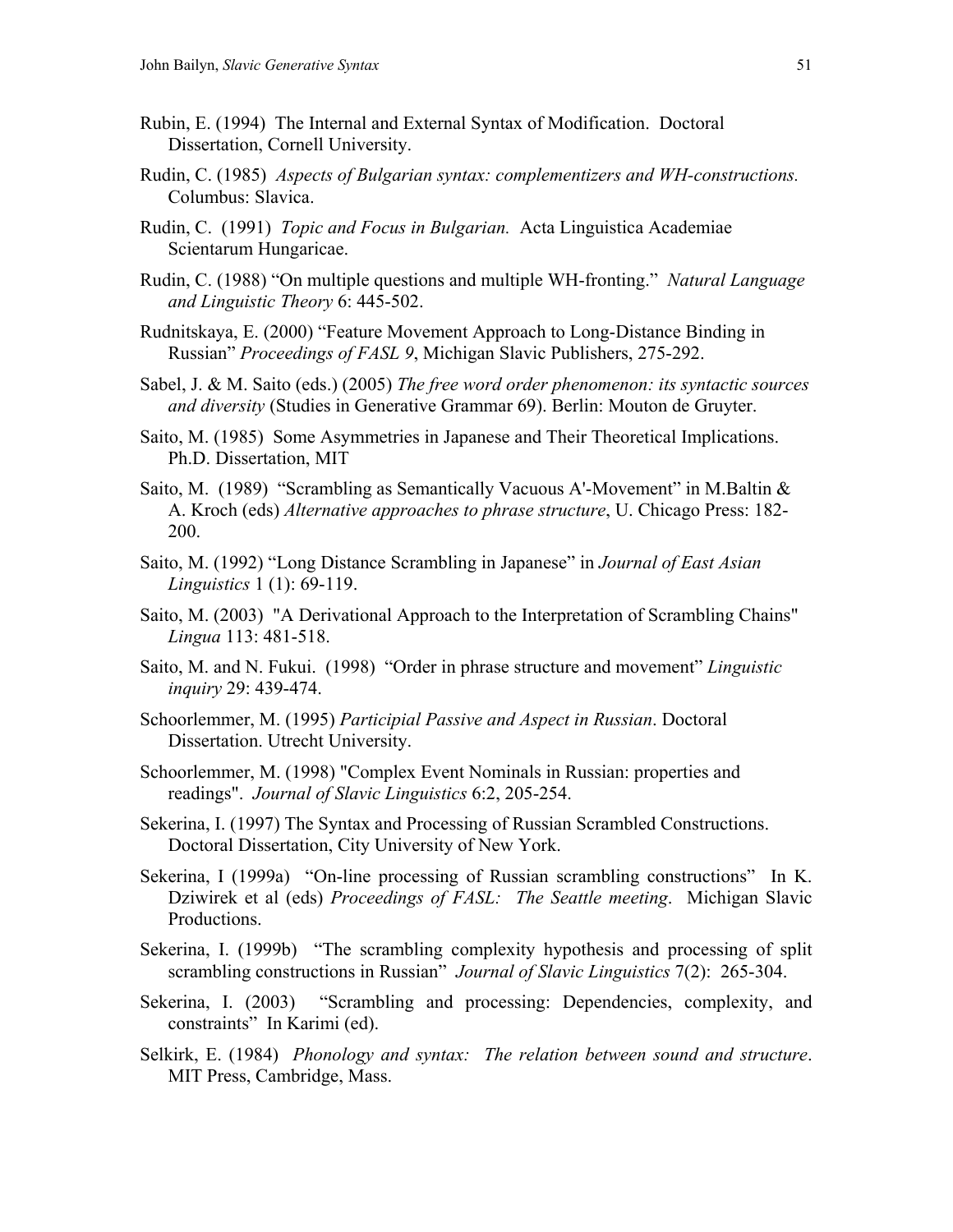Rubin, E. (1994) The Internal and External Syntax of Modification. Doctoral Dissertation, Cornell University.

Rudin, C. (1985) *Aspects of Bulgarian syntax: complementizers and WH-constructions.* Columbus: Slavica.

Rudin, C. (1991) *Topic and Focus in Bulgarian.* Acta Linguistica Academiae Scientarum Hungaricae.

Rudin, C. (1988) "On multiple questions and multiple WH-fronting." *Natural Language and Linguistic Theory* 6: 445-502.

Rudnitskaya, E. (2000) "Feature Movement Approach to Long-Distance Binding in Russian" *Proceedings of FASL 9*, Michigan Slavic Publishers, 275-292.

Sabel, J. & M. Saito (eds.) (2005) *The free word order phenomenon: its syntactic sources and diversity* (Studies in Generative Grammar 69). Berlin: Mouton de Gruyter.

Saito, M. (1985) Some Asymmetries in Japanese and Their Theoretical Implications. Ph.D. Dissertation, MIT

Saito, M. (1989) "Scrambling as Semantically Vacuous A'-Movement" in M.Baltin & A. Kroch (eds) *Alternative approaches to phrase structure*, U. Chicago Press: 182-200.

Saito, M. (1992) "Long Distance Scrambling in Japanese" in *Journal of East Asian Linguistics* 1 (1): 69-119.

Saito, M. (2003) "A Derivational Approach to the Interpretation of Scrambling Chains" *Lingua* 113: 481-518.

Saito, M. and N. Fukui. (1998) "Order in phrase structure and movement" *Linguistic inquiry* 29: 439-474.

Schoorlemmer, M. (1995) *Participial Passive and Aspect in Russian*. Doctoral Dissertation. Utrecht University.

Schoorlemmer, M. (1998) "Complex Event Nominals in Russian: properties and readings". *Journal of Slavic Linguistics* 6:2, 205-254.

Sekerina, I. (1997) The Syntax and Processing of Russian Scrambled Constructions. Doctoral Dissertation, City University of New York.

Sekerina, I (1999a) "On-line processing of Russian scrambling constructions" In K. Dziwirek et al (eds) *Proceedings of FASL: The Seattle meeting*. Michigan Slavic Productions.

Sekerina, I. (1999b) "The scrambling complexity hypothesis and processing of split scrambling constructions in Russian" *Journal of Slavic Linguistics* 7(2): 265-304.

Sekerina, I. (2003) "Scrambling and processing: Dependencies, complexity, and constraints" In Karimi (ed).

Selkirk, E. (1984) *Phonology and syntax: The relation between sound and structure*. MIT Press, Cambridge, Mass.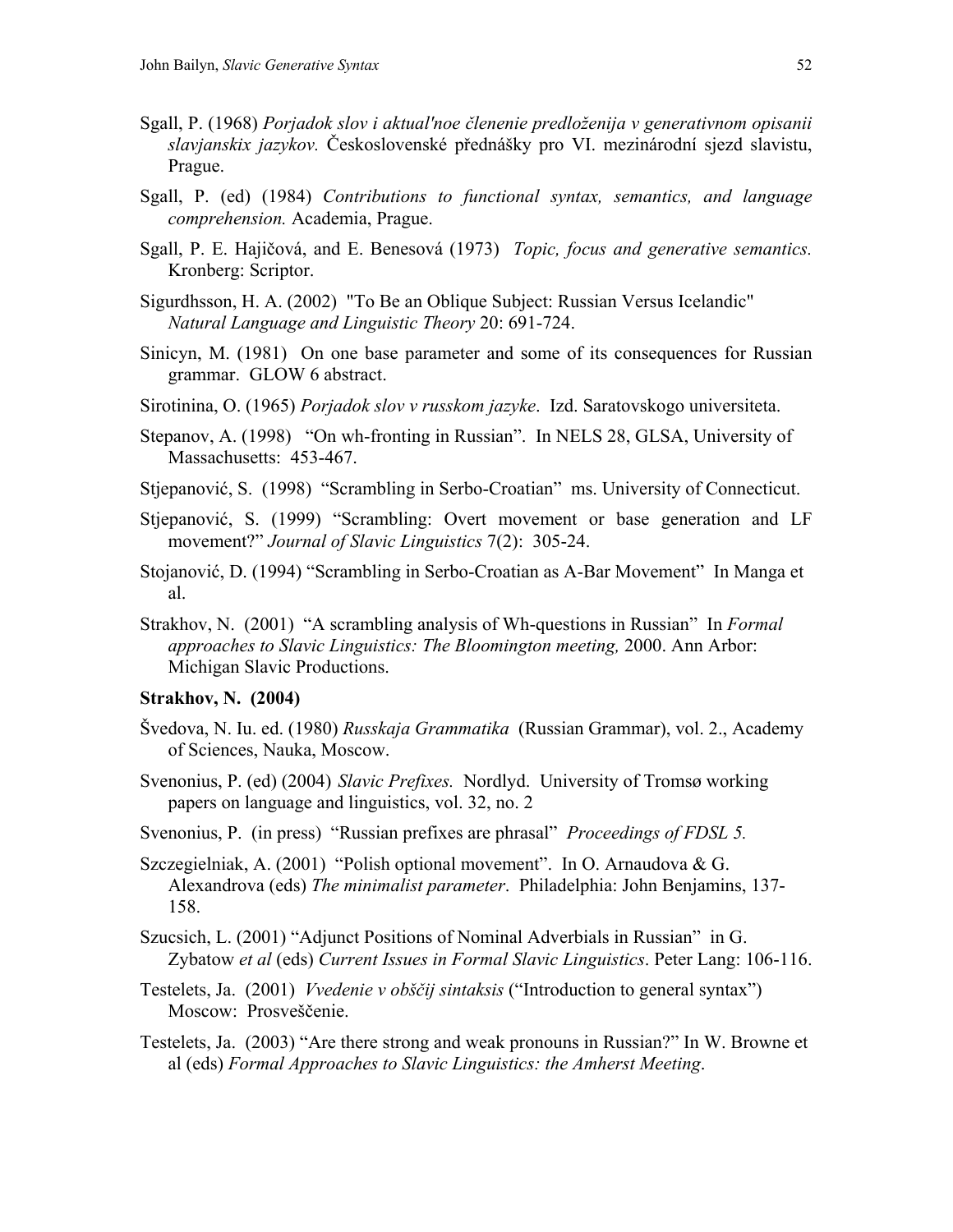Sgall, P. (1968) *Porjadok slov i aktual'noe členenie predloženija v generativnom opisanii slavjanskix jazykov.* Československé přednášky pro VI. mezinárodní sjezd slavistu, Prague.

Sgall, P. (ed) (1984) *Contributions to functional syntax, semantics, and language comprehension.* Academia, Prague.

Sgall, P. E. Hajičová, and E. Benesová (1973) *Topic, focus and generative semantics.* Kronberg: Scriptor.

Sigurdhsson, H. A. (2002) "To Be an Oblique Subject: Russian Versus Icelandic" *Natural Language and Linguistic Theory* 20: 691-724.

Sinicyn, M. (1981) On one base parameter and some of its consequences for Russian grammar. GLOW 6 abstract.

Sirotinina, O. (1965) *Porjadok slov v russkom jazyke*. Izd. Saratovskogo universiteta.

Stepanov, A. (1998) "On wh-fronting in Russian". In NELS 28, GLSA, University of Massachusetts: 453-467.

Stjepanović, S. (1998) "Scrambling in Serbo-Croatian" ms. University of Connecticut.

Stjepanović, S. (1999) "Scrambling: Overt movement or base generation and LF movement?" *Journal of Slavic Linguistics* 7(2): 305-24.

Stojanović, D. (1994) "Scrambling in Serbo-Croatian as A-Bar Movement" In Manga et al.

Strakhov, N. (2001) "A scrambling analysis of Wh-questions in Russian" In *Formal approaches to Slavic Linguistics: The Bloomington meeting,* 2000. Ann Arbor: Michigan Slavic Productions.

**Strakhov, N. (2004)**

Švedova, N. Iu. ed. (1980) *Russkaja Grammatika* (Russian Grammar), vol. 2., Academy of Sciences, Nauka, Moscow.

Svenonius, P. (ed) (2004) *Slavic Prefixes.* Nordlyd. University of Tromsø working papers on language and linguistics, vol. 32, no. 2

Svenonius, P. (in press) "Russian prefixes are phrasal" *Proceedings of FDSL 5.*

Szczegielniak, A. (2001) "Polish optional movement". In O. Arnaudova & G. Alexandrova (eds) *The minimalist parameter*. Philadelphia: John Benjamins, 137-158.

Szucsich, L. (2001) "Adjunct Positions of Nominal Adverbials in Russian" in G. Zybatow *et al* (eds) *Current Issues in Formal Slavic Linguistics*. Peter Lang: 106-116.

Testelets, Ja. (2001) *Vvedenie v obščij sintaksis* ("Introduction to general syntax") Moscow: Prosveščenie.

Testelets, Ja. (2003) "Are there strong and weak pronouns in Russian?" In W. Browne et al (eds) *Formal Approaches to Slavic Linguistics: the Amherst Meeting*.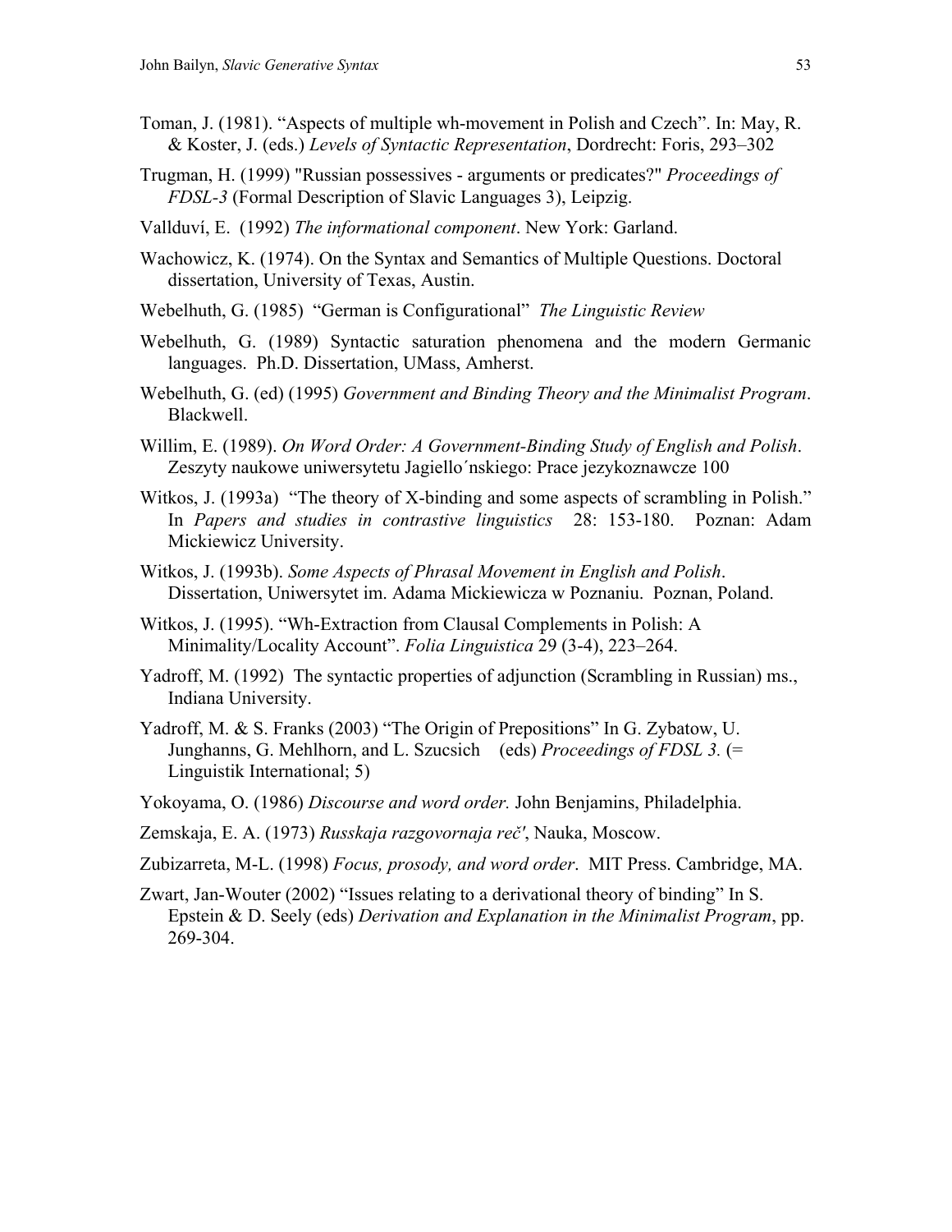Toman, J. (1981). “Aspects of multiple wh-movement in Polish and Czech”. In: May, R. & Koster, J. (eds.) *Levels of Syntactic Representation*, Dordrecht: Foris, 293–302

Trugman, H. (1999) "Russian possessives - arguments or predicates?" *Proceedings of FDSL-3* (Formal Description of Slavic Languages 3), Leipzig.

Vallduví, E. (1992) *The informational component*. New York: Garland.

Wachowicz, K. (1974). On the Syntax and Semantics of Multiple Questions. Doctoral dissertation, University of Texas, Austin.

Webelhuth, G. (1985) “German is Configurational” *The Linguistic Review*

Webelhuth, G. (1989) Syntactic saturation phenomena and the modern Germanic languages. Ph.D. Dissertation, UMass, Amherst.

Webelhuth, G. (ed) (1995) *Government and Binding Theory and the Minimalist Program*. Blackwell.

Willim, E. (1989). *On Word Order: A Government-Binding Study of English and Polish*. Zeszyty naukowe uniwersytetu Jagiello´nskiego: Prace jezykoznawcze 100

Witkos, J. (1993a) “The theory of X-binding and some aspects of scrambling in Polish.” In *Papers and studies in contrastive linguistics* 28: 153-180. Poznan: Adam Mickiewicz University.

Witkos, J. (1993b). *Some Aspects of Phrasal Movement in English and Polish*. Dissertation, Uniwersytet im. Adama Mickiewicza w Poznaniu. Poznan, Poland.

Witkos, J. (1995). “Wh-Extraction from Clausal Complements in Polish: A Minimality/Locality Account”. *Folia Linguistica* 29 (3-4), 223–264.

Yadroff, M. (1992) The syntactic properties of adjunction (Scrambling in Russian) ms., Indiana University.

Yadroff, M. & S. Franks (2003) “The Origin of Prepositions” In G. Zybatow, U. Junghanns, G. Mehlhorn, and L. Szucsich (eds) *Proceedings of FDSL 3.* (= Linguistik International; 5)

Yokoyama, O. (1986) *Discourse and word order.* John Benjamins, Philadelphia.

Zemskaja, E. A. (1973) *Russkaja razgovornaja reč'*, Nauka, Moscow.

Zubizarreta, M-L. (1998) *Focus, prosody, and word order*. MIT Press. Cambridge, MA.

Zwart, Jan-Wouter (2002) “Issues relating to a derivational theory of binding” In S. Epstein & D. Seely (eds) *Derivation and Explanation in the Minimalist Program*, pp. 269-304.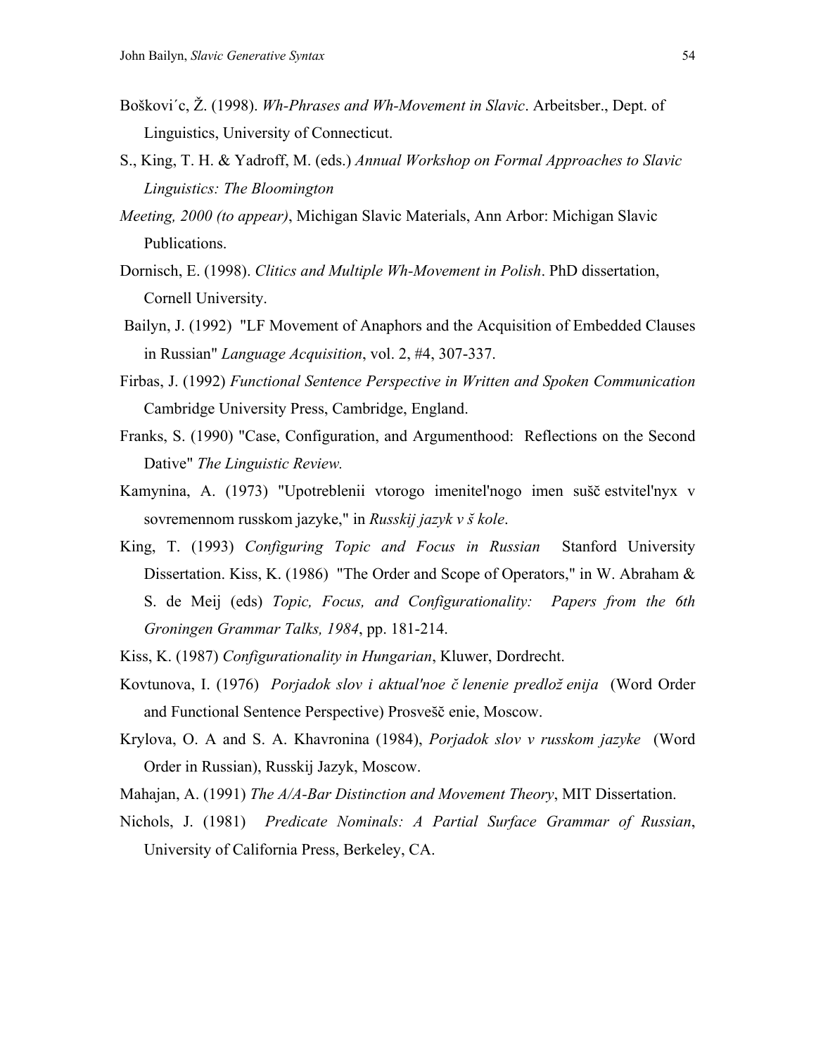Boškovi´c, Ž. (1998). *Wh-Phrases and Wh-Movement in Slavic*. Arbeitsber., Dept. of Linguistics, University of Connecticut.

S., King, T. H. & Yadroff, M. (eds.) *Annual Workshop on Formal Approaches to Slavic Linguistics: The Bloomington*

*Meeting, 2000 (to appear)*, Michigan Slavic Materials, Ann Arbor: Michigan Slavic Publications.

Dornisch, E. (1998). *Clitics and Multiple Wh-Movement in Polish*. PhD dissertation, Cornell University.

Bailyn, J. (1992) "LF Movement of Anaphors and the Acquisition of Embedded Clauses in Russian" *Language Acquisition*, vol. 2, #4, 307-337.

Firbas, J. (1992) *Functional Sentence Perspective in Written and Spoken Communication* Cambridge University Press, Cambridge, England.

Franks, S. (1990) "Case, Configuration, and Argumenthood: Reflections on the Second Dative" *The Linguistic Review.*

Kamynina, A. (1973) "Upotreblenii vtorogo imenitel'nogo imen sušč estvitel'nyx v sovremennom russkom jazyke," in *Russkij jazyk v š kole*.

King, T. (1993) *Configuring Topic and Focus in Russian* Stanford University Dissertation. Kiss, K. (1986) "The Order and Scope of Operators," in W. Abraham & S. de Meij (eds) *Topic, Focus, and Configurationality: Papers from the 6th Groningen Grammar Talks, 1984*, pp. 181-214.

Kiss, K. (1987) *Configurationality in Hungarian*, Kluwer, Dordrecht.

Kovtunova, I. (1976) *Porjadok slov i aktual'noe č lenenie predlož enija* (Word Order and Functional Sentence Perspective) Prosvešč enie, Moscow.

Krylova, O. A and S. A. Khavronina (1984), *Porjadok slov v russkom jazyke* (Word Order in Russian), Russkij Jazyk, Moscow.

Mahajan, A. (1991) *The A/A-Bar Distinction and Movement Theory*, MIT Dissertation.

Nichols, J. (1981) *Predicate Nominals: A Partial Surface Grammar of Russian*, University of California Press, Berkeley, CA.